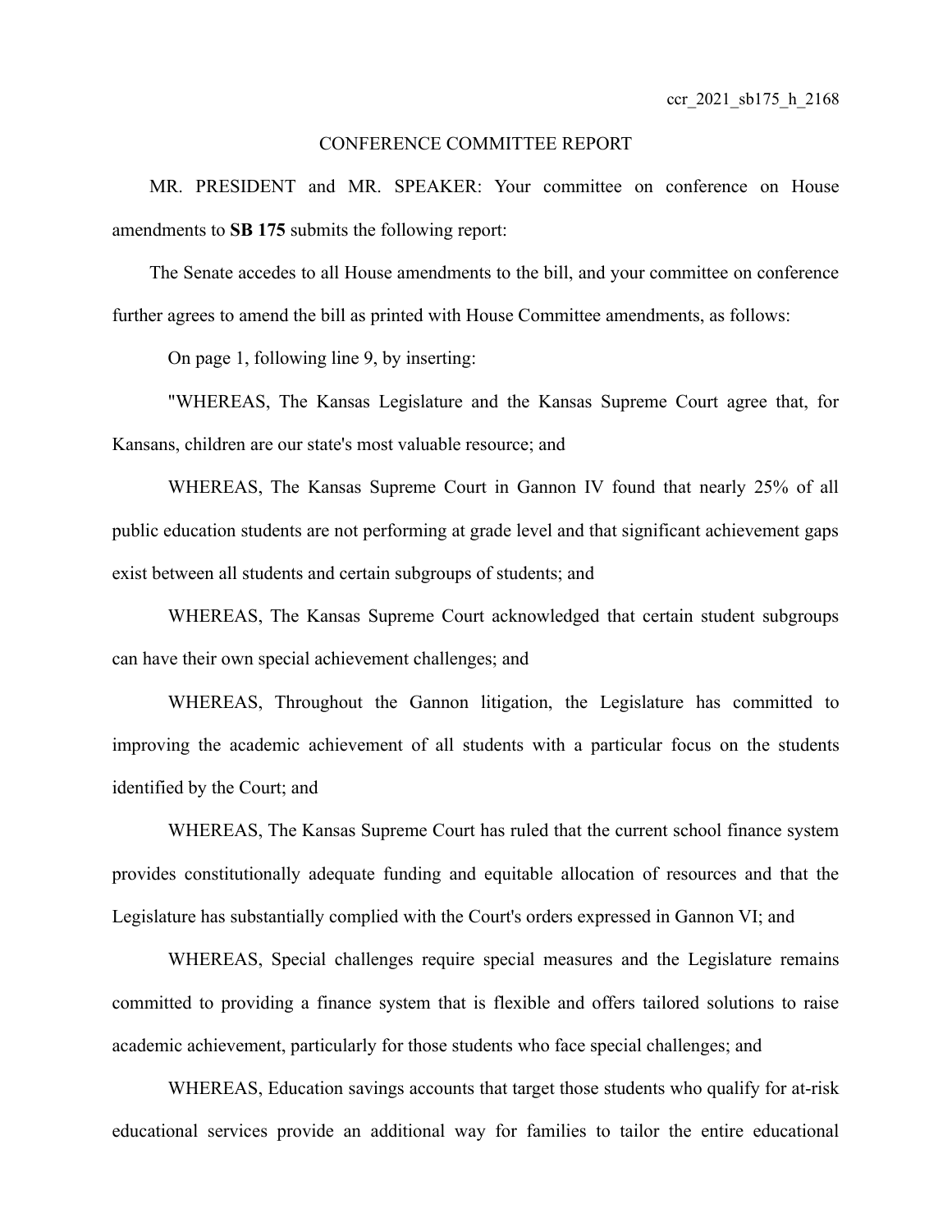ccr_2021_sb175_h_2168

CONFERENCE COMMITTEE REPORT

MR. PRESIDENT and MR. SPEAKER: Your committee on conference on House amendments to **SB 175** submits the following report:

The Senate accedes to all House amendments to the bill, and your committee on conference further agrees to amend the bill as printed with House Committee amendments, as follows:

On page 1, following line 9, by inserting:

"WHEREAS, The Kansas Legislature and the Kansas Supreme Court agree that, for Kansans, children are our state's most valuable resource; and

WHEREAS, The Kansas Supreme Court in Gannon IV found that nearly 25% of all public education students are not performing at grade level and that significant achievement gaps exist between all students and certain subgroups of students; and

WHEREAS, The Kansas Supreme Court acknowledged that certain student subgroups can have their own special achievement challenges; and

WHEREAS, Throughout the Gannon litigation, the Legislature has committed to improving the academic achievement of all students with a particular focus on the students identified by the Court; and

WHEREAS, The Kansas Supreme Court has ruled that the current school finance system provides constitutionally adequate funding and equitable allocation of resources and that the Legislature has substantially complied with the Court's orders expressed in Gannon VI; and

WHEREAS, Special challenges require special measures and the Legislature remains committed to providing a finance system that is flexible and offers tailored solutions to raise academic achievement, particularly for those students who face special challenges; and

WHEREAS, Education savings accounts that target those students who qualify for at-risk educational services provide an additional way for families to tailor the entire educational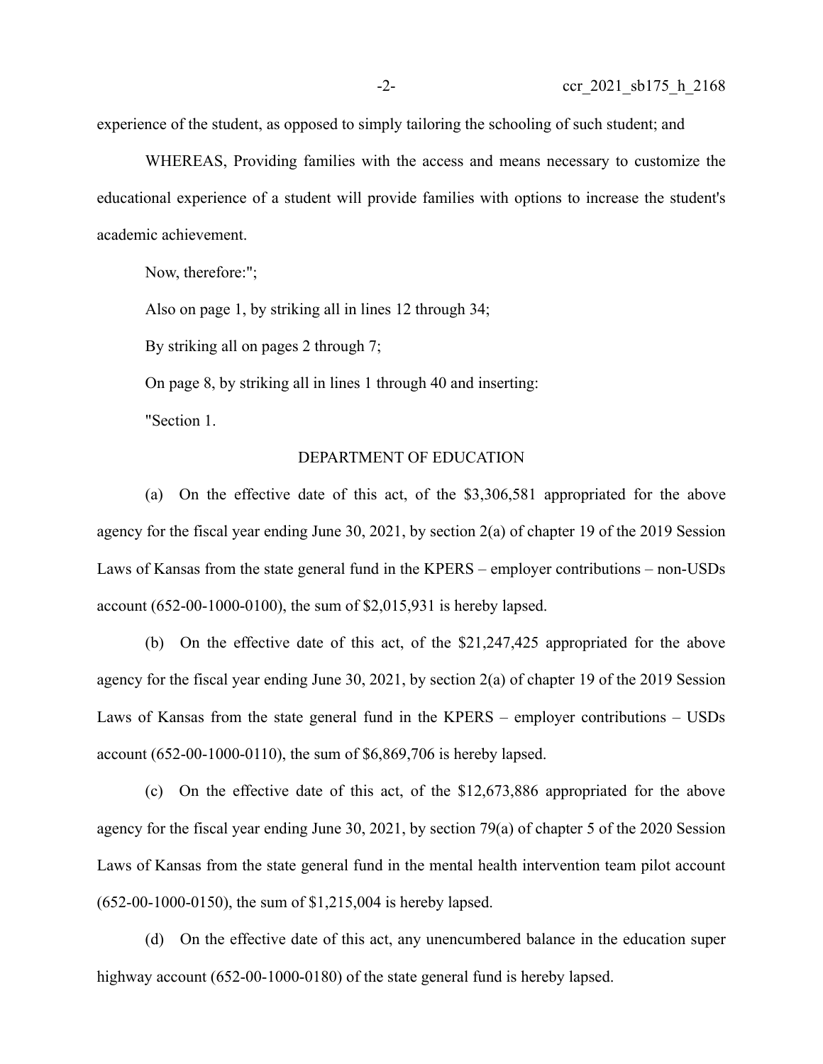experience of the student, as opposed to simply tailoring the schooling of such student; and

WHEREAS, Providing families with the access and means necessary to customize the educational experience of a student will provide families with options to increase the student's academic achievement.

Now, therefore:";

Also on page 1, by striking all in lines 12 through 34;

By striking all on pages 2 through 7;

On page 8, by striking all in lines 1 through 40 and inserting:

"Section 1.

DEPARTMENT OF EDUCATION

(a) On the effective date of this act, of the $3,306,581 appropriated for the above agency for the fiscal year ending June 30, 2021, by section 2(a) of chapter 19 of the 2019 Session Laws of Kansas from the state general fund in the KPERS – employer contributions – non-USDs account (652-00-1000-0100), the sum of $2,015,931 is hereby lapsed.

(b) On the effective date of this act, of the $21,247,425 appropriated for the above agency for the fiscal year ending June 30, 2021, by section 2(a) of chapter 19 of the 2019 Session Laws of Kansas from the state general fund in the KPERS – employer contributions – USDs account (652-00-1000-0110), the sum of $6,869,706 is hereby lapsed.

(c) On the effective date of this act, of the $12,673,886 appropriated for the above agency for the fiscal year ending June 30, 2021, by section 79(a) of chapter 5 of the 2020 Session Laws of Kansas from the state general fund in the mental health intervention team pilot account (652-00-1000-0150), the sum of $1,215,004 is hereby lapsed.

(d) On the effective date of this act, any unencumbered balance in the education super highway account (652-00-1000-0180) of the state general fund is hereby lapsed.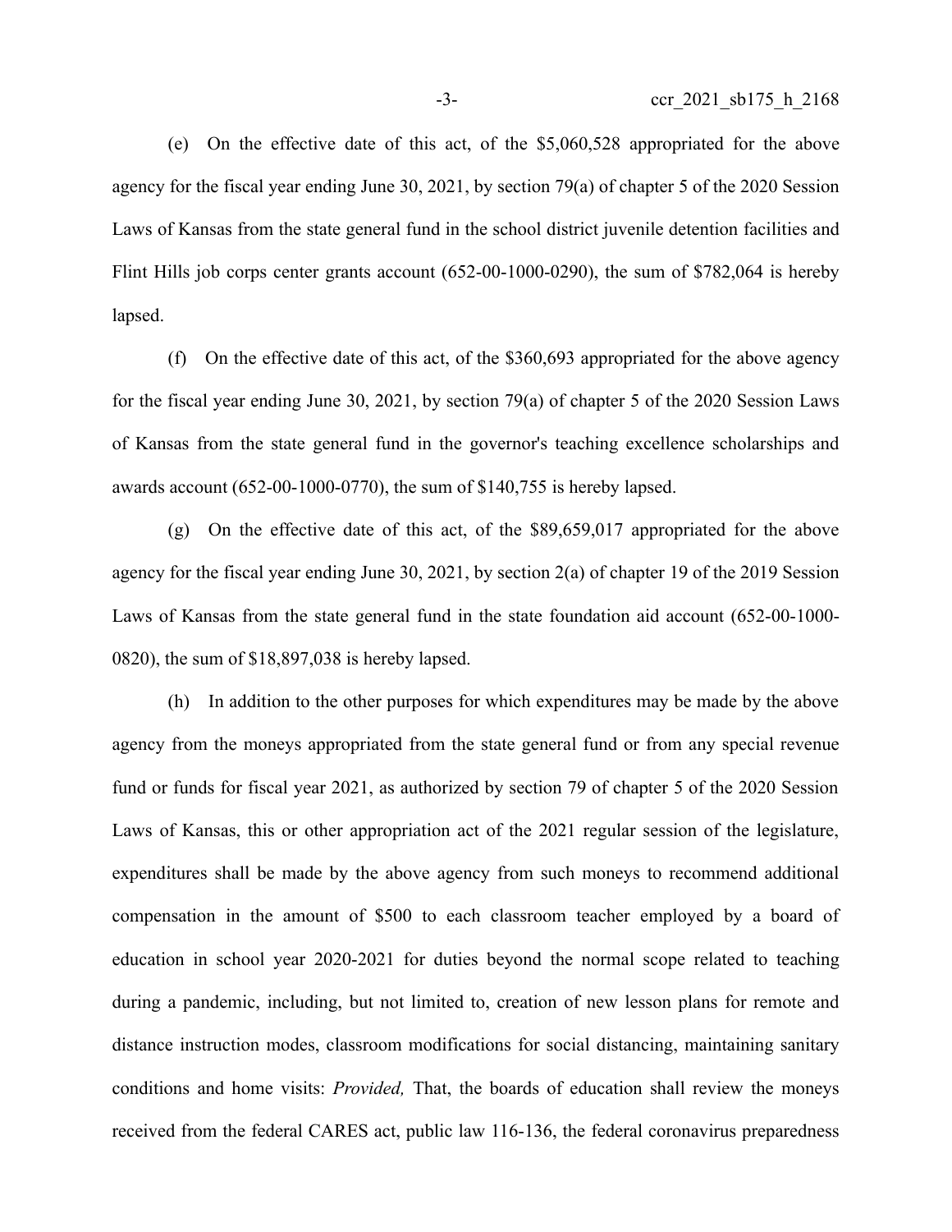(e) On the effective date of this act, of the $5,060,528 appropriated for the above agency for the fiscal year ending June 30, 2021, by section 79(a) of chapter 5 of the 2020 Session Laws of Kansas from the state general fund in the school district juvenile detention facilities and Flint Hills job corps center grants account (652-00-1000-0290), the sum of $782,064 is hereby lapsed.

(f) On the effective date of this act, of the $360,693 appropriated for the above agency for the fiscal year ending June 30, 2021, by section 79(a) of chapter 5 of the 2020 Session Laws of Kansas from the state general fund in the governor's teaching excellence scholarships and awards account (652-00-1000-0770), the sum of $140,755 is hereby lapsed.

(g) On the effective date of this act, of the $89,659,017 appropriated for the above agency for the fiscal year ending June 30, 2021, by section 2(a) of chapter 19 of the 2019 Session Laws of Kansas from the state general fund in the state foundation aid account (652-00-1000-0820), the sum of $18,897,038 is hereby lapsed.

(h) In addition to the other purposes for which expenditures may be made by the above agency from the moneys appropriated from the state general fund or from any special revenue fund or funds for fiscal year 2021, as authorized by section 79 of chapter 5 of the 2020 Session Laws of Kansas, this or other appropriation act of the 2021 regular session of the legislature, expenditures shall be made by the above agency from such moneys to recommend additional compensation in the amount of $500 to each classroom teacher employed by a board of education in school year 2020-2021 for duties beyond the normal scope related to teaching during a pandemic, including, but not limited to, creation of new lesson plans for remote and distance instruction modes, classroom modifications for social distancing, maintaining sanitary conditions and home visits: *Provided,* That, the boards of education shall review the moneys received from the federal CARES act, public law 116-136, the federal coronavirus preparedness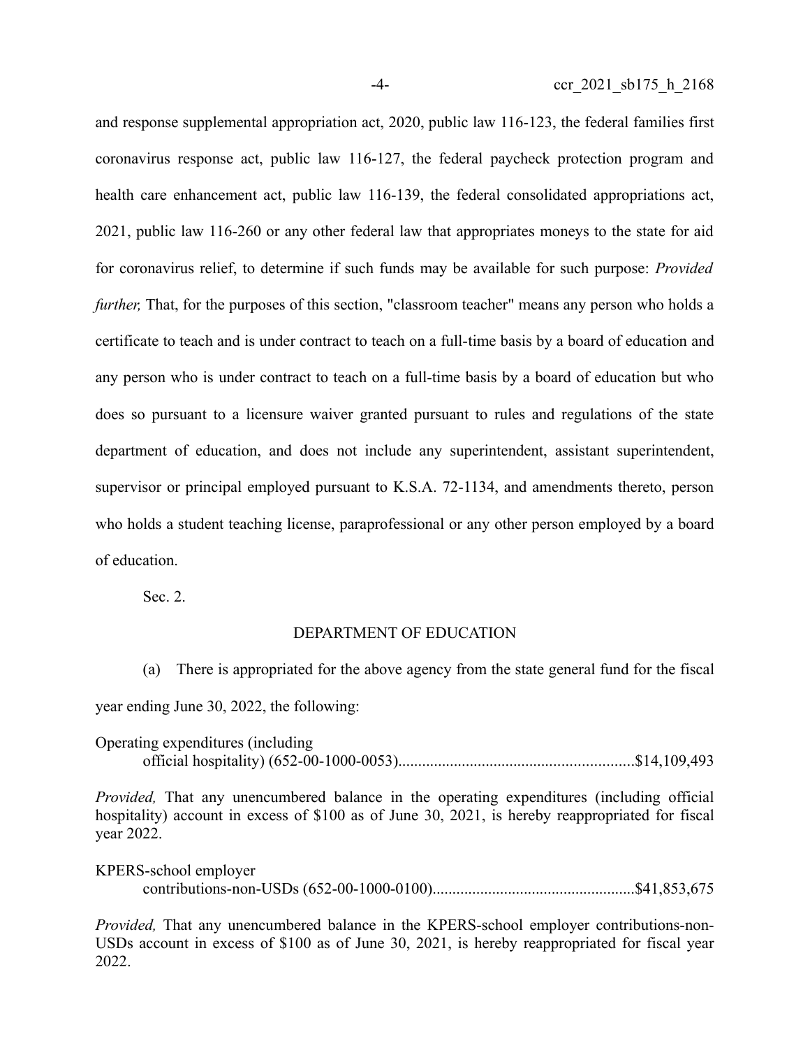and response supplemental appropriation act, 2020, public law 116-123, the federal families first coronavirus response act, public law 116-127, the federal paycheck protection program and health care enhancement act, public law 116-139, the federal consolidated appropriations act, 2021, public law 116-260 or any other federal law that appropriates moneys to the state for aid for coronavirus relief, to determine if such funds may be available for such purpose: *Provided further,* That, for the purposes of this section, "classroom teacher" means any person who holds a certificate to teach and is under contract to teach on a full-time basis by a board of education and any person who is under contract to teach on a full-time basis by a board of education but who does so pursuant to a licensure waiver granted pursuant to rules and regulations of the state department of education, and does not include any superintendent, assistant superintendent, supervisor or principal employed pursuant to K.S.A. 72-1134, and amendments thereto, person who holds a student teaching license, paraprofessional or any other person employed by a board of education.

Sec. 2.

DEPARTMENT OF EDUCATION

(a) There is appropriated for the above agency from the state general fund for the fiscal year ending June 30, 2022, the following:

Operating expenditures (including official hospitality) (652-00-1000-0053)..........................................................$14,109,493

*Provided,* That any unencumbered balance in the operating expenditures (including official hospitality) account in excess of $100 as of June 30, 2021, is hereby reappropriated for fiscal year 2022.

KPERS-school employer contributions-non-USDs (652-00-1000-0100)..................................................$41,853,675

*Provided,* That any unencumbered balance in the KPERS-school employer contributions-non-USDs account in excess of $100 as of June 30, 2021, is hereby reappropriated for fiscal year 2022.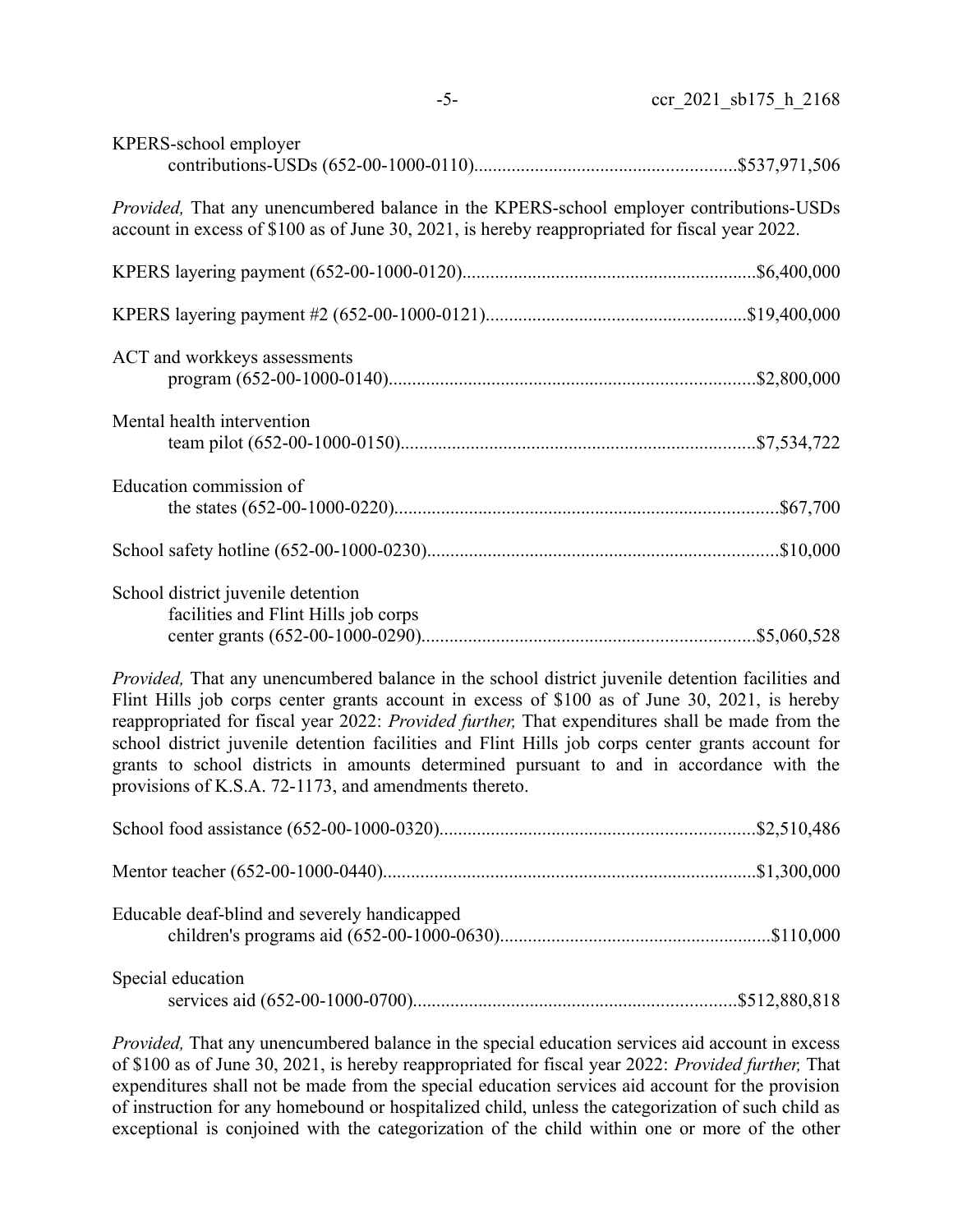KPERS-school employer
contributions-USDs (652-00-1000-0110)........................................................$537,971,506

*Provided,* That any unencumbered balance in the KPERS-school employer contributions-USDs account in excess of $100 as of June 30, 2021, is hereby reappropriated for fiscal year 2022.

KPERS layering payment (652-00-1000-0120)..............................................................$6,400,000

KPERS layering payment #2 (652-00-1000-0121)........................................................$19,400,000

ACT and workkeys assessments
program (652-00-1000-0140)..............................................................................$2,800,000

Mental health intervention
team pilot (652-00-1000-0150)...........................................................................$7,534,722

Education commission of
the states (652-00-1000-0220)..................................................................................$67,700

School safety hotline (652-00-1000-0230)..........................................................................$10,000

School district juvenile detention
facilities and Flint Hills job corps
center grants (652-00-1000-0290).......................................................................$5,060,528

*Provided,* That any unencumbered balance in the school district juvenile detention facilities and Flint Hills job corps center grants account in excess of $100 as of June 30, 2021, is hereby reappropriated for fiscal year 2022: *Provided further,* That expenditures shall be made from the school district juvenile detention facilities and Flint Hills job corps center grants account for grants to school districts in amounts determined pursuant to and in accordance with the provisions of K.S.A. 72-1173, and amendments thereto.

School food assistance (652-00-1000-0320)..................................................................$2,510,486

Mentor teacher (652-00-1000-0440)..............................................................................$1,300,000

Educable deaf-blind and severely handicapped
children's programs aid (652-00-1000-0630).........................................................$110,000

Special education
services aid (652-00-1000-0700)....................................................................$512,880,818

*Provided,* That any unencumbered balance in the special education services aid account in excess of $100 as of June 30, 2021, is hereby reappropriated for fiscal year 2022: *Provided further,* That expenditures shall not be made from the special education services aid account for the provision of instruction for any homebound or hospitalized child, unless the categorization of such child as exceptional is conjoined with the categorization of the child within one or more of the other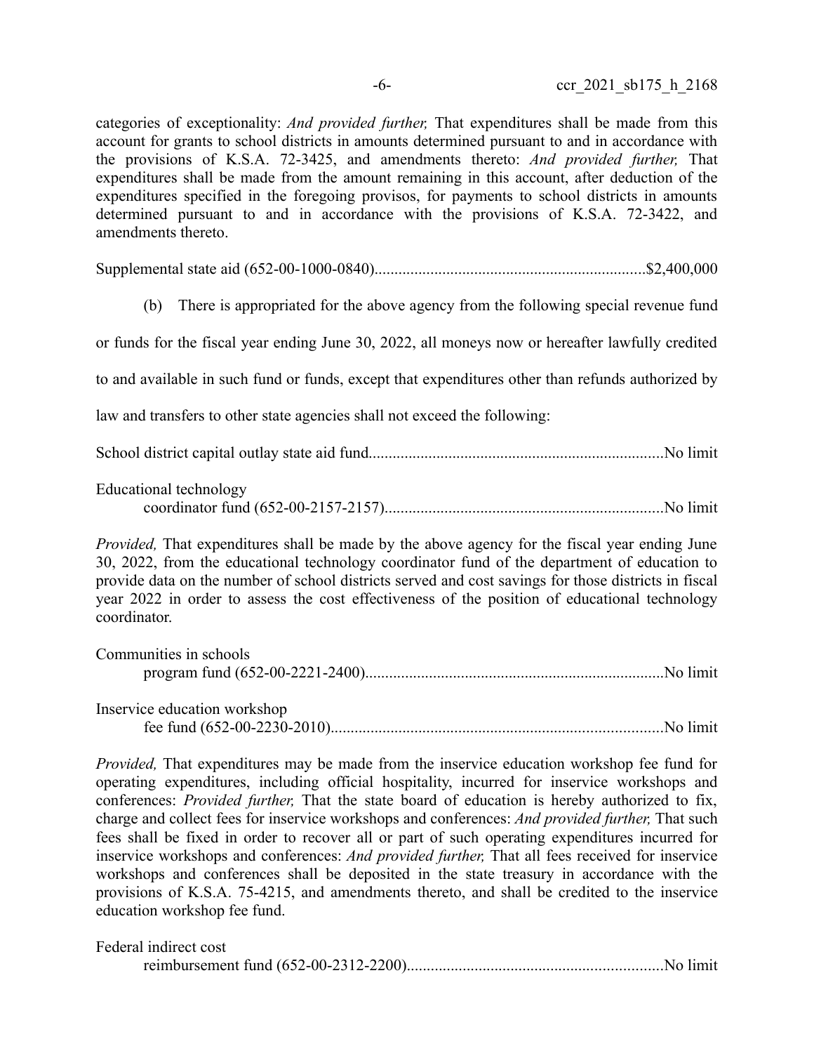categories of exceptionality: *And provided further,* That expenditures shall be made from this account for grants to school districts in amounts determined pursuant to and in accordance with the provisions of K.S.A. 72-3425, and amendments thereto: *And provided further,* That expenditures shall be made from the amount remaining in this account, after deduction of the expenditures specified in the foregoing provisos, for payments to school districts in amounts determined pursuant to and in accordance with the provisions of K.S.A. 72-3422, and amendments thereto.

Supplemental state aid (652-00-1000-0840)....................................................................$2,400,000

(b) There is appropriated for the above agency from the following special revenue fund or funds for the fiscal year ending June 30, 2022, all moneys now or hereafter lawfully credited to and available in such fund or funds, except that expenditures other than refunds authorized by law and transfers to other state agencies shall not exceed the following:

School district capital outlay state aid fund..........................................................................No limit

Educational technology
coordinator fund (652-00-2157-2157)......................................................................No limit

*Provided,* That expenditures shall be made by the above agency for the fiscal year ending June 30, 2022, from the educational technology coordinator fund of the department of education to provide data on the number of school districts served and cost savings for those districts in fiscal year 2022 in order to assess the cost effectiveness of the position of educational technology coordinator.

Communities in schools
program fund (652-00-2221-2400)...........................................................................No limit

Inservice education workshop
fee fund (652-00-2230-2010)...................................................................................No limit

*Provided,* That expenditures may be made from the inservice education workshop fee fund for operating expenditures, including official hospitality, incurred for inservice workshops and conferences: *Provided further,* That the state board of education is hereby authorized to fix, charge and collect fees for inservice workshops and conferences: *And provided further,* That such fees shall be fixed in order to recover all or part of such operating expenditures incurred for inservice workshops and conferences: *And provided further,* That all fees received for inservice workshops and conferences shall be deposited in the state treasury in accordance with the provisions of K.S.A. 75-4215, and amendments thereto, and shall be credited to the inservice education workshop fee fund.

Federal indirect cost
reimbursement fund (652-00-2312-2200)................................................................No limit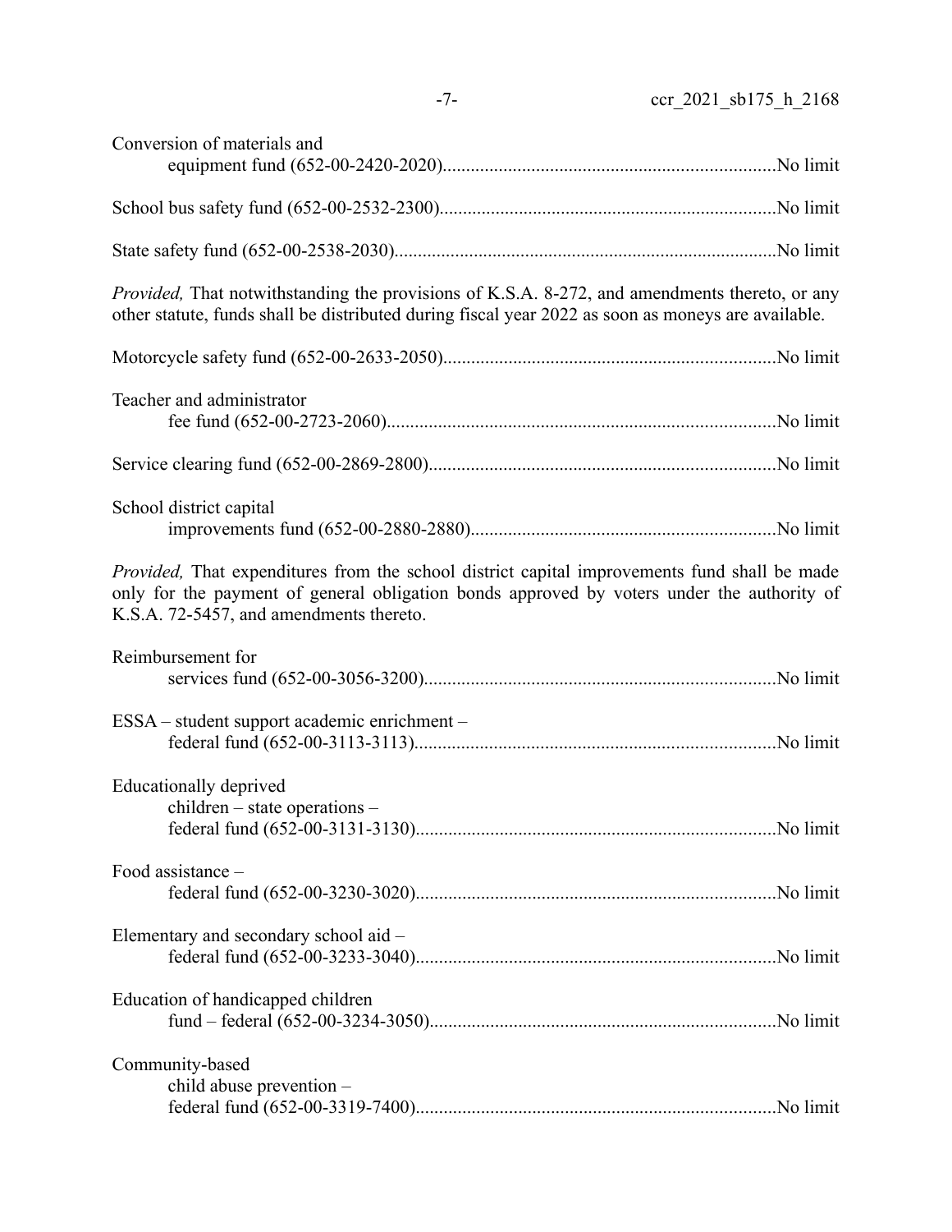Conversion of materials and
equipment fund (652-00-2420-2020).......................................................................No limit

School bus safety fund (652-00-2532-2300).......................................................................No limit

State safety fund (652-00-2538-2030).................................................................................No limit

*Provided,* That notwithstanding the provisions of K.S.A. 8-272, and amendments thereto, or any other statute, funds shall be distributed during fiscal year 2022 as soon as moneys are available.

Motorcycle safety fund (652-00-2633-2050)......................................................................No limit

Teacher and administrator
fee fund (652-00-2723-2060)..................................................................................No limit

Service clearing fund (652-00-2869-2800).........................................................................No limit

School district capital
improvements fund (652-00-2880-2880).................................................................No limit

*Provided,* That expenditures from the school district capital improvements fund shall be made only for the payment of general obligation bonds approved by voters under the authority of K.S.A. 72-5457, and amendments thereto.

Reimbursement for
services fund (652-00-3056-3200)...........................................................................No limit

ESSA – student support academic enrichment –
federal fund (652-00-3113-3113).............................................................................No limit

Educationally deprived
children – state operations –
federal fund (652-00-3131-3130).............................................................................No limit

Food assistance –
federal fund (652-00-3230-3020).............................................................................No limit

Elementary and secondary school aid –
federal fund (652-00-3233-3040).............................................................................No limit

Education of handicapped children
fund – federal (652-00-3234-3050).........................................................................No limit

Community-based
child abuse prevention –
federal fund (652-00-3319-7400).............................................................................No limit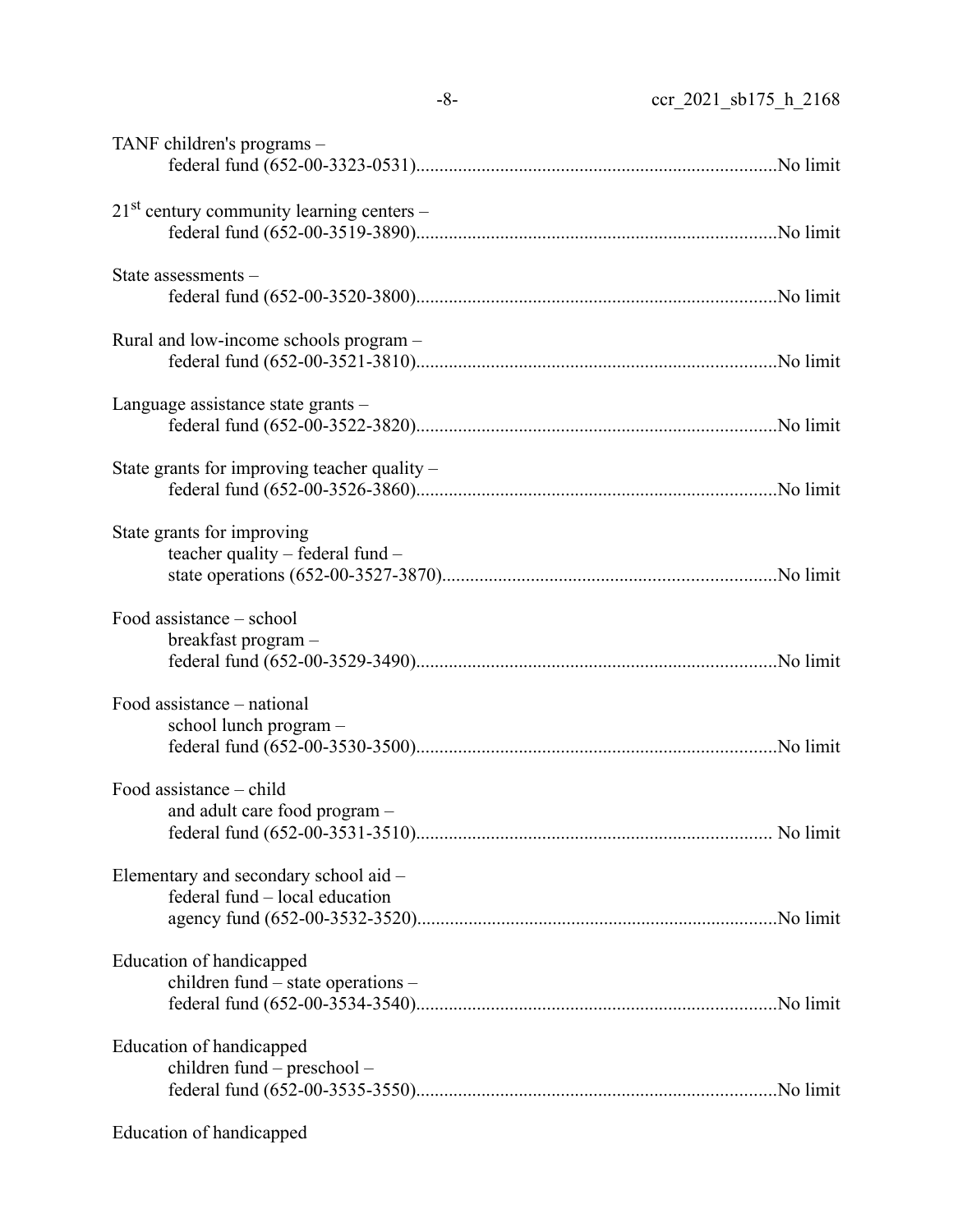TANF children's programs –
    federal fund (652-00-3323-0531)............................................................................No limit

21st century community learning centers –
    federal fund (652-00-3519-3890)............................................................................No limit

State assessments –
    federal fund (652-00-3520-3800)............................................................................No limit

Rural and low-income schools program –
    federal fund (652-00-3521-3810)............................................................................No limit

Language assistance state grants –
    federal fund (652-00-3522-3820)............................................................................No limit

State grants for improving teacher quality –
    federal fund (652-00-3526-3860)............................................................................No limit

State grants for improving
    teacher quality – federal fund –
    state operations (652-00-3527-3870)......................................................................No limit

Food assistance – school
    breakfast program –
    federal fund (652-00-3529-3490)............................................................................No limit

Food assistance – national
    school lunch program –
    federal fund (652-00-3530-3500)............................................................................No limit

Food assistance – child
    and adult care food program –
    federal fund (652-00-3531-3510)............................................................................No limit

Elementary and secondary school aid –
    federal fund – local education
    agency fund (652-00-3532-3520)............................................................................No limit

Education of handicapped
    children fund – state operations –
    federal fund (652-00-3534-3540)............................................................................No limit

Education of handicapped
    children fund – preschool –
    federal fund (652-00-3535-3550)............................................................................No limit

Education of handicapped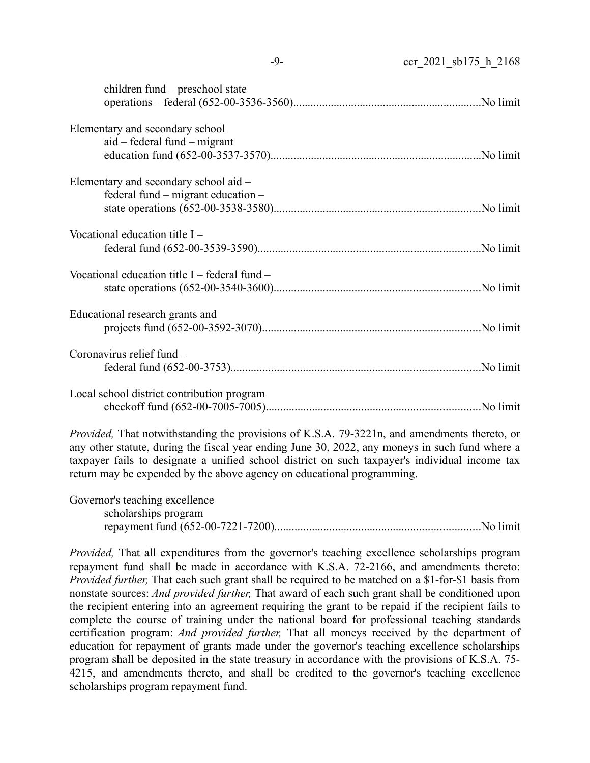children fund – preschool state operations – federal (652-00-3536-3560)................................................................No limit

Elementary and secondary school aid – federal fund – migrant education fund (652-00-3537-3570)........................................................................No limit

Elementary and secondary school aid – federal fund – migrant education – state operations (652-00-3538-3580)......................................................................No limit

Vocational education title I – federal fund (652-00-3539-3590)............................................................................No limit

Vocational education title I – federal fund – state operations (652-00-3540-3600)......................................................................No limit

Educational research grants and projects fund (652-00-3592-3070)...........................................................................No limit

Coronavirus relief fund – federal fund (652-00-3753)......................................................................................No limit

Local school district contribution program checkoff fund (652-00-7005-7005).........................................................................No limit

*Provided,* That notwithstanding the provisions of K.S.A. 79-3221n, and amendments thereto, or any other statute, during the fiscal year ending June 30, 2022, any moneys in such fund where a taxpayer fails to designate a unified school district on such taxpayer's individual income tax return may be expended by the above agency on educational programming.

Governor's teaching excellence scholarships program repayment fund (652-00-7221-7200)......................................................................No limit

*Provided,* That all expenditures from the governor's teaching excellence scholarships program repayment fund shall be made in accordance with K.S.A. 72-2166, and amendments thereto: *Provided further,* That each such grant shall be required to be matched on a $1-for-$1 basis from nonstate sources: *And provided further,* That award of each such grant shall be conditioned upon the recipient entering into an agreement requiring the grant to be repaid if the recipient fails to complete the course of training under the national board for professional teaching standards certification program: *And provided further,* That all moneys received by the department of education for repayment of grants made under the governor's teaching excellence scholarships program shall be deposited in the state treasury in accordance with the provisions of K.S.A. 75-4215, and amendments thereto, and shall be credited to the governor's teaching excellence scholarships program repayment fund.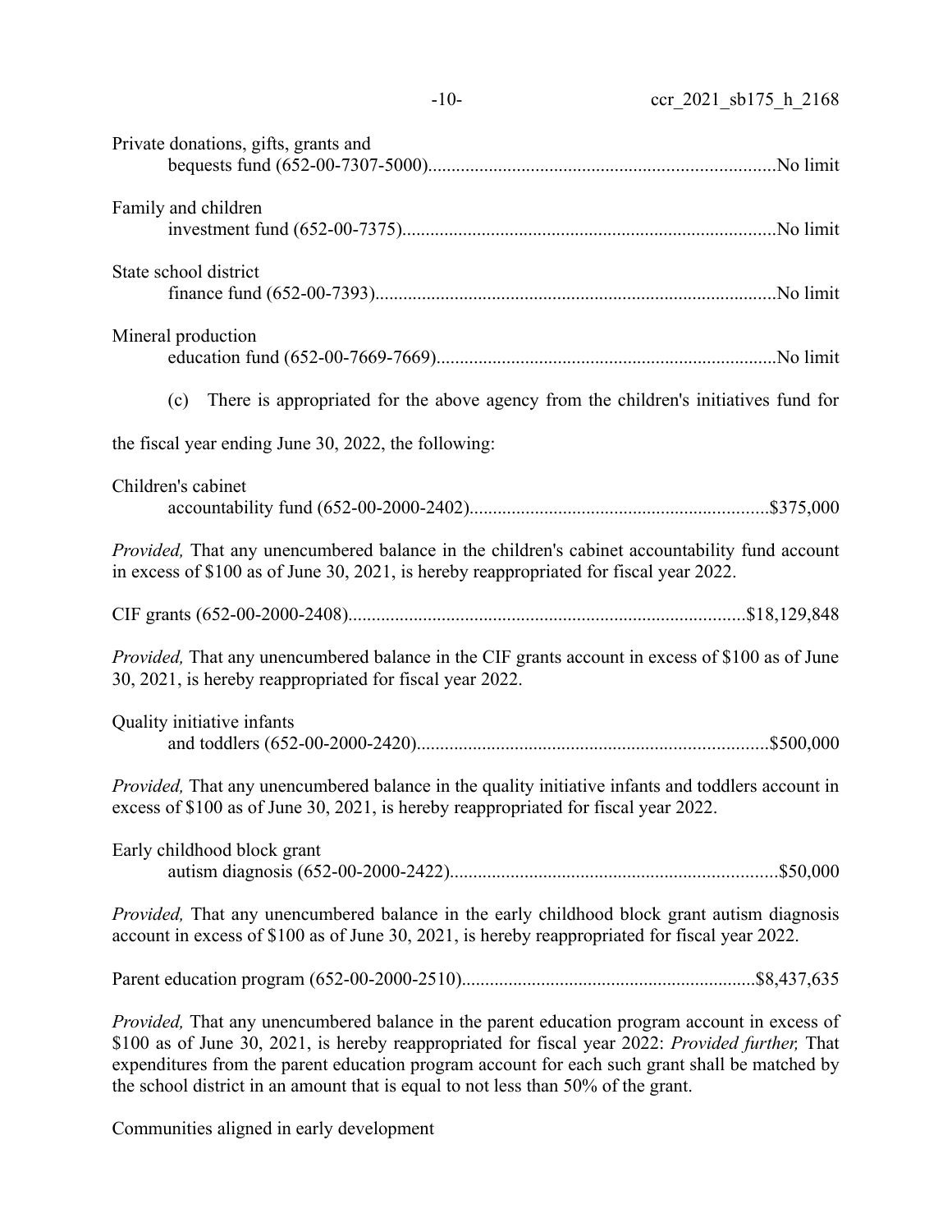Private donations, gifts, grants and
bequests fund (652-00-7307-5000)........................................................................No limit

Family and children
investment fund (652-00-7375)..............................................................................No limit

State school district
finance fund (652-00-7393)....................................................................................No limit

Mineral production
education fund (652-00-7669-7669).......................................................................No limit

(c) There is appropriated for the above agency from the children's initiatives fund for the fiscal year ending June 30, 2022, the following:

Children's cabinet
accountability fund (652-00-2000-2402)...............................................................$375,000

*Provided,* That any unencumbered balance in the children's cabinet accountability fund account in excess of $100 as of June 30, 2021, is hereby reappropriated for fiscal year 2022.

CIF grants (652-00-2000-2408)....................................................................................$18,129,848

*Provided,* That any unencumbered balance in the CIF grants account in excess of $100 as of June 30, 2021, is hereby reappropriated for fiscal year 2022.

Quality initiative infants
and toddlers (652-00-2000-2420)..........................................................................$500,000

*Provided,* That any unencumbered balance in the quality initiative infants and toddlers account in excess of $100 as of June 30, 2021, is hereby reappropriated for fiscal year 2022.

Early childhood block grant
autism diagnosis (652-00-2000-2422)....................................................................$50,000

*Provided,* That any unencumbered balance in the early childhood block grant autism diagnosis account in excess of $100 as of June 30, 2021, is hereby reappropriated for fiscal year 2022.

Parent education program (652-00-2000-2510).............................................................$8,437,635

*Provided,* That any unencumbered balance in the parent education program account in excess of $100 as of June 30, 2021, is hereby reappropriated for fiscal year 2022: *Provided further,* That expenditures from the parent education program account for each such grant shall be matched by the school district in an amount that is equal to not less than 50% of the grant.

Communities aligned in early development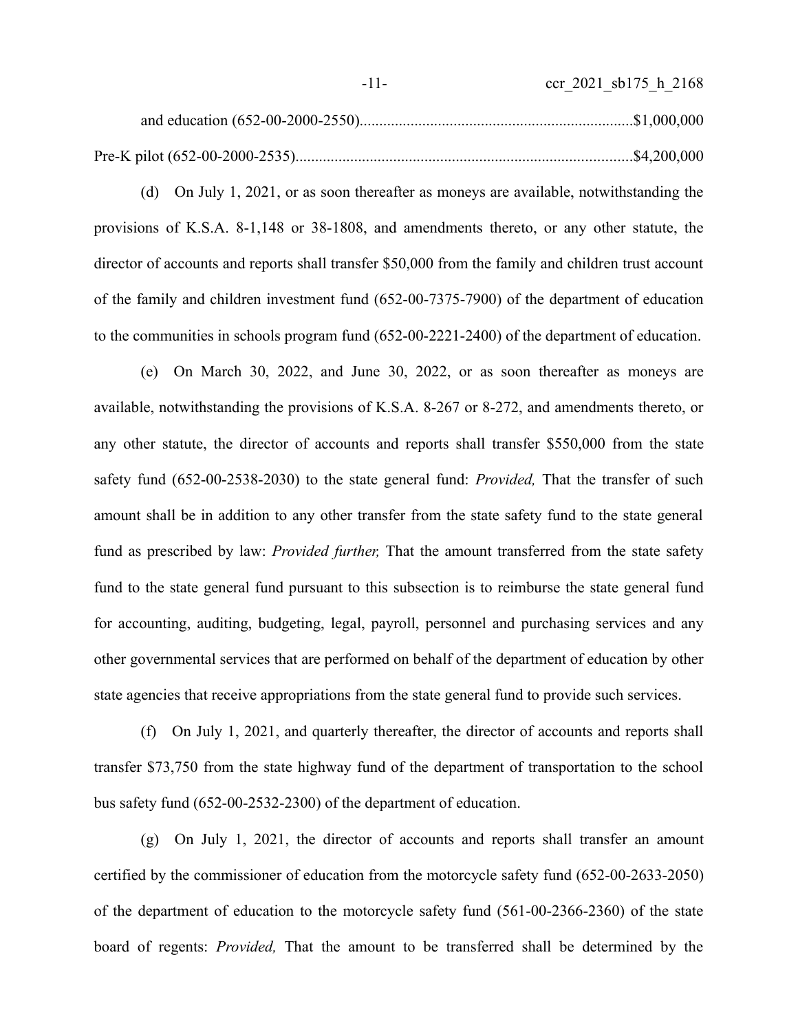and education (652-00-2000-2550).....................................................................$1,000,000

Pre-K pilot (652-00-2000-2535)......................................................................................$4,200,000

(d) On July 1, 2021, or as soon thereafter as moneys are available, notwithstanding the provisions of K.S.A. 8-1,148 or 38-1808, and amendments thereto, or any other statute, the director of accounts and reports shall transfer $50,000 from the family and children trust account of the family and children investment fund (652-00-7375-7900) of the department of education to the communities in schools program fund (652-00-2221-2400) of the department of education.

(e) On March 30, 2022, and June 30, 2022, or as soon thereafter as moneys are available, notwithstanding the provisions of K.S.A. 8-267 or 8-272, and amendments thereto, or any other statute, the director of accounts and reports shall transfer $550,000 from the state safety fund (652-00-2538-2030) to the state general fund: *Provided,* That the transfer of such amount shall be in addition to any other transfer from the state safety fund to the state general fund as prescribed by law: *Provided further,* That the amount transferred from the state safety fund to the state general fund pursuant to this subsection is to reimburse the state general fund for accounting, auditing, budgeting, legal, payroll, personnel and purchasing services and any other governmental services that are performed on behalf of the department of education by other state agencies that receive appropriations from the state general fund to provide such services.

(f) On July 1, 2021, and quarterly thereafter, the director of accounts and reports shall transfer $73,750 from the state highway fund of the department of transportation to the school bus safety fund (652-00-2532-2300) of the department of education.

(g) On July 1, 2021, the director of accounts and reports shall transfer an amount certified by the commissioner of education from the motorcycle safety fund (652-00-2633-2050) of the department of education to the motorcycle safety fund (561-00-2366-2360) of the state board of regents: *Provided,* That the amount to be transferred shall be determined by the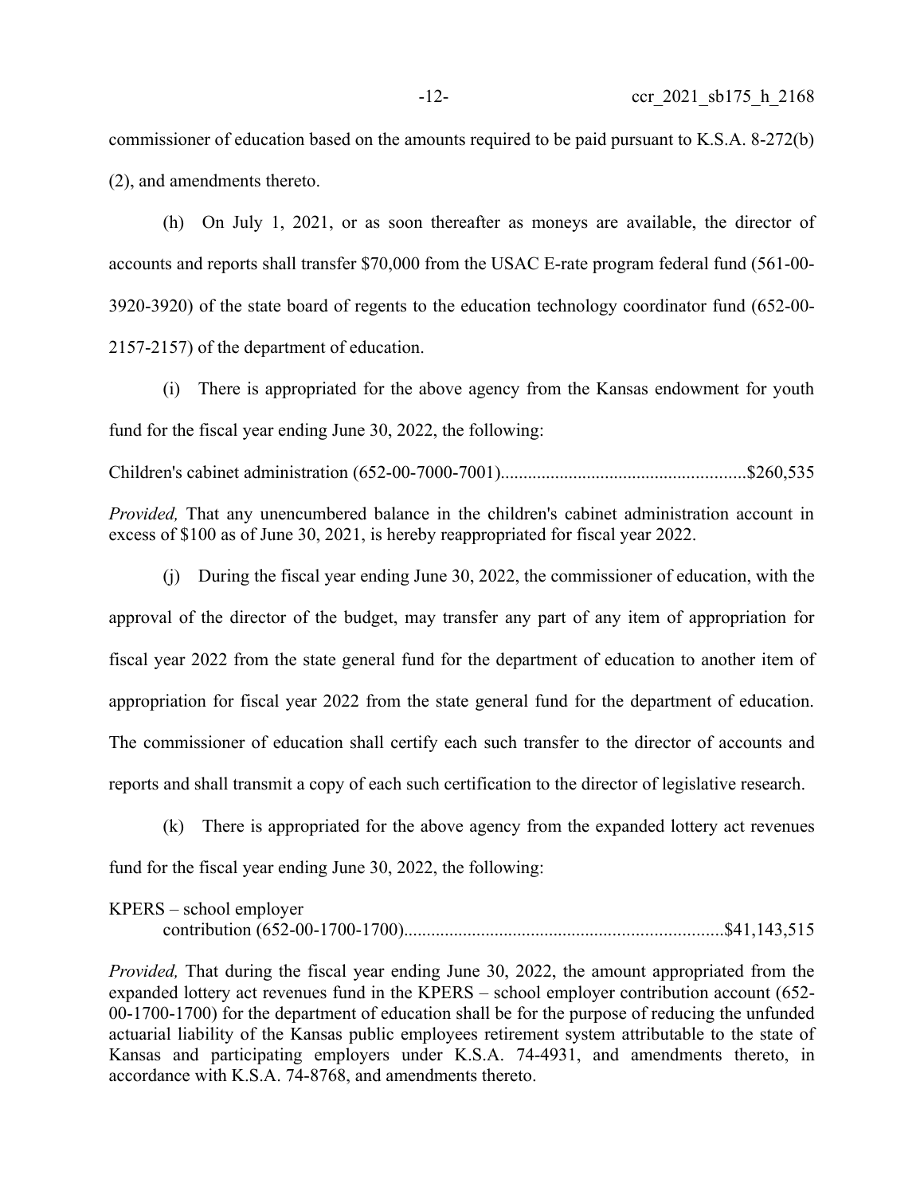commissioner of education based on the amounts required to be paid pursuant to K.S.A. 8-272(b)(2), and amendments thereto.

(h) On July 1, 2021, or as soon thereafter as moneys are available, the director of accounts and reports shall transfer $70,000 from the USAC E-rate program federal fund (561-00-3920-3920) of the state board of regents to the education technology coordinator fund (652-00-2157-2157) of the department of education.

(i) There is appropriated for the above agency from the Kansas endowment for youth fund for the fiscal year ending June 30, 2022, the following:

Children's cabinet administration (652-00-7000-7001).....................................................$260,535

*Provided,* That any unencumbered balance in the children's cabinet administration account in excess of $100 as of June 30, 2021, is hereby reappropriated for fiscal year 2022.

(j) During the fiscal year ending June 30, 2022, the commissioner of education, with the approval of the director of the budget, may transfer any part of any item of appropriation for fiscal year 2022 from the state general fund for the department of education to another item of appropriation for fiscal year 2022 from the state general fund for the department of education. The commissioner of education shall certify each such transfer to the director of accounts and reports and shall transmit a copy of each such certification to the director of legislative research.

(k) There is appropriated for the above agency from the expanded lottery act revenues fund for the fiscal year ending June 30, 2022, the following:

KPERS – school employer contribution (652-00-1700-1700).....................................................................$41,143,515

*Provided,* That during the fiscal year ending June 30, 2022, the amount appropriated from the expanded lottery act revenues fund in the KPERS – school employer contribution account (652-00-1700-1700) for the department of education shall be for the purpose of reducing the unfunded actuarial liability of the Kansas public employees retirement system attributable to the state of Kansas and participating employers under K.S.A. 74-4931, and amendments thereto, in accordance with K.S.A. 74-8768, and amendments thereto.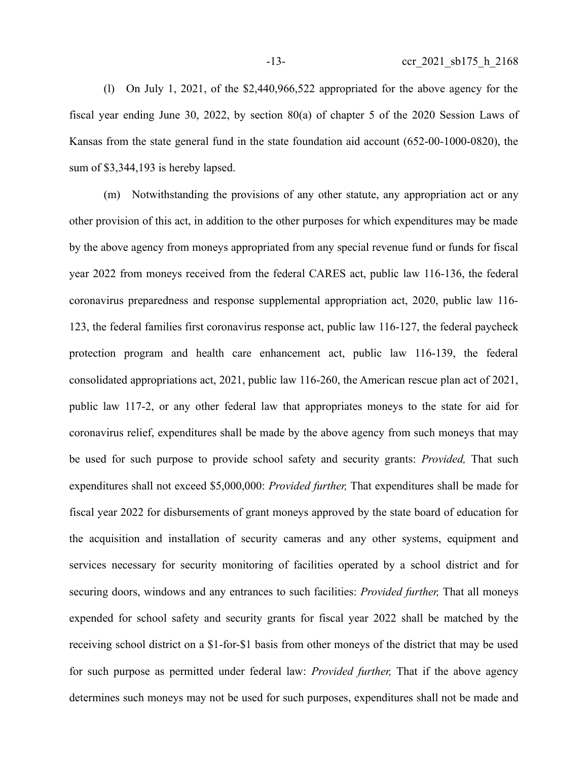(l) On July 1, 2021, of the $2,440,966,522 appropriated for the above agency for the fiscal year ending June 30, 2022, by section 80(a) of chapter 5 of the 2020 Session Laws of Kansas from the state general fund in the state foundation aid account (652-00-1000-0820), the sum of $3,344,193 is hereby lapsed.

(m) Notwithstanding the provisions of any other statute, any appropriation act or any other provision of this act, in addition to the other purposes for which expenditures may be made by the above agency from moneys appropriated from any special revenue fund or funds for fiscal year 2022 from moneys received from the federal CARES act, public law 116-136, the federal coronavirus preparedness and response supplemental appropriation act, 2020, public law 116-123, the federal families first coronavirus response act, public law 116-127, the federal paycheck protection program and health care enhancement act, public law 116-139, the federal consolidated appropriations act, 2021, public law 116-260, the American rescue plan act of 2021, public law 117-2, or any other federal law that appropriates moneys to the state for aid for coronavirus relief, expenditures shall be made by the above agency from such moneys that may be used for such purpose to provide school safety and security grants: *Provided,* That such expenditures shall not exceed $5,000,000: *Provided further,* That expenditures shall be made for fiscal year 2022 for disbursements of grant moneys approved by the state board of education for the acquisition and installation of security cameras and any other systems, equipment and services necessary for security monitoring of facilities operated by a school district and for securing doors, windows and any entrances to such facilities: *Provided further,* That all moneys expended for school safety and security grants for fiscal year 2022 shall be matched by the receiving school district on a $1-for-$1 basis from other moneys of the district that may be used for such purpose as permitted under federal law: *Provided further,* That if the above agency determines such moneys may not be used for such purposes, expenditures shall not be made and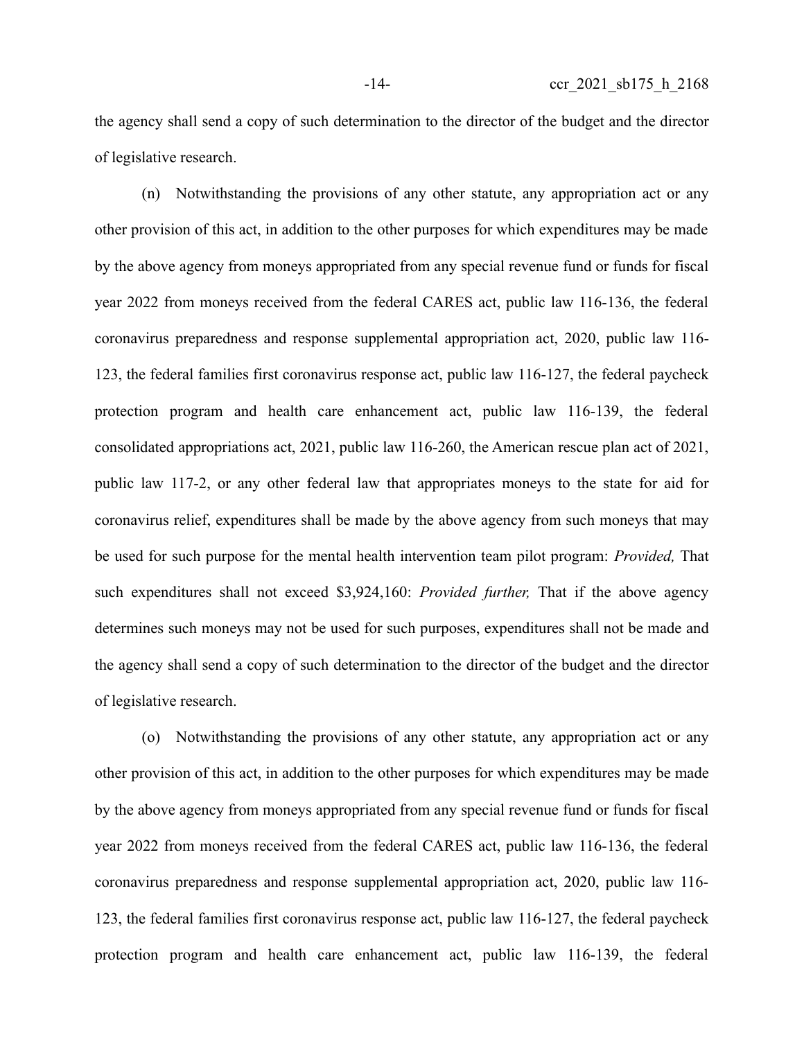the agency shall send a copy of such determination to the director of the budget and the director of legislative research.

(n) Notwithstanding the provisions of any other statute, any appropriation act or any other provision of this act, in addition to the other purposes for which expenditures may be made by the above agency from moneys appropriated from any special revenue fund or funds for fiscal year 2022 from moneys received from the federal CARES act, public law 116-136, the federal coronavirus preparedness and response supplemental appropriation act, 2020, public law 116-123, the federal families first coronavirus response act, public law 116-127, the federal paycheck protection program and health care enhancement act, public law 116-139, the federal consolidated appropriations act, 2021, public law 116-260, the American rescue plan act of 2021, public law 117-2, or any other federal law that appropriates moneys to the state for aid for coronavirus relief, expenditures shall be made by the above agency from such moneys that may be used for such purpose for the mental health intervention team pilot program: *Provided,* That such expenditures shall not exceed $3,924,160: *Provided further,* That if the above agency determines such moneys may not be used for such purposes, expenditures shall not be made and the agency shall send a copy of such determination to the director of the budget and the director of legislative research.

(o) Notwithstanding the provisions of any other statute, any appropriation act or any other provision of this act, in addition to the other purposes for which expenditures may be made by the above agency from moneys appropriated from any special revenue fund or funds for fiscal year 2022 from moneys received from the federal CARES act, public law 116-136, the federal coronavirus preparedness and response supplemental appropriation act, 2020, public law 116-123, the federal families first coronavirus response act, public law 116-127, the federal paycheck protection program and health care enhancement act, public law 116-139, the federal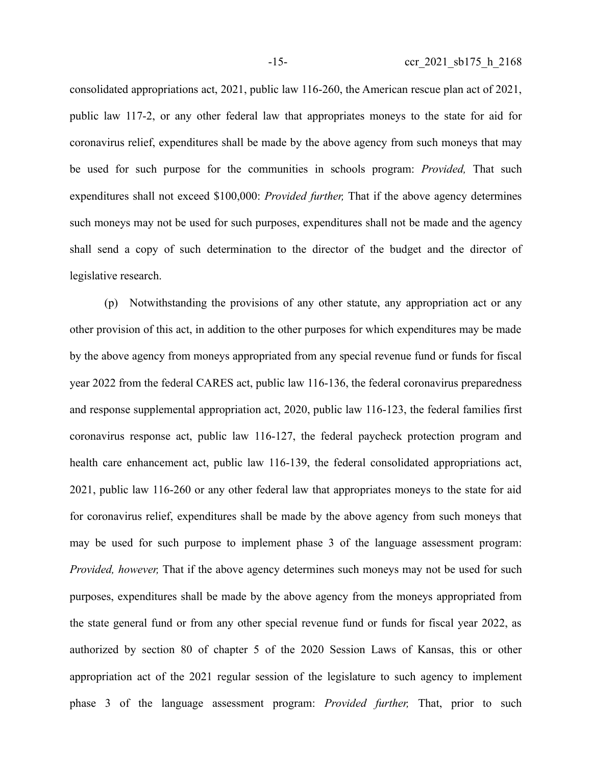consolidated appropriations act, 2021, public law 116-260, the American rescue plan act of 2021, public law 117-2, or any other federal law that appropriates moneys to the state for aid for coronavirus relief, expenditures shall be made by the above agency from such moneys that may be used for such purpose for the communities in schools program: *Provided,* That such expenditures shall not exceed $100,000: *Provided further,* That if the above agency determines such moneys may not be used for such purposes, expenditures shall not be made and the agency shall send a copy of such determination to the director of the budget and the director of legislative research.

(p) Notwithstanding the provisions of any other statute, any appropriation act or any other provision of this act, in addition to the other purposes for which expenditures may be made by the above agency from moneys appropriated from any special revenue fund or funds for fiscal year 2022 from the federal CARES act, public law 116-136, the federal coronavirus preparedness and response supplemental appropriation act, 2020, public law 116-123, the federal families first coronavirus response act, public law 116-127, the federal paycheck protection program and health care enhancement act, public law 116-139, the federal consolidated appropriations act, 2021, public law 116-260 or any other federal law that appropriates moneys to the state for aid for coronavirus relief, expenditures shall be made by the above agency from such moneys that may be used for such purpose to implement phase 3 of the language assessment program: *Provided, however,* That if the above agency determines such moneys may not be used for such purposes, expenditures shall be made by the above agency from the moneys appropriated from the state general fund or from any other special revenue fund or funds for fiscal year 2022, as authorized by section 80 of chapter 5 of the 2020 Session Laws of Kansas, this or other appropriation act of the 2021 regular session of the legislature to such agency to implement phase 3 of the language assessment program: *Provided further,* That, prior to such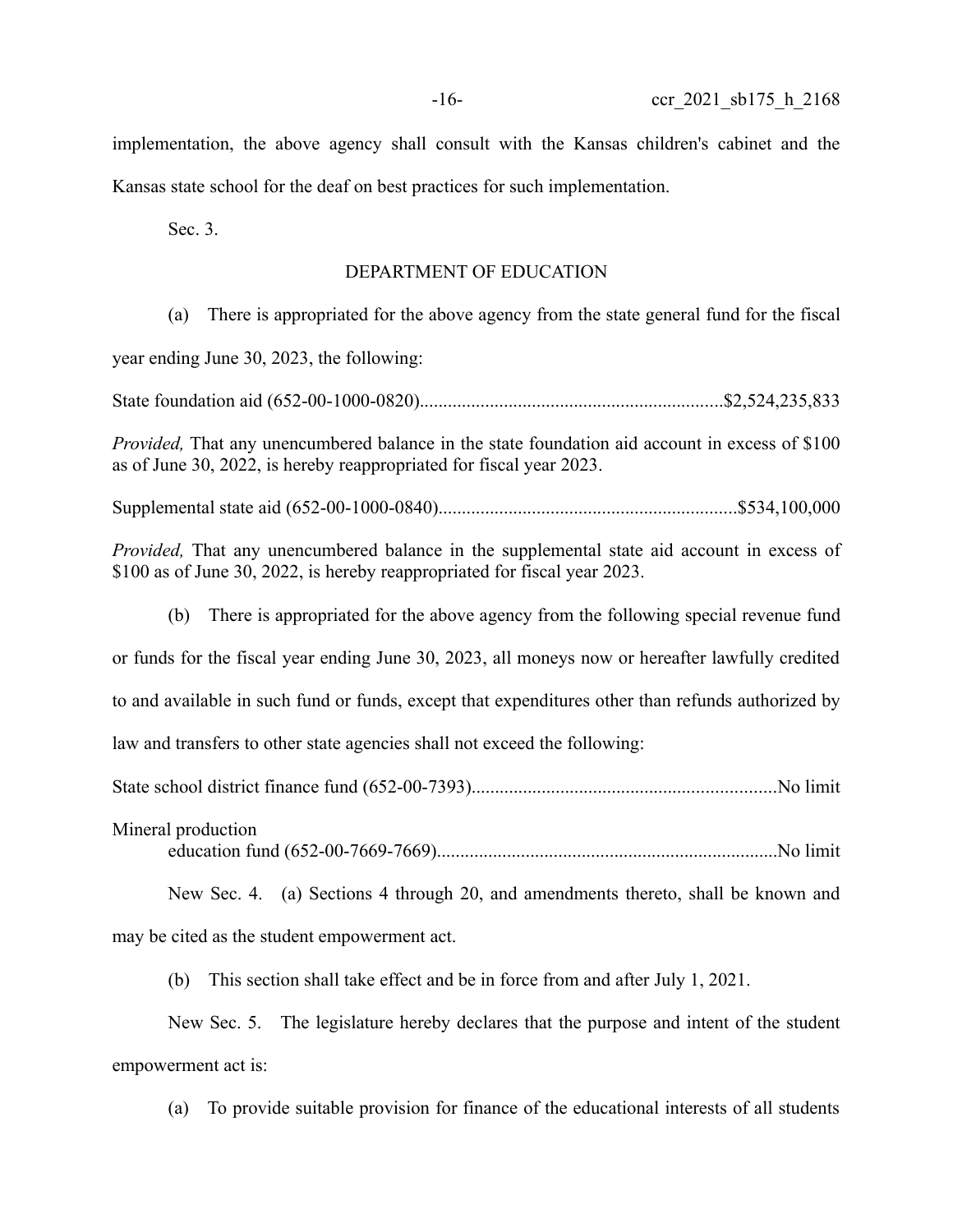implementation, the above agency shall consult with the Kansas children's cabinet and the Kansas state school for the deaf on best practices for such implementation.

Sec. 3.

DEPARTMENT OF EDUCATION

(a) There is appropriated for the above agency from the state general fund for the fiscal year ending June 30, 2023, the following:

State foundation aid (652-00-1000-0820)................................................................$2,524,235,833

*Provided,* That any unencumbered balance in the state foundation aid account in excess of $100 as of June 30, 2022, is hereby reappropriated for fiscal year 2023.

Supplemental state aid (652-00-1000-0840)...............................................................$534,100,000

*Provided,* That any unencumbered balance in the supplemental state aid account in excess of $100 as of June 30, 2022, is hereby reappropriated for fiscal year 2023.

(b) There is appropriated for the above agency from the following special revenue fund or funds for the fiscal year ending June 30, 2023, all moneys now or hereafter lawfully credited to and available in such fund or funds, except that expenditures other than refunds authorized by law and transfers to other state agencies shall not exceed the following:

State school district finance fund (652-00-7393)................................................................No limit

Mineral production
education fund (652-00-7669-7669)........................................................................No limit

New Sec. 4. (a) Sections 4 through 20, and amendments thereto, shall be known and may be cited as the student empowerment act.

(b) This section shall take effect and be in force from and after July 1, 2021.

New Sec. 5. The legislature hereby declares that the purpose and intent of the student empowerment act is:

(a) To provide suitable provision for finance of the educational interests of all students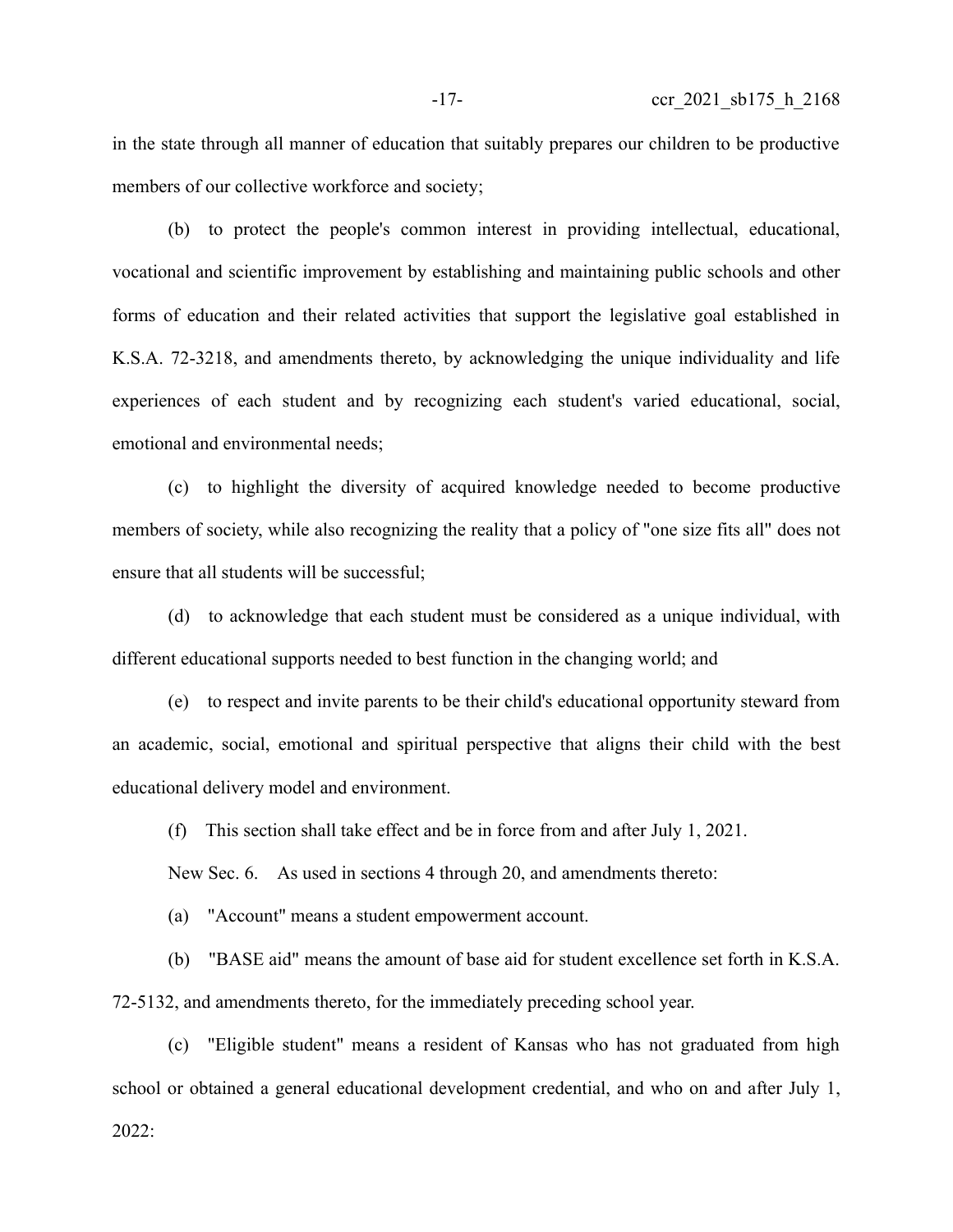in the state through all manner of education that suitably prepares our children to be productive members of our collective workforce and society;

(b) to protect the people's common interest in providing intellectual, educational, vocational and scientific improvement by establishing and maintaining public schools and other forms of education and their related activities that support the legislative goal established in K.S.A. 72-3218, and amendments thereto, by acknowledging the unique individuality and life experiences of each student and by recognizing each student's varied educational, social, emotional and environmental needs;

(c) to highlight the diversity of acquired knowledge needed to become productive members of society, while also recognizing the reality that a policy of "one size fits all" does not ensure that all students will be successful;

(d) to acknowledge that each student must be considered as a unique individual, with different educational supports needed to best function in the changing world; and

(e) to respect and invite parents to be their child's educational opportunity steward from an academic, social, emotional and spiritual perspective that aligns their child with the best educational delivery model and environment.

(f) This section shall take effect and be in force from and after July 1, 2021.

New Sec. 6. As used in sections 4 through 20, and amendments thereto:

(a) "Account" means a student empowerment account.

(b) "BASE aid" means the amount of base aid for student excellence set forth in K.S.A. 72-5132, and amendments thereto, for the immediately preceding school year.

(c) "Eligible student" means a resident of Kansas who has not graduated from high school or obtained a general educational development credential, and who on and after July 1, 2022: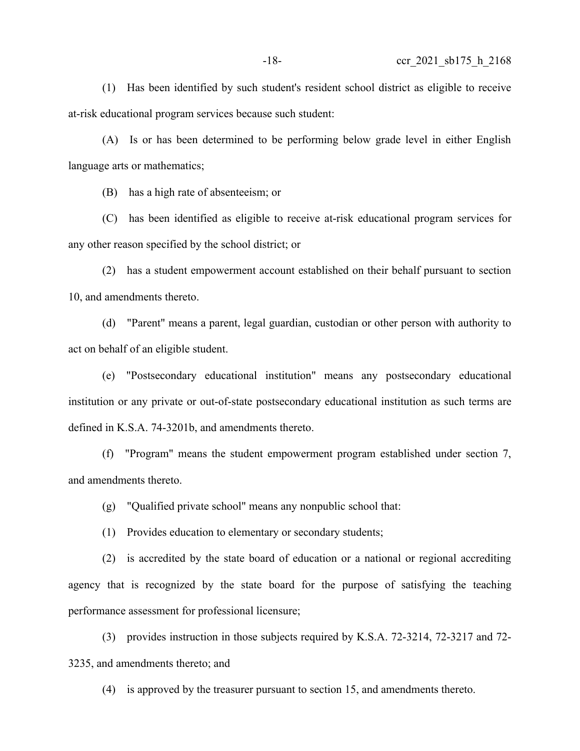(1) Has been identified by such student's resident school district as eligible to receive at-risk educational program services because such student:

(A) Is or has been determined to be performing below grade level in either English language arts or mathematics;

(B) has a high rate of absenteeism; or

(C) has been identified as eligible to receive at-risk educational program services for any other reason specified by the school district; or

(2) has a student empowerment account established on their behalf pursuant to section 10, and amendments thereto.

(d) "Parent" means a parent, legal guardian, custodian or other person with authority to act on behalf of an eligible student.

(e) "Postsecondary educational institution" means any postsecondary educational institution or any private or out-of-state postsecondary educational institution as such terms are defined in K.S.A. 74-3201b, and amendments thereto.

(f) "Program" means the student empowerment program established under section 7, and amendments thereto.

(g) "Qualified private school" means any nonpublic school that:

(1) Provides education to elementary or secondary students;

(2) is accredited by the state board of education or a national or regional accrediting agency that is recognized by the state board for the purpose of satisfying the teaching performance assessment for professional licensure;

(3) provides instruction in those subjects required by K.S.A. 72-3214, 72-3217 and 72-3235, and amendments thereto; and

(4) is approved by the treasurer pursuant to section 15, and amendments thereto.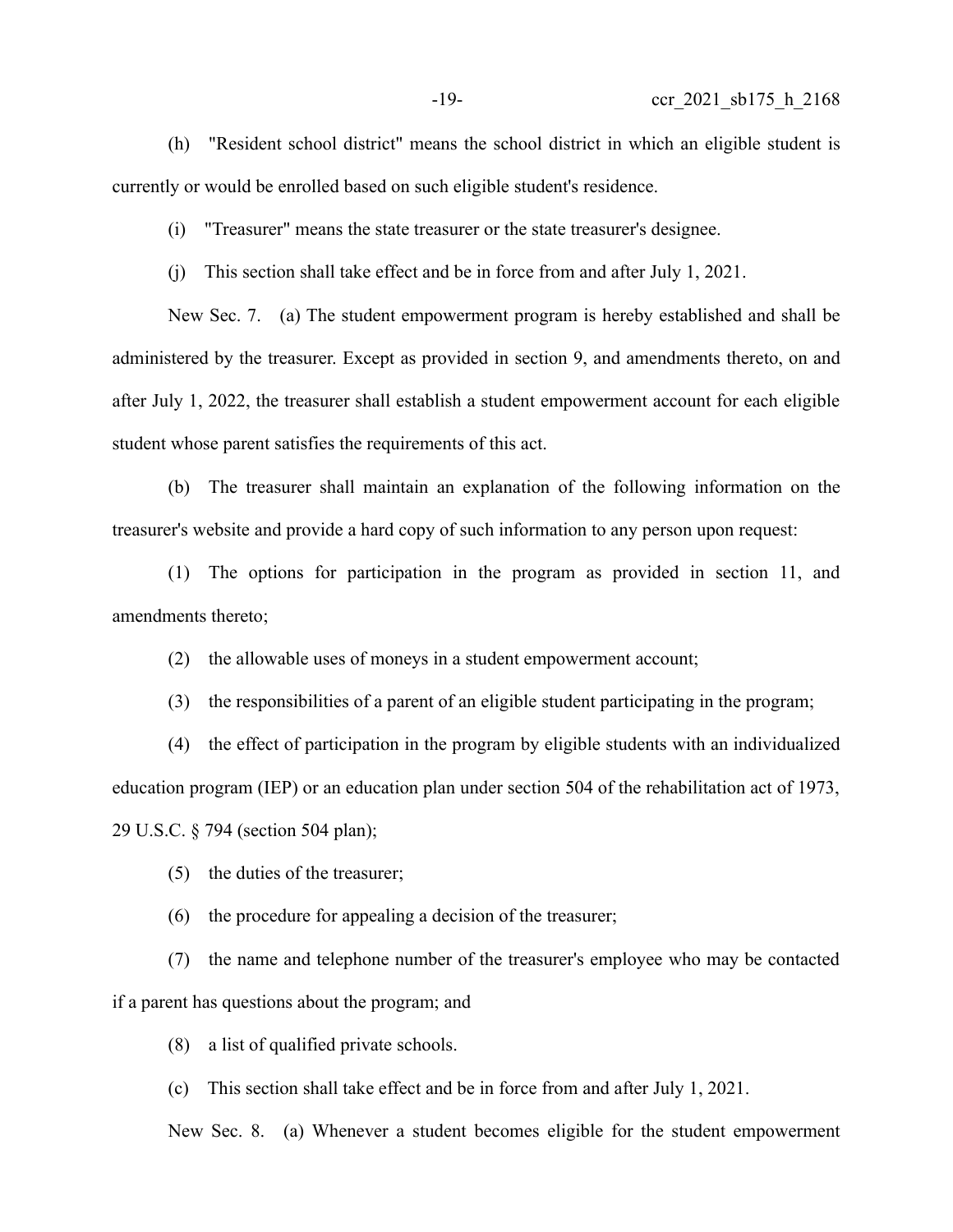(h) "Resident school district" means the school district in which an eligible student is currently or would be enrolled based on such eligible student's residence.

(i) "Treasurer" means the state treasurer or the state treasurer's designee.

(j) This section shall take effect and be in force from and after July 1, 2021.

New Sec. 7. (a) The student empowerment program is hereby established and shall be administered by the treasurer. Except as provided in section 9, and amendments thereto, on and after July 1, 2022, the treasurer shall establish a student empowerment account for each eligible student whose parent satisfies the requirements of this act.

(b) The treasurer shall maintain an explanation of the following information on the treasurer's website and provide a hard copy of such information to any person upon request:

(1) The options for participation in the program as provided in section 11, and amendments thereto;

(2) the allowable uses of moneys in a student empowerment account;

(3) the responsibilities of a parent of an eligible student participating in the program;

(4) the effect of participation in the program by eligible students with an individualized education program (IEP) or an education plan under section 504 of the rehabilitation act of 1973, 29 U.S.C. § 794 (section 504 plan);

(5) the duties of the treasurer;

(6) the procedure for appealing a decision of the treasurer;

(7) the name and telephone number of the treasurer's employee who may be contacted if a parent has questions about the program; and

(8) a list of qualified private schools.

(c) This section shall take effect and be in force from and after July 1, 2021.

New Sec. 8. (a) Whenever a student becomes eligible for the student empowerment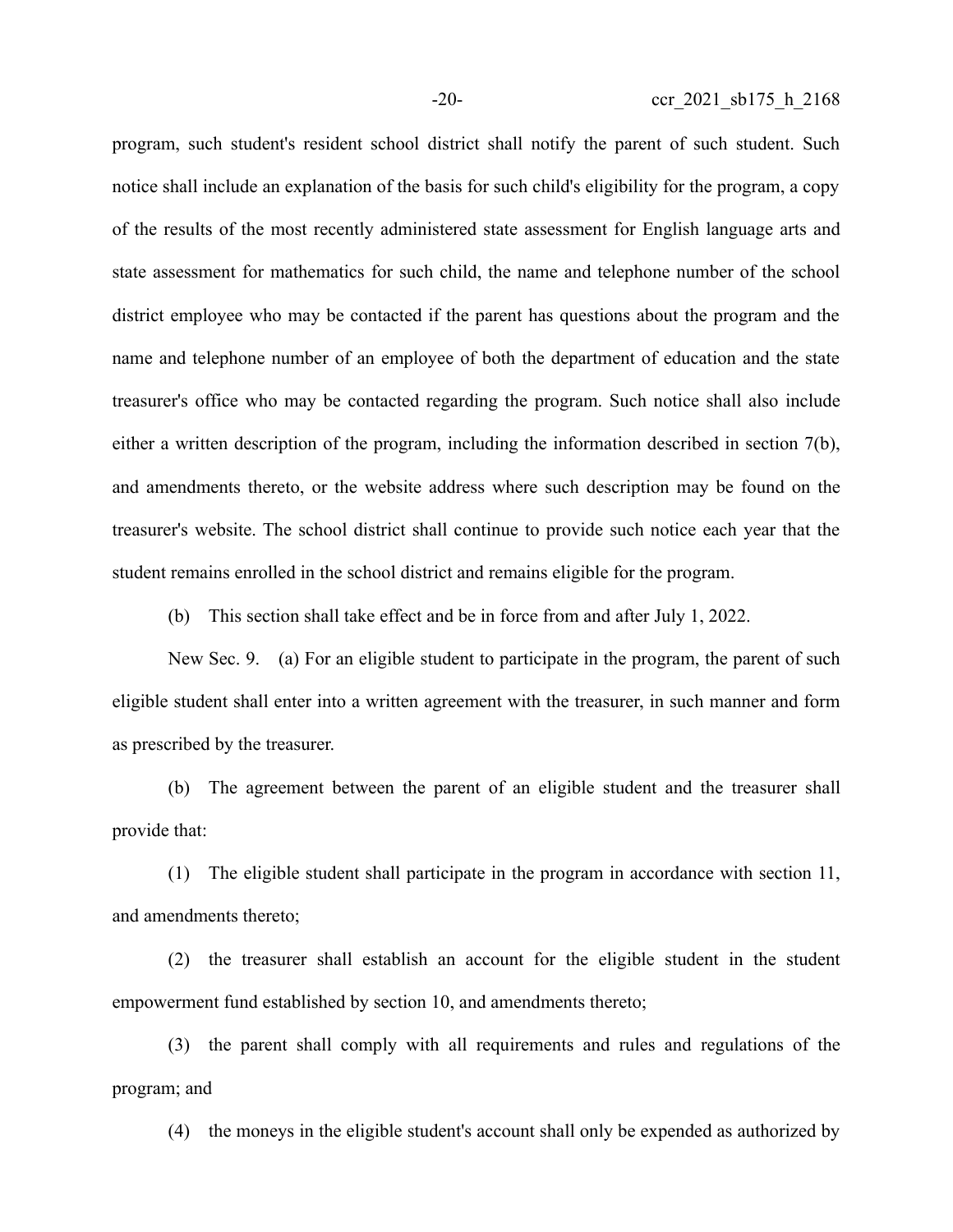program, such student's resident school district shall notify the parent of such student. Such notice shall include an explanation of the basis for such child's eligibility for the program, a copy of the results of the most recently administered state assessment for English language arts and state assessment for mathematics for such child, the name and telephone number of the school district employee who may be contacted if the parent has questions about the program and the name and telephone number of an employee of both the department of education and the state treasurer's office who may be contacted regarding the program. Such notice shall also include either a written description of the program, including the information described in section 7(b), and amendments thereto, or the website address where such description may be found on the treasurer's website. The school district shall continue to provide such notice each year that the student remains enrolled in the school district and remains eligible for the program.

(b) This section shall take effect and be in force from and after July 1, 2022.

New Sec. 9. (a) For an eligible student to participate in the program, the parent of such eligible student shall enter into a written agreement with the treasurer, in such manner and form as prescribed by the treasurer.

(b) The agreement between the parent of an eligible student and the treasurer shall provide that:

(1) The eligible student shall participate in the program in accordance with section 11, and amendments thereto;

(2) the treasurer shall establish an account for the eligible student in the student empowerment fund established by section 10, and amendments thereto;

(3) the parent shall comply with all requirements and rules and regulations of the program; and

(4) the moneys in the eligible student's account shall only be expended as authorized by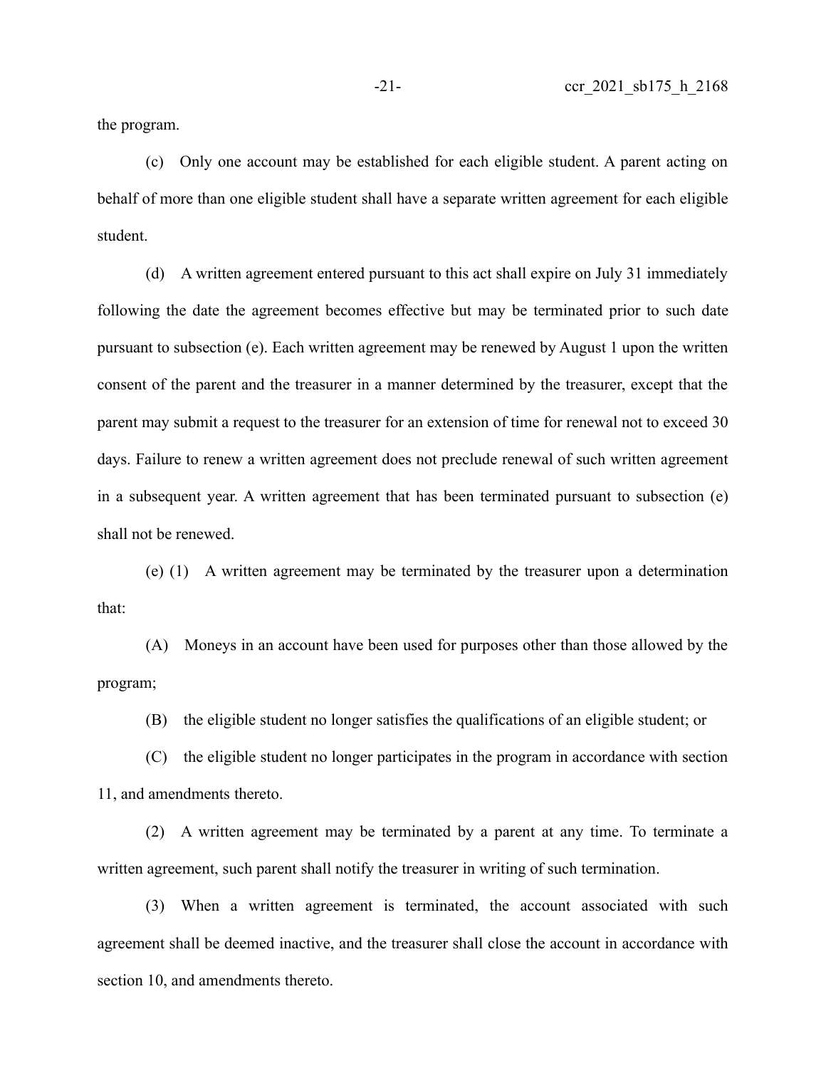the program.

(c) Only one account may be established for each eligible student. A parent acting on behalf of more than one eligible student shall have a separate written agreement for each eligible student.

(d) A written agreement entered pursuant to this act shall expire on July 31 immediately following the date the agreement becomes effective but may be terminated prior to such date pursuant to subsection (e). Each written agreement may be renewed by August 1 upon the written consent of the parent and the treasurer in a manner determined by the treasurer, except that the parent may submit a request to the treasurer for an extension of time for renewal not to exceed 30 days. Failure to renew a written agreement does not preclude renewal of such written agreement in a subsequent year. A written agreement that has been terminated pursuant to subsection (e) shall not be renewed.

(e) (1) A written agreement may be terminated by the treasurer upon a determination that:

(A) Moneys in an account have been used for purposes other than those allowed by the program;

(B) the eligible student no longer satisfies the qualifications of an eligible student; or

(C) the eligible student no longer participates in the program in accordance with section 11, and amendments thereto.

(2) A written agreement may be terminated by a parent at any time. To terminate a written agreement, such parent shall notify the treasurer in writing of such termination.

(3) When a written agreement is terminated, the account associated with such agreement shall be deemed inactive, and the treasurer shall close the account in accordance with section 10, and amendments thereto.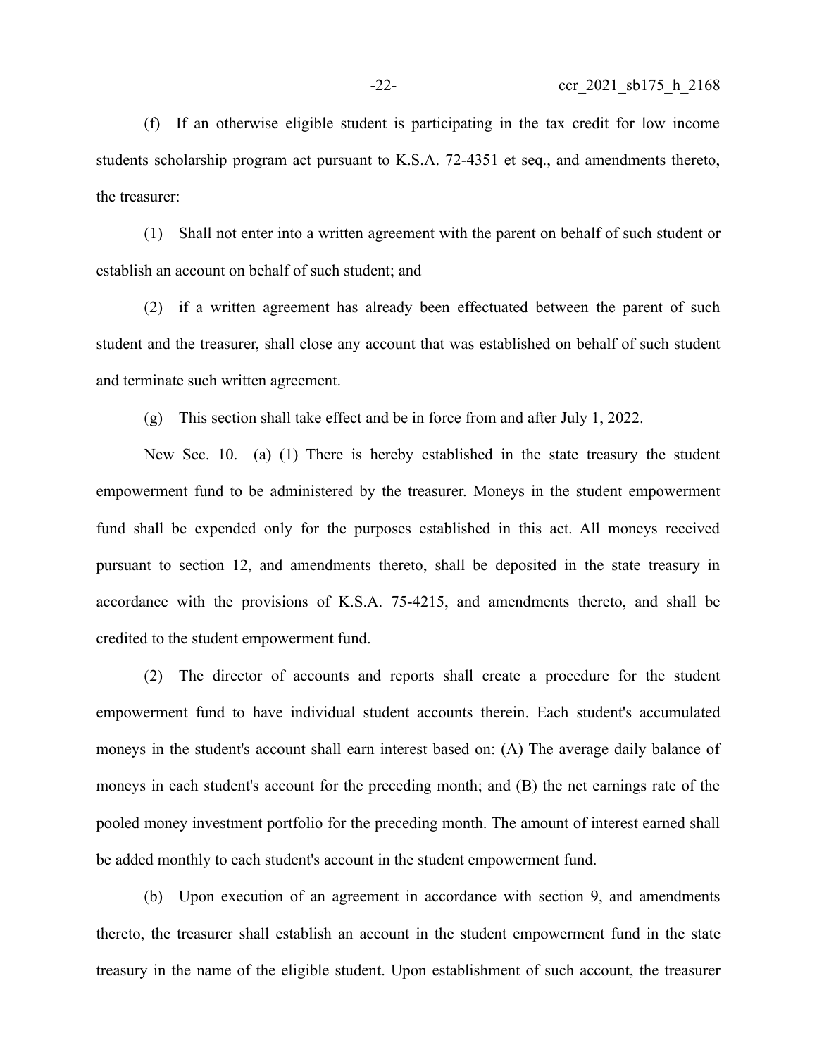(f) If an otherwise eligible student is participating in the tax credit for low income students scholarship program act pursuant to K.S.A. 72-4351 et seq., and amendments thereto, the treasurer:

(1) Shall not enter into a written agreement with the parent on behalf of such student or establish an account on behalf of such student; and

(2) if a written agreement has already been effectuated between the parent of such student and the treasurer, shall close any account that was established on behalf of such student and terminate such written agreement.

(g) This section shall take effect and be in force from and after July 1, 2022.

New Sec. 10. (a) (1) There is hereby established in the state treasury the student empowerment fund to be administered by the treasurer. Moneys in the student empowerment fund shall be expended only for the purposes established in this act. All moneys received pursuant to section 12, and amendments thereto, shall be deposited in the state treasury in accordance with the provisions of K.S.A. 75-4215, and amendments thereto, and shall be credited to the student empowerment fund.

(2) The director of accounts and reports shall create a procedure for the student empowerment fund to have individual student accounts therein. Each student's accumulated moneys in the student's account shall earn interest based on: (A) The average daily balance of moneys in each student's account for the preceding month; and (B) the net earnings rate of the pooled money investment portfolio for the preceding month. The amount of interest earned shall be added monthly to each student's account in the student empowerment fund.

(b) Upon execution of an agreement in accordance with section 9, and amendments thereto, the treasurer shall establish an account in the student empowerment fund in the state treasury in the name of the eligible student. Upon establishment of such account, the treasurer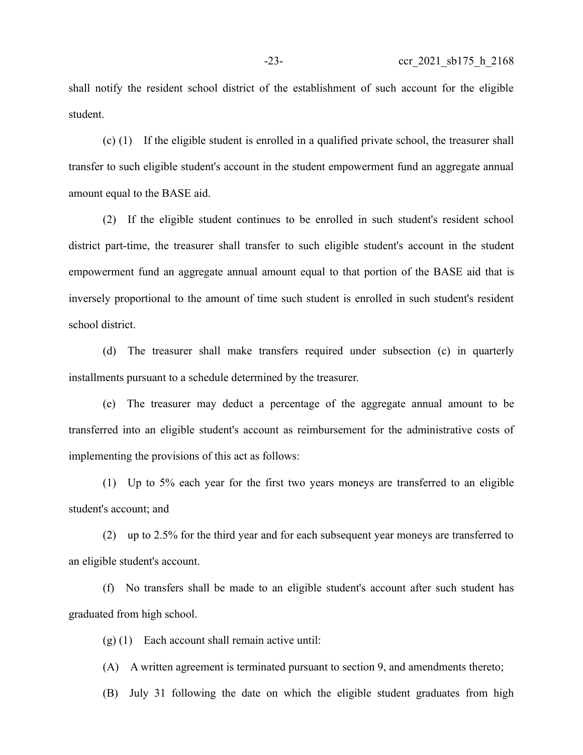shall notify the resident school district of the establishment of such account for the eligible student.

(c) (1) If the eligible student is enrolled in a qualified private school, the treasurer shall transfer to such eligible student's account in the student empowerment fund an aggregate annual amount equal to the BASE aid.

(2) If the eligible student continues to be enrolled in such student's resident school district part-time, the treasurer shall transfer to such eligible student's account in the student empowerment fund an aggregate annual amount equal to that portion of the BASE aid that is inversely proportional to the amount of time such student is enrolled in such student's resident school district.

(d) The treasurer shall make transfers required under subsection (c) in quarterly installments pursuant to a schedule determined by the treasurer.

(e) The treasurer may deduct a percentage of the aggregate annual amount to be transferred into an eligible student's account as reimbursement for the administrative costs of implementing the provisions of this act as follows:

(1) Up to 5% each year for the first two years moneys are transferred to an eligible student's account; and

(2) up to 2.5% for the third year and for each subsequent year moneys are transferred to an eligible student's account.

(f) No transfers shall be made to an eligible student's account after such student has graduated from high school.

(g) (1) Each account shall remain active until:

(A) A written agreement is terminated pursuant to section 9, and amendments thereto;

(B) July 31 following the date on which the eligible student graduates from high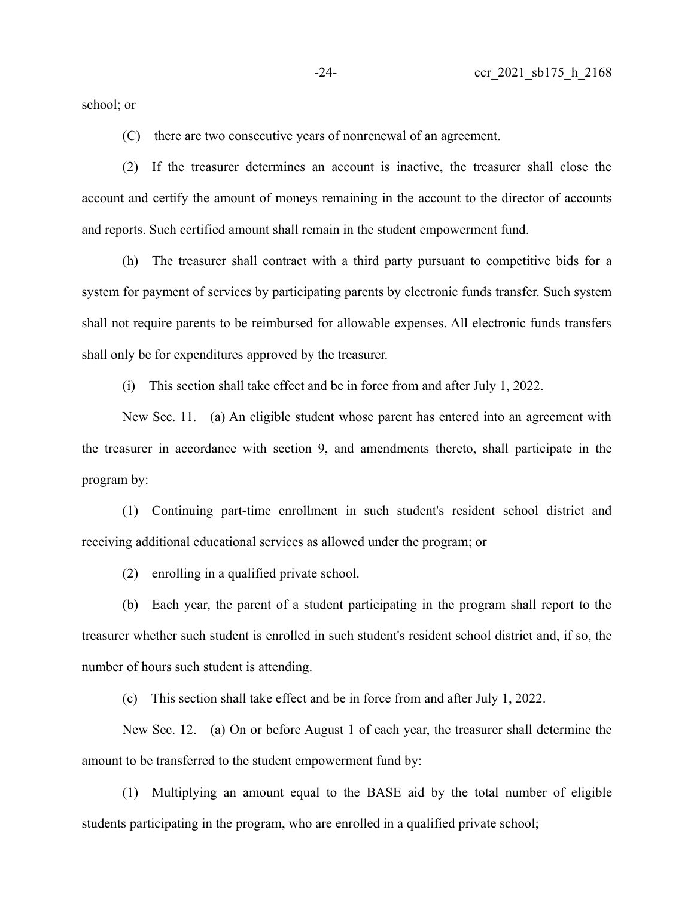school; or

(C) there are two consecutive years of nonrenewal of an agreement.

(2) If the treasurer determines an account is inactive, the treasurer shall close the account and certify the amount of moneys remaining in the account to the director of accounts and reports. Such certified amount shall remain in the student empowerment fund.

(h) The treasurer shall contract with a third party pursuant to competitive bids for a system for payment of services by participating parents by electronic funds transfer. Such system shall not require parents to be reimbursed for allowable expenses. All electronic funds transfers shall only be for expenditures approved by the treasurer.

(i) This section shall take effect and be in force from and after July 1, 2022.

New Sec. 11. (a) An eligible student whose parent has entered into an agreement with the treasurer in accordance with section 9, and amendments thereto, shall participate in the program by:

(1) Continuing part-time enrollment in such student's resident school district and receiving additional educational services as allowed under the program; or

(2) enrolling in a qualified private school.

(b) Each year, the parent of a student participating in the program shall report to the treasurer whether such student is enrolled in such student's resident school district and, if so, the number of hours such student is attending.

(c) This section shall take effect and be in force from and after July 1, 2022.

New Sec. 12. (a) On or before August 1 of each year, the treasurer shall determine the amount to be transferred to the student empowerment fund by:

(1) Multiplying an amount equal to the BASE aid by the total number of eligible students participating in the program, who are enrolled in a qualified private school;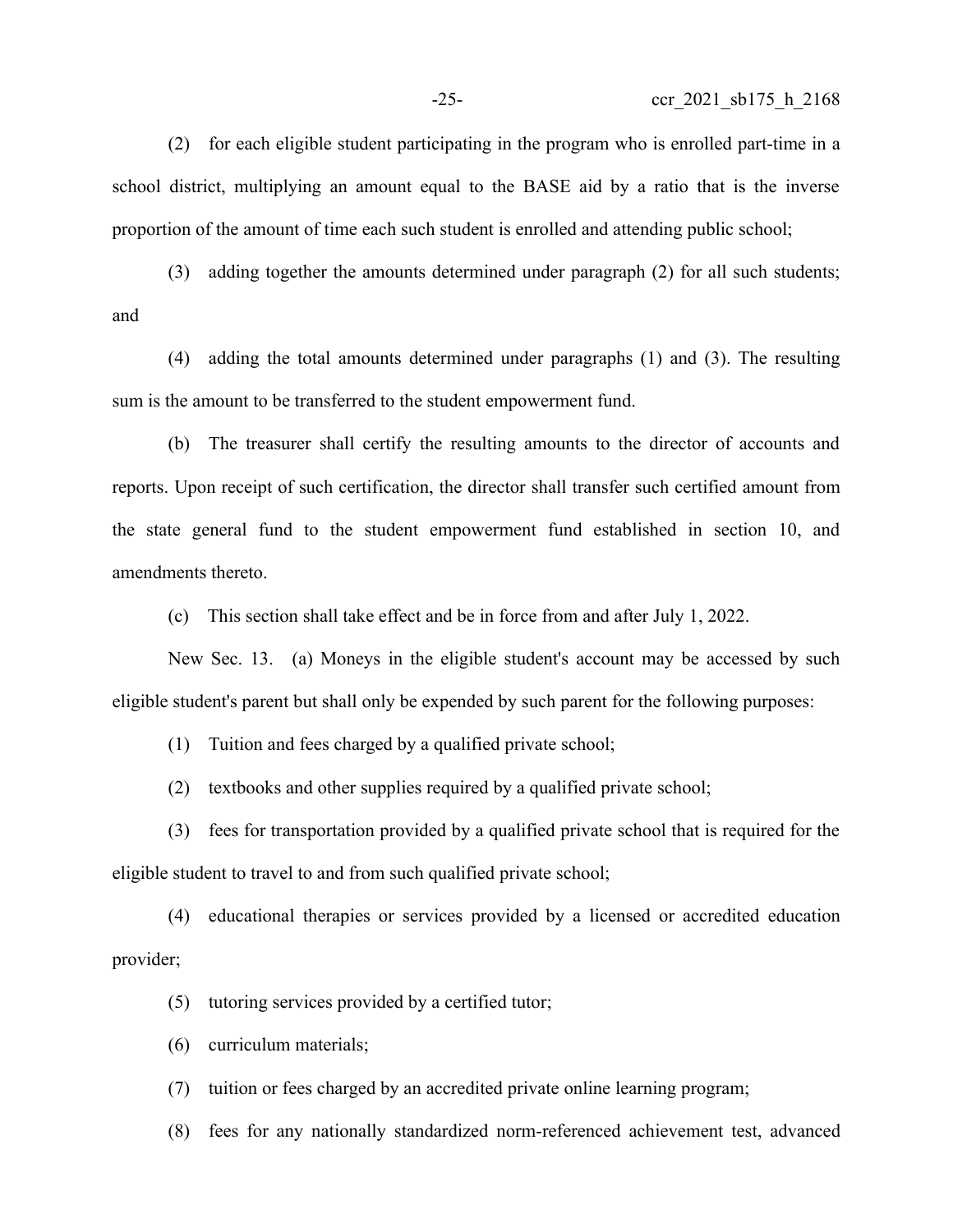(2) for each eligible student participating in the program who is enrolled part-time in a school district, multiplying an amount equal to the BASE aid by a ratio that is the inverse proportion of the amount of time each such student is enrolled and attending public school;

(3) adding together the amounts determined under paragraph (2) for all such students; and

(4) adding the total amounts determined under paragraphs (1) and (3). The resulting sum is the amount to be transferred to the student empowerment fund.

(b) The treasurer shall certify the resulting amounts to the director of accounts and reports. Upon receipt of such certification, the director shall transfer such certified amount from the state general fund to the student empowerment fund established in section 10, and amendments thereto.

(c) This section shall take effect and be in force from and after July 1, 2022.

New Sec. 13. (a) Moneys in the eligible student's account may be accessed by such eligible student's parent but shall only be expended by such parent for the following purposes:

(1) Tuition and fees charged by a qualified private school;

(2) textbooks and other supplies required by a qualified private school;

(3) fees for transportation provided by a qualified private school that is required for the eligible student to travel to and from such qualified private school;

(4) educational therapies or services provided by a licensed or accredited education provider;

(5) tutoring services provided by a certified tutor;

(6) curriculum materials;

(7) tuition or fees charged by an accredited private online learning program;

(8) fees for any nationally standardized norm-referenced achievement test, advanced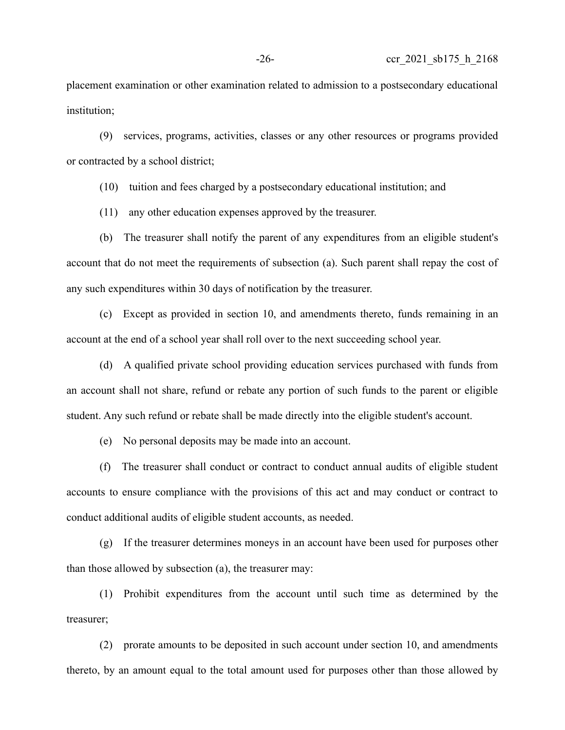placement examination or other examination related to admission to a postsecondary educational institution;

(9) services, programs, activities, classes or any other resources or programs provided or contracted by a school district;

(10) tuition and fees charged by a postsecondary educational institution; and

(11) any other education expenses approved by the treasurer.

(b) The treasurer shall notify the parent of any expenditures from an eligible student's account that do not meet the requirements of subsection (a). Such parent shall repay the cost of any such expenditures within 30 days of notification by the treasurer.

(c) Except as provided in section 10, and amendments thereto, funds remaining in an account at the end of a school year shall roll over to the next succeeding school year.

(d) A qualified private school providing education services purchased with funds from an account shall not share, refund or rebate any portion of such funds to the parent or eligible student. Any such refund or rebate shall be made directly into the eligible student's account.

(e) No personal deposits may be made into an account.

(f) The treasurer shall conduct or contract to conduct annual audits of eligible student accounts to ensure compliance with the provisions of this act and may conduct or contract to conduct additional audits of eligible student accounts, as needed.

(g) If the treasurer determines moneys in an account have been used for purposes other than those allowed by subsection (a), the treasurer may:

(1) Prohibit expenditures from the account until such time as determined by the treasurer;

(2) prorate amounts to be deposited in such account under section 10, and amendments thereto, by an amount equal to the total amount used for purposes other than those allowed by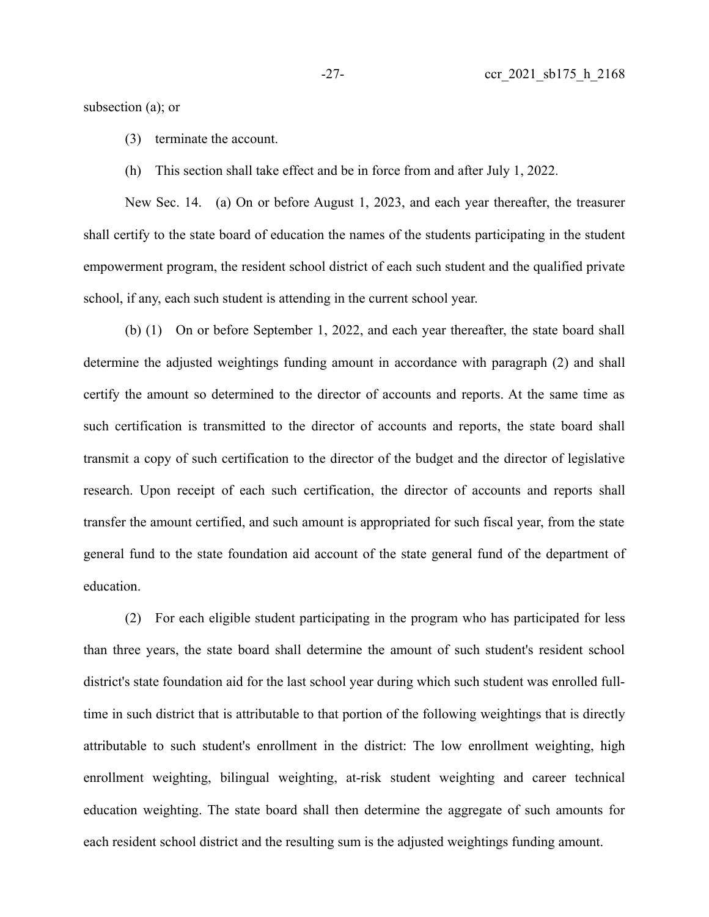subsection (a); or

(3) terminate the account.

(h) This section shall take effect and be in force from and after July 1, 2022.

New Sec. 14. (a) On or before August 1, 2023, and each year thereafter, the treasurer shall certify to the state board of education the names of the students participating in the student empowerment program, the resident school district of each such student and the qualified private school, if any, each such student is attending in the current school year.

(b) (1) On or before September 1, 2022, and each year thereafter, the state board shall determine the adjusted weightings funding amount in accordance with paragraph (2) and shall certify the amount so determined to the director of accounts and reports. At the same time as such certification is transmitted to the director of accounts and reports, the state board shall transmit a copy of such certification to the director of the budget and the director of legislative research. Upon receipt of each such certification, the director of accounts and reports shall transfer the amount certified, and such amount is appropriated for such fiscal year, from the state general fund to the state foundation aid account of the state general fund of the department of education.

(2) For each eligible student participating in the program who has participated for less than three years, the state board shall determine the amount of such student's resident school district's state foundation aid for the last school year during which such student was enrolled full-time in such district that is attributable to that portion of the following weightings that is directly attributable to such student's enrollment in the district: The low enrollment weighting, high enrollment weighting, bilingual weighting, at-risk student weighting and career technical education weighting. The state board shall then determine the aggregate of such amounts for each resident school district and the resulting sum is the adjusted weightings funding amount.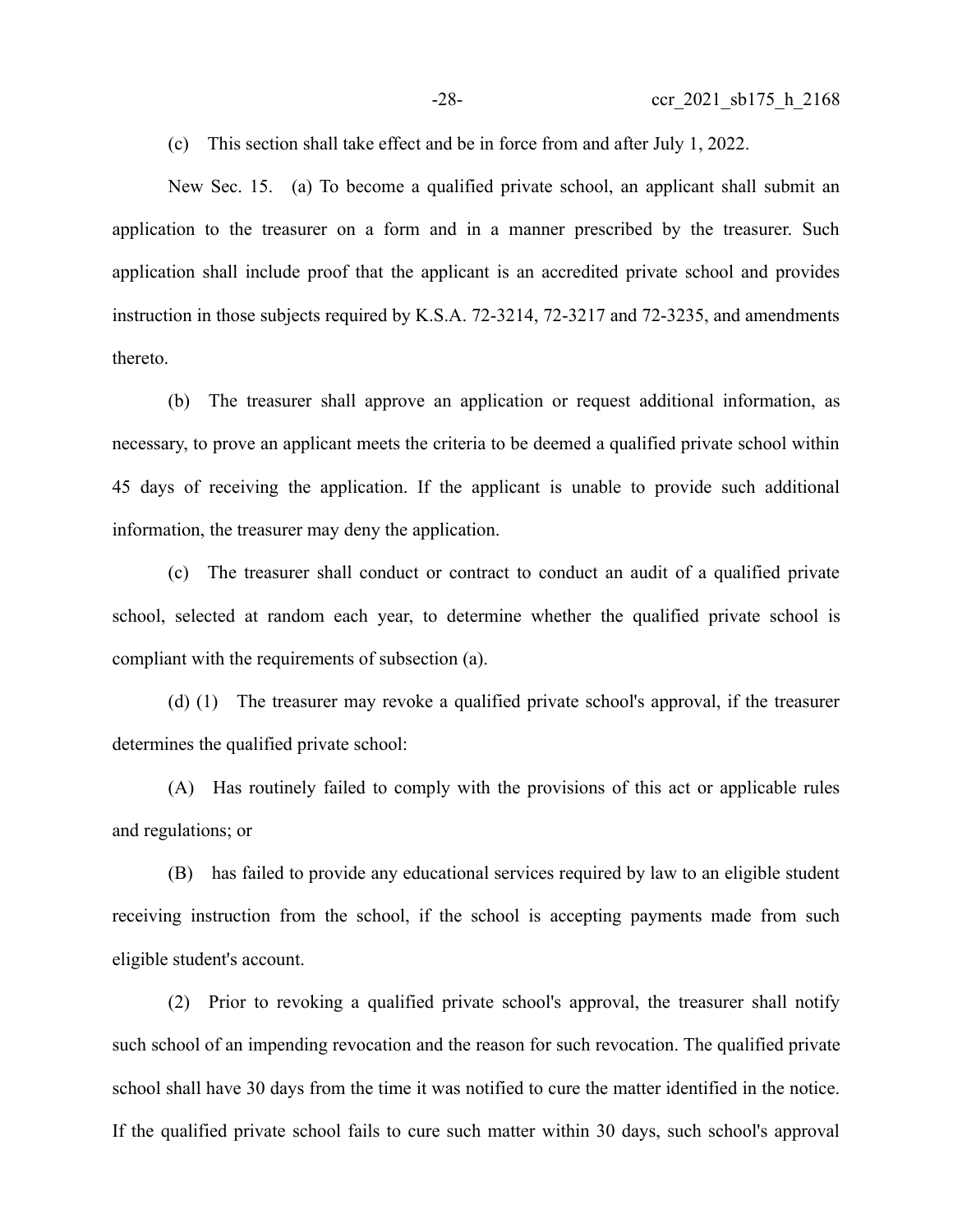(c) This section shall take effect and be in force from and after July 1, 2022.

New Sec. 15. (a) To become a qualified private school, an applicant shall submit an application to the treasurer on a form and in a manner prescribed by the treasurer. Such application shall include proof that the applicant is an accredited private school and provides instruction in those subjects required by K.S.A. 72-3214, 72-3217 and 72-3235, and amendments thereto.

(b) The treasurer shall approve an application or request additional information, as necessary, to prove an applicant meets the criteria to be deemed a qualified private school within 45 days of receiving the application. If the applicant is unable to provide such additional information, the treasurer may deny the application.

(c) The treasurer shall conduct or contract to conduct an audit of a qualified private school, selected at random each year, to determine whether the qualified private school is compliant with the requirements of subsection (a).

(d) (1) The treasurer may revoke a qualified private school's approval, if the treasurer determines the qualified private school:

(A) Has routinely failed to comply with the provisions of this act or applicable rules and regulations; or

(B) has failed to provide any educational services required by law to an eligible student receiving instruction from the school, if the school is accepting payments made from such eligible student's account.

(2) Prior to revoking a qualified private school's approval, the treasurer shall notify such school of an impending revocation and the reason for such revocation. The qualified private school shall have 30 days from the time it was notified to cure the matter identified in the notice. If the qualified private school fails to cure such matter within 30 days, such school's approval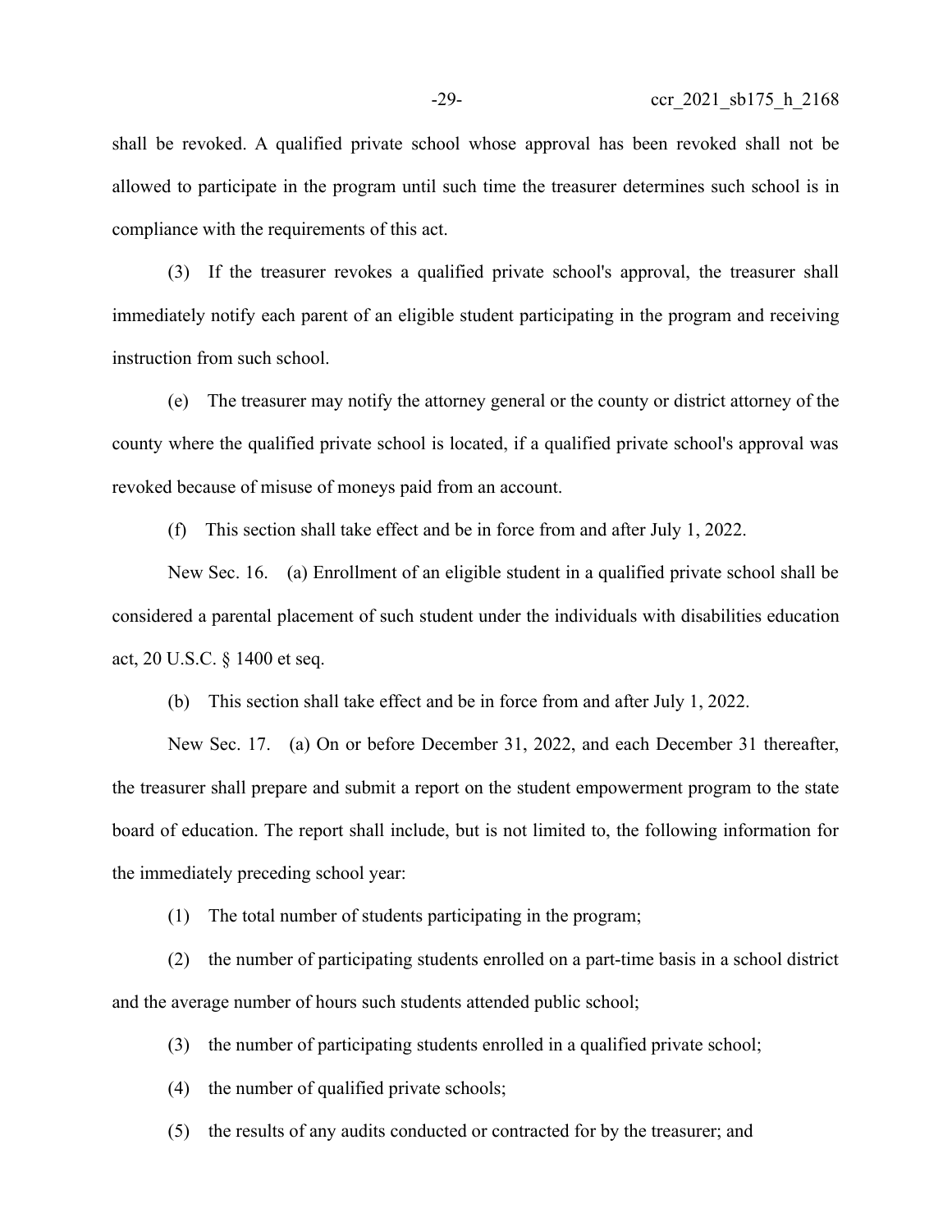shall be revoked. A qualified private school whose approval has been revoked shall not be allowed to participate in the program until such time the treasurer determines such school is in compliance with the requirements of this act.

(3) If the treasurer revokes a qualified private school's approval, the treasurer shall immediately notify each parent of an eligible student participating in the program and receiving instruction from such school.

(e) The treasurer may notify the attorney general or the county or district attorney of the county where the qualified private school is located, if a qualified private school's approval was revoked because of misuse of moneys paid from an account.

(f) This section shall take effect and be in force from and after July 1, 2022.

New Sec. 16. (a) Enrollment of an eligible student in a qualified private school shall be considered a parental placement of such student under the individuals with disabilities education act, 20 U.S.C. § 1400 et seq.

(b) This section shall take effect and be in force from and after July 1, 2022.

New Sec. 17. (a) On or before December 31, 2022, and each December 31 thereafter, the treasurer shall prepare and submit a report on the student empowerment program to the state board of education. The report shall include, but is not limited to, the following information for the immediately preceding school year:

(1) The total number of students participating in the program;

(2) the number of participating students enrolled on a part-time basis in a school district and the average number of hours such students attended public school;

(3) the number of participating students enrolled in a qualified private school;

(4) the number of qualified private schools;

(5) the results of any audits conducted or contracted for by the treasurer; and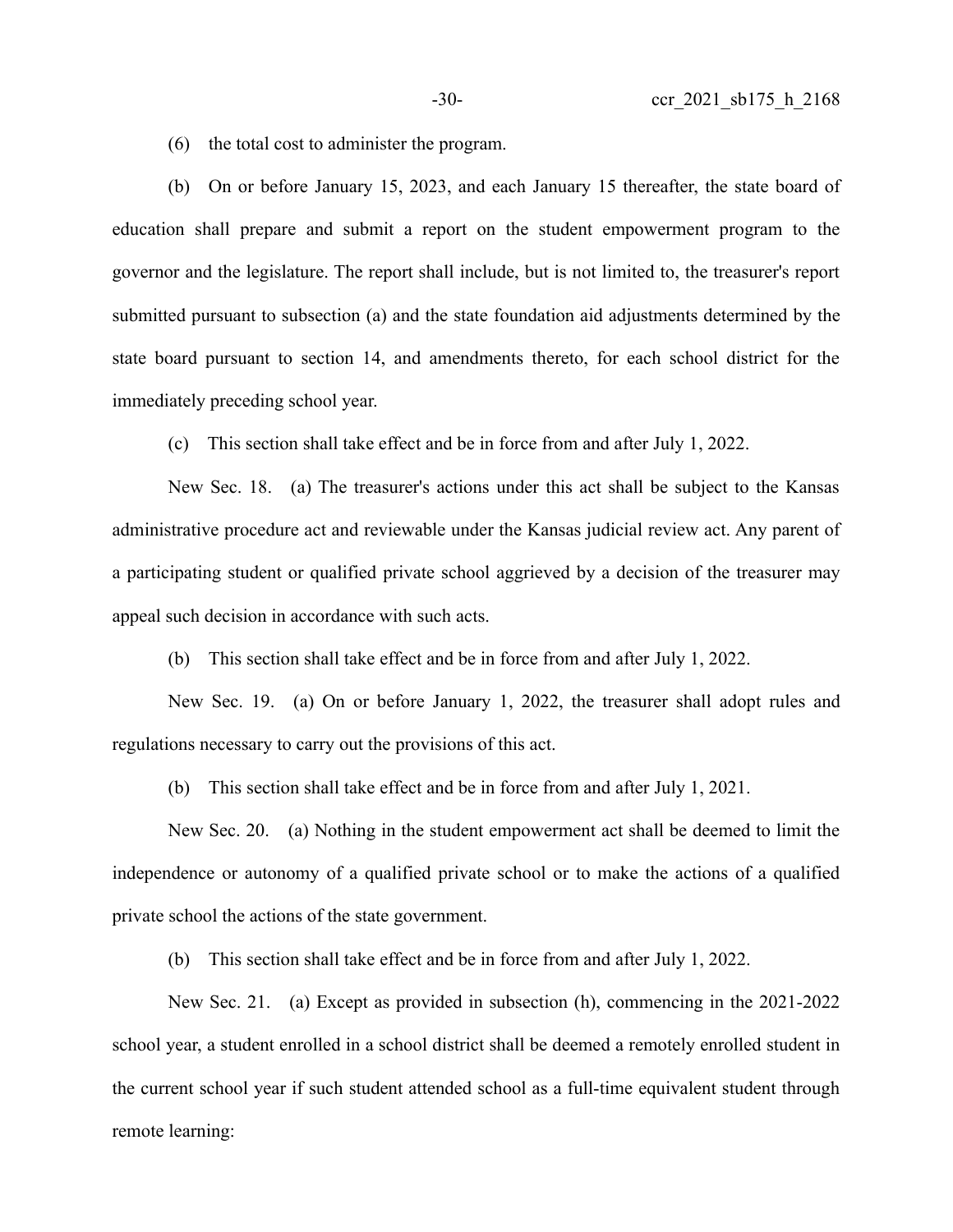(6) the total cost to administer the program.

(b) On or before January 15, 2023, and each January 15 thereafter, the state board of education shall prepare and submit a report on the student empowerment program to the governor and the legislature. The report shall include, but is not limited to, the treasurer's report submitted pursuant to subsection (a) and the state foundation aid adjustments determined by the state board pursuant to section 14, and amendments thereto, for each school district for the immediately preceding school year.

(c) This section shall take effect and be in force from and after July 1, 2022.

New Sec. 18. (a) The treasurer's actions under this act shall be subject to the Kansas administrative procedure act and reviewable under the Kansas judicial review act. Any parent of a participating student or qualified private school aggrieved by a decision of the treasurer may appeal such decision in accordance with such acts.

(b) This section shall take effect and be in force from and after July 1, 2022.

New Sec. 19. (a) On or before January 1, 2022, the treasurer shall adopt rules and regulations necessary to carry out the provisions of this act.

(b) This section shall take effect and be in force from and after July 1, 2021.

New Sec. 20. (a) Nothing in the student empowerment act shall be deemed to limit the independence or autonomy of a qualified private school or to make the actions of a qualified private school the actions of the state government.

(b) This section shall take effect and be in force from and after July 1, 2022.

New Sec. 21. (a) Except as provided in subsection (h), commencing in the 2021-2022 school year, a student enrolled in a school district shall be deemed a remotely enrolled student in the current school year if such student attended school as a full-time equivalent student through remote learning: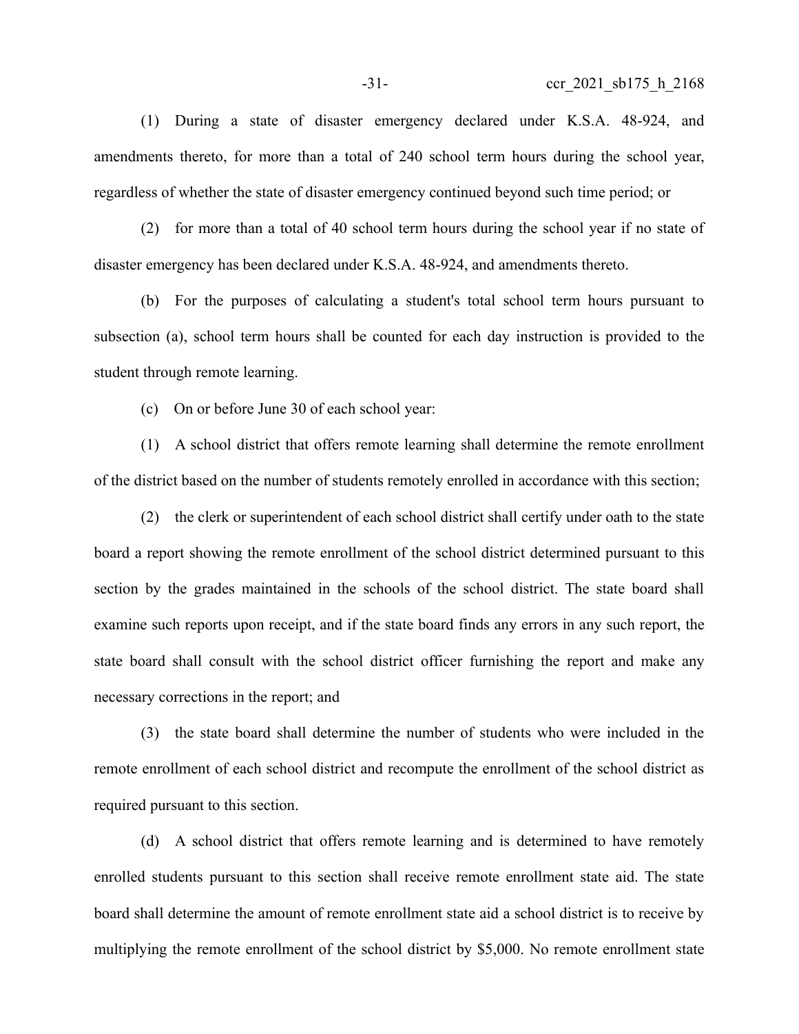(1) During a state of disaster emergency declared under K.S.A. 48-924, and amendments thereto, for more than a total of 240 school term hours during the school year, regardless of whether the state of disaster emergency continued beyond such time period; or

(2) for more than a total of 40 school term hours during the school year if no state of disaster emergency has been declared under K.S.A. 48-924, and amendments thereto.

(b) For the purposes of calculating a student's total school term hours pursuant to subsection (a), school term hours shall be counted for each day instruction is provided to the student through remote learning.

(c) On or before June 30 of each school year:

(1) A school district that offers remote learning shall determine the remote enrollment of the district based on the number of students remotely enrolled in accordance with this section;

(2) the clerk or superintendent of each school district shall certify under oath to the state board a report showing the remote enrollment of the school district determined pursuant to this section by the grades maintained in the schools of the school district. The state board shall examine such reports upon receipt, and if the state board finds any errors in any such report, the state board shall consult with the school district officer furnishing the report and make any necessary corrections in the report; and

(3) the state board shall determine the number of students who were included in the remote enrollment of each school district and recompute the enrollment of the school district as required pursuant to this section.

(d) A school district that offers remote learning and is determined to have remotely enrolled students pursuant to this section shall receive remote enrollment state aid. The state board shall determine the amount of remote enrollment state aid a school district is to receive by multiplying the remote enrollment of the school district by $5,000. No remote enrollment state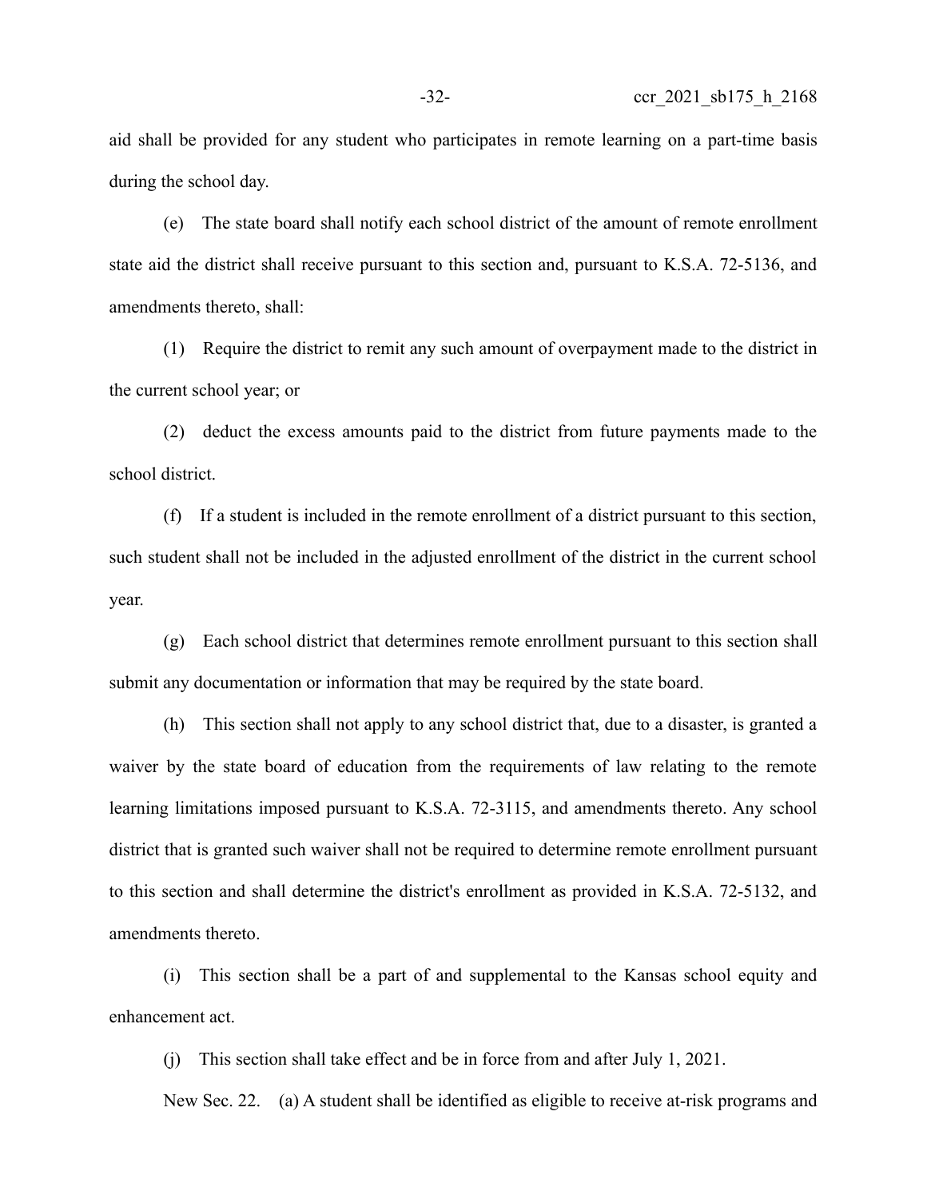aid shall be provided for any student who participates in remote learning on a part-time basis during the school day.

(e) The state board shall notify each school district of the amount of remote enrollment state aid the district shall receive pursuant to this section and, pursuant to K.S.A. 72-5136, and amendments thereto, shall:

(1) Require the district to remit any such amount of overpayment made to the district in the current school year; or

(2) deduct the excess amounts paid to the district from future payments made to the school district.

(f) If a student is included in the remote enrollment of a district pursuant to this section, such student shall not be included in the adjusted enrollment of the district in the current school year.

(g) Each school district that determines remote enrollment pursuant to this section shall submit any documentation or information that may be required by the state board.

(h) This section shall not apply to any school district that, due to a disaster, is granted a waiver by the state board of education from the requirements of law relating to the remote learning limitations imposed pursuant to K.S.A. 72-3115, and amendments thereto. Any school district that is granted such waiver shall not be required to determine remote enrollment pursuant to this section and shall determine the district's enrollment as provided in K.S.A. 72-5132, and amendments thereto.

(i) This section shall be a part of and supplemental to the Kansas school equity and enhancement act.

(j) This section shall take effect and be in force from and after July 1, 2021.

New Sec. 22. (a) A student shall be identified as eligible to receive at-risk programs and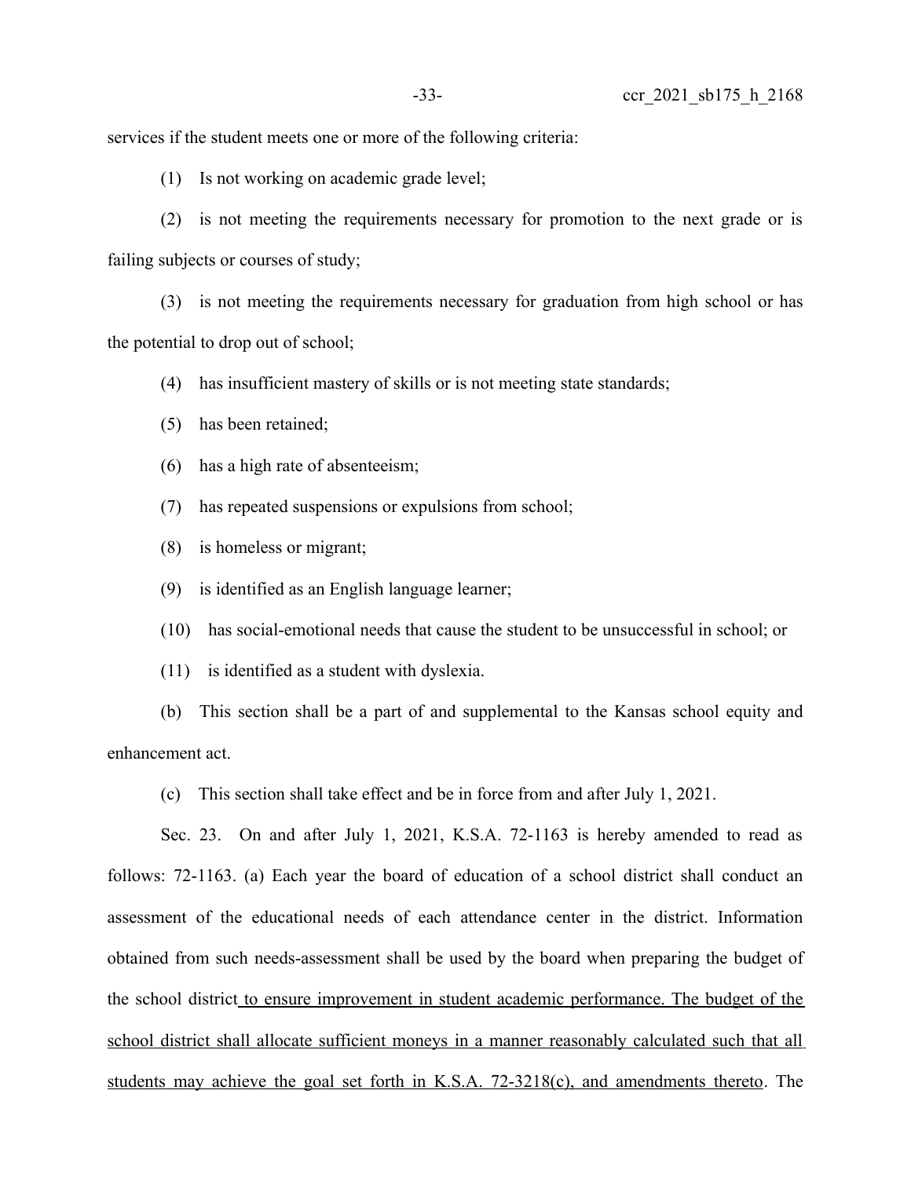services if the student meets one or more of the following criteria:

(1) Is not working on academic grade level;

(2) is not meeting the requirements necessary for promotion to the next grade or is failing subjects or courses of study;

(3) is not meeting the requirements necessary for graduation from high school or has the potential to drop out of school;

(4) has insufficient mastery of skills or is not meeting state standards;

(5) has been retained;

(6) has a high rate of absenteeism;

(7) has repeated suspensions or expulsions from school;

(8) is homeless or migrant;

(9) is identified as an English language learner;

(10) has social-emotional needs that cause the student to be unsuccessful in school; or

(11) is identified as a student with dyslexia.

(b) This section shall be a part of and supplemental to the Kansas school equity and enhancement act.

(c) This section shall take effect and be in force from and after July 1, 2021.

Sec. 23. On and after July 1, 2021, K.S.A. 72-1163 is hereby amended to read as follows: 72-1163. (a) Each year the board of education of a school district shall conduct an assessment of the educational needs of each attendance center in the district. Information obtained from such needs-assessment shall be used by the board when preparing the budget of the school district <u>to ensure improvement in student academic performance. The budget of the school district shall allocate sufficient moneys in a manner reasonably calculated such that all students may achieve the goal set forth in K.S.A. 72-3218(c), and amendments thereto</u>. The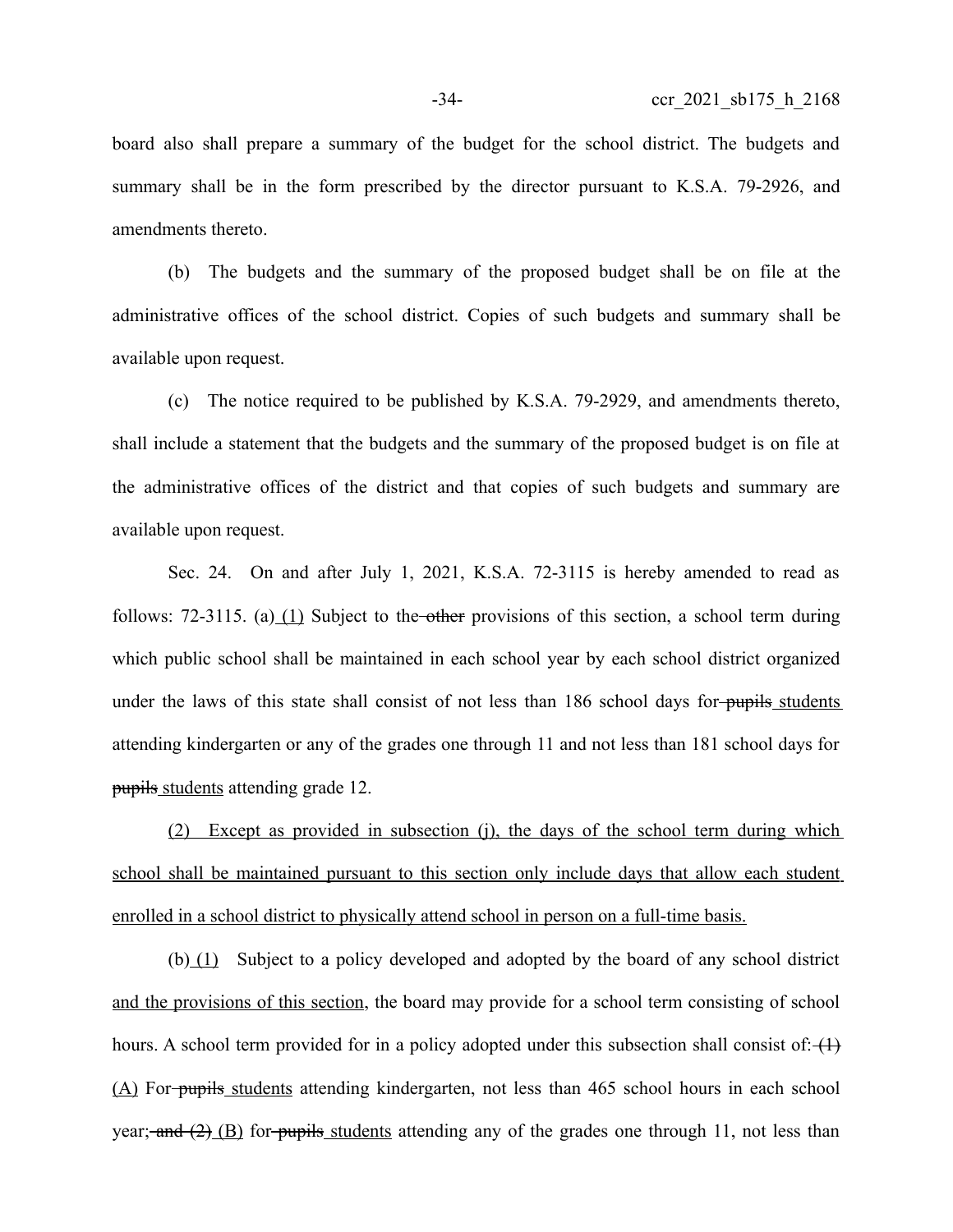board also shall prepare a summary of the budget for the school district. The budgets and summary shall be in the form prescribed by the director pursuant to K.S.A. 79-2926, and amendments thereto.

(b) The budgets and the summary of the proposed budget shall be on file at the administrative offices of the school district. Copies of such budgets and summary shall be available upon request.

(c) The notice required to be published by K.S.A. 79-2929, and amendments thereto, shall include a statement that the budgets and the summary of the proposed budget is on file at the administrative offices of the district and that copies of such budgets and summary are available upon request.

Sec. 24. On and after July 1, 2021, K.S.A. 72-3115 is hereby amended to read as follows: 72-3115. (a) <u>(1)</u> Subject to the ~~other~~ provisions of this section, a school term during which public school shall be maintained in each school year by each school district organized under the laws of this state shall consist of not less than 186 school days for ~~pupils~~ <u>students</u> attending kindergarten or any of the grades one through 11 and not less than 181 school days for ~~pupils~~ <u>students</u> attending grade 12.

<u>(2) Except as provided in subsection (j), the days of the school term during which school shall be maintained pursuant to this section only include days that allow each student enrolled in a school district to physically attend school in person on a full-time basis.</u>

(b) <u>(1)</u> Subject to a policy developed and adopted by the board of any school district <u>and the provisions of this section</u>, the board may provide for a school term consisting of school hours. A school term provided for in a policy adopted under this subsection shall consist of: ~~(1)~~ <u>(A)</u> For ~~pupils~~ <u>students</u> attending kindergarten, not less than 465 school hours in each school year; ~~and (2)~~ <u>(B)</u> for ~~pupils~~ <u>students</u> attending any of the grades one through 11, not less than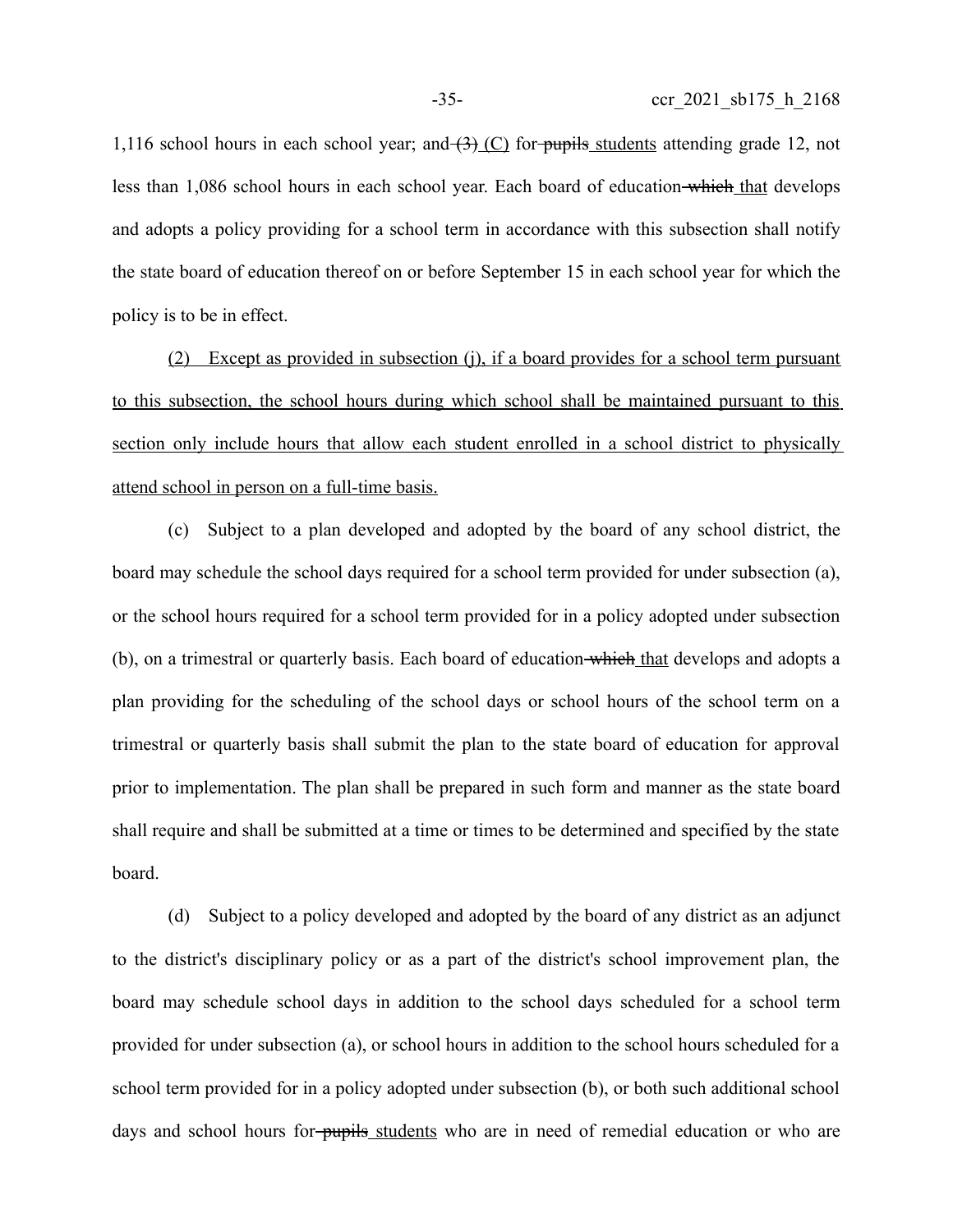1,116 school hours in each school year; and ~~(3)~~ <u>(C)</u> for ~~pupils~~ <u>students</u> attending grade 12, not less than 1,086 school hours in each school year. Each board of education ~~which~~ <u>that</u> develops and adopts a policy providing for a school term in accordance with this subsection shall notify the state board of education thereof on or before September 15 in each school year for which the policy is to be in effect.

<u>(2) Except as provided in subsection (j), if a board provides for a school term pursuant to this subsection, the school hours during which school shall be maintained pursuant to this section only include hours that allow each student enrolled in a school district to physically attend school in person on a full-time basis.</u>

(c) Subject to a plan developed and adopted by the board of any school district, the board may schedule the school days required for a school term provided for under subsection (a), or the school hours required for a school term provided for in a policy adopted under subsection (b), on a trimestral or quarterly basis. Each board of education ~~which~~ <u>that</u> develops and adopts a plan providing for the scheduling of the school days or school hours of the school term on a trimestral or quarterly basis shall submit the plan to the state board of education for approval prior to implementation. The plan shall be prepared in such form and manner as the state board shall require and shall be submitted at a time or times to be determined and specified by the state board.

(d) Subject to a policy developed and adopted by the board of any district as an adjunct to the district's disciplinary policy or as a part of the district's school improvement plan, the board may schedule school days in addition to the school days scheduled for a school term provided for under subsection (a), or school hours in addition to the school hours scheduled for a school term provided for in a policy adopted under subsection (b), or both such additional school days and school hours for ~~pupils~~ <u>students</u> who are in need of remedial education or who are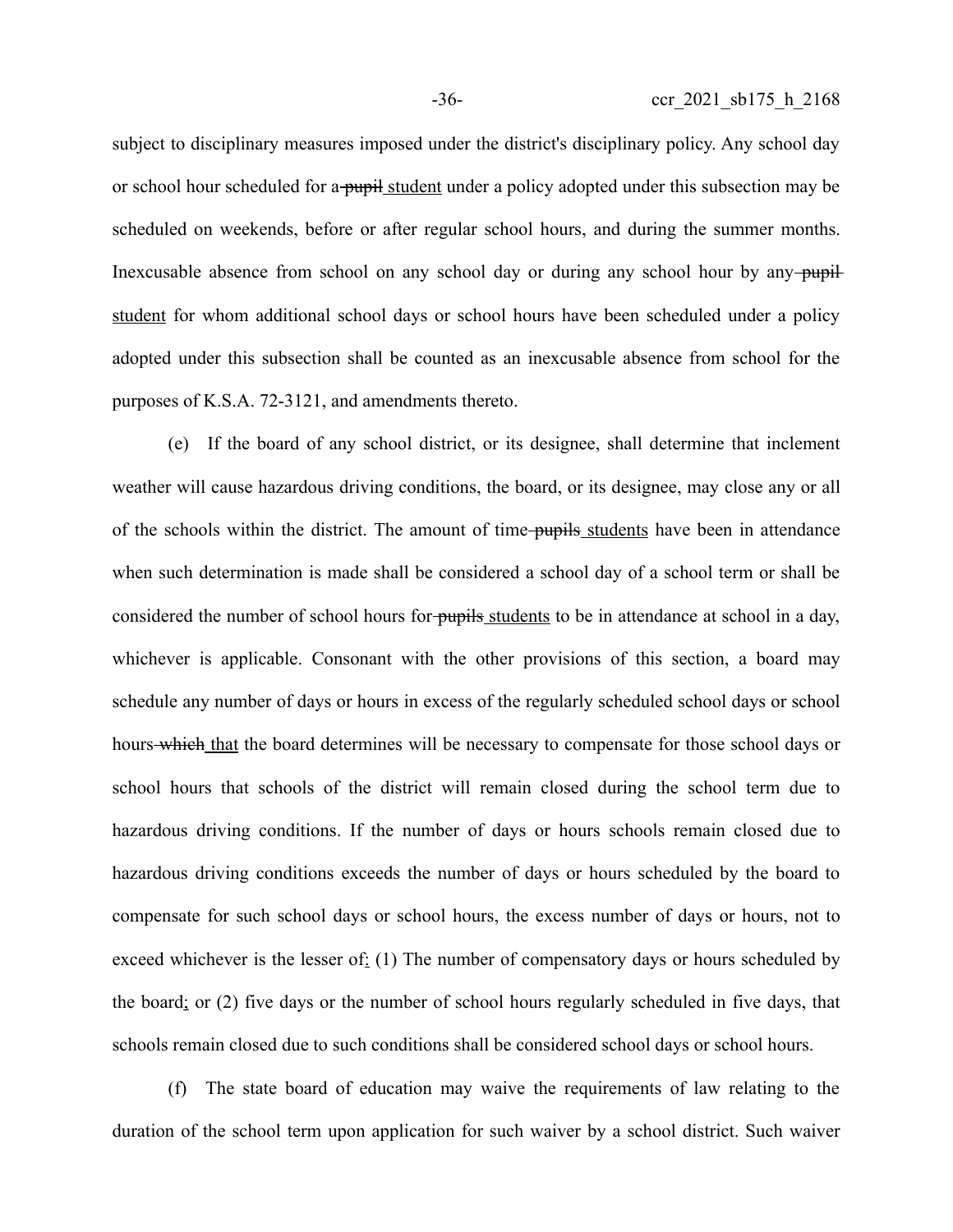subject to disciplinary measures imposed under the district's disciplinary policy. Any school day or school hour scheduled for a ~~pupil~~ student under a policy adopted under this subsection may be scheduled on weekends, before or after regular school hours, and during the summer months. Inexcusable absence from school on any school day or during any school hour by any ~~pupil~~ student for whom additional school days or school hours have been scheduled under a policy adopted under this subsection shall be counted as an inexcusable absence from school for the purposes of K.S.A. 72-3121, and amendments thereto.

(e) If the board of any school district, or its designee, shall determine that inclement weather will cause hazardous driving conditions, the board, or its designee, may close any or all of the schools within the district. The amount of time ~~pupils~~ students have been in attendance when such determination is made shall be considered a school day of a school term or shall be considered the number of school hours for ~~pupils~~ students to be in attendance at school in a day, whichever is applicable. Consonant with the other provisions of this section, a board may schedule any number of days or hours in excess of the regularly scheduled school days or school hours ~~which~~ that the board determines will be necessary to compensate for those school days or school hours that schools of the district will remain closed during the school term due to hazardous driving conditions. If the number of days or hours schools remain closed due to hazardous driving conditions exceeds the number of days or hours scheduled by the board to compensate for such school days or school hours, the excess number of days or hours, not to exceed whichever is the lesser of: (1) The number of compensatory days or hours scheduled by the board; or (2) five days or the number of school hours regularly scheduled in five days, that schools remain closed due to such conditions shall be considered school days or school hours.

(f) The state board of education may waive the requirements of law relating to the duration of the school term upon application for such waiver by a school district. Such waiver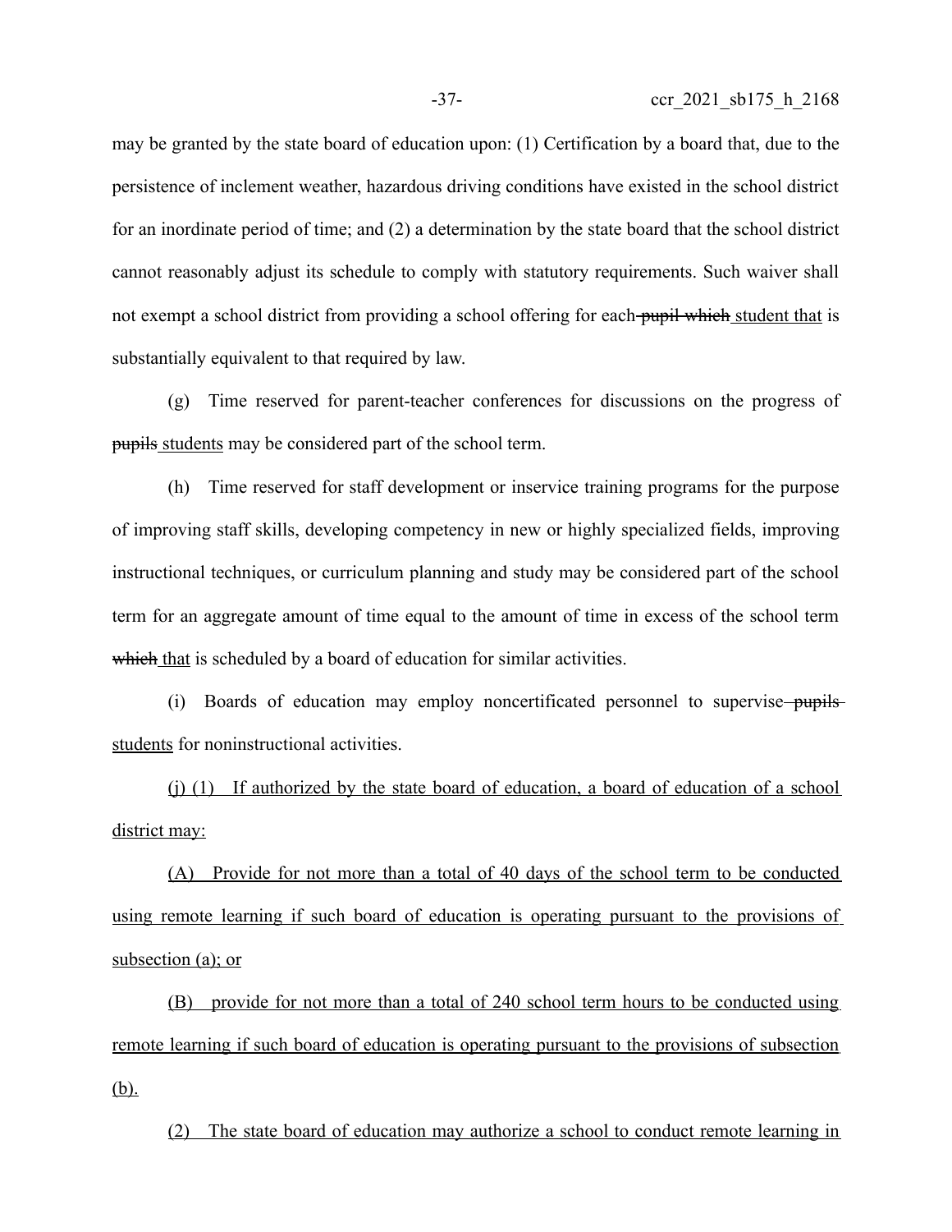may be granted by the state board of education upon: (1) Certification by a board that, due to the persistence of inclement weather, hazardous driving conditions have existed in the school district for an inordinate period of time; and (2) a determination by the state board that the school district cannot reasonably adjust its schedule to comply with statutory requirements. Such waiver shall not exempt a school district from providing a school offering for each ~~pupil which~~ <u>student that</u> is substantially equivalent to that required by law.

(g) Time reserved for parent-teacher conferences for discussions on the progress of ~~pupils~~ <u>students</u> may be considered part of the school term.

(h) Time reserved for staff development or inservice training programs for the purpose of improving staff skills, developing competency in new or highly specialized fields, improving instructional techniques, or curriculum planning and study may be considered part of the school term for an aggregate amount of time equal to the amount of time in excess of the school term ~~which~~ <u>that</u> is scheduled by a board of education for similar activities.

(i) Boards of education may employ noncertificated personnel to supervise ~~pupils~~ <u>students</u> for noninstructional activities.

<u>(j) (1) If authorized by the state board of education, a board of education of a school district may:</u>

<u>(A) Provide for not more than a total of 40 days of the school term to be conducted using remote learning if such board of education is operating pursuant to the provisions of subsection (a); or</u>

<u>(B) provide for not more than a total of 240 school term hours to be conducted using remote learning if such board of education is operating pursuant to the provisions of subsection (b).</u>

<u>(2) The state board of education may authorize a school to conduct remote learning in</u>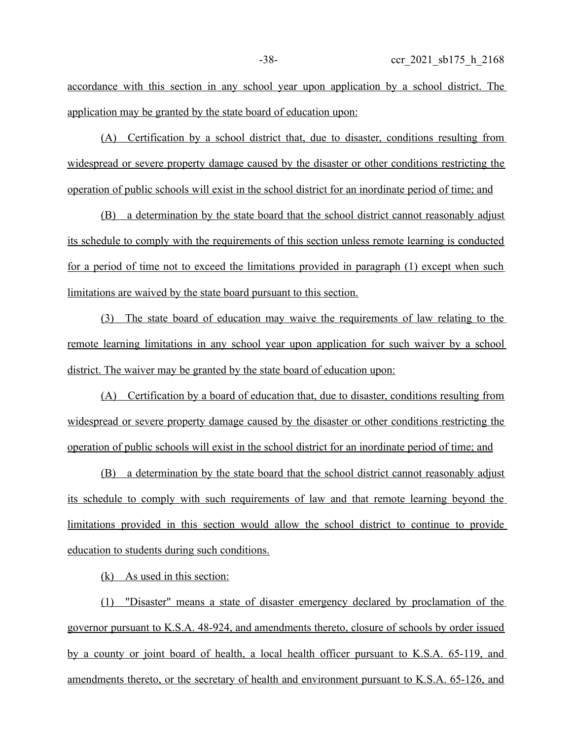accordance with this section in any school year upon application by a school district. The application may be granted by the state board of education upon:

(A) Certification by a school district that, due to disaster, conditions resulting from widespread or severe property damage caused by the disaster or other conditions restricting the operation of public schools will exist in the school district for an inordinate period of time; and

(B) a determination by the state board that the school district cannot reasonably adjust its schedule to comply with the requirements of this section unless remote learning is conducted for a period of time not to exceed the limitations provided in paragraph (1) except when such limitations are waived by the state board pursuant to this section.

(3) The state board of education may waive the requirements of law relating to the remote learning limitations in any school year upon application for such waiver by a school district. The waiver may be granted by the state board of education upon:

(A) Certification by a board of education that, due to disaster, conditions resulting from widespread or severe property damage caused by the disaster or other conditions restricting the operation of public schools will exist in the school district for an inordinate period of time; and

(B) a determination by the state board that the school district cannot reasonably adjust its schedule to comply with such requirements of law and that remote learning beyond the limitations provided in this section would allow the school district to continue to provide education to students during such conditions.

(k) As used in this section:

(1) "Disaster" means a state of disaster emergency declared by proclamation of the governor pursuant to K.S.A. 48-924, and amendments thereto, closure of schools by order issued by a county or joint board of health, a local health officer pursuant to K.S.A. 65-119, and amendments thereto, or the secretary of health and environment pursuant to K.S.A. 65-126, and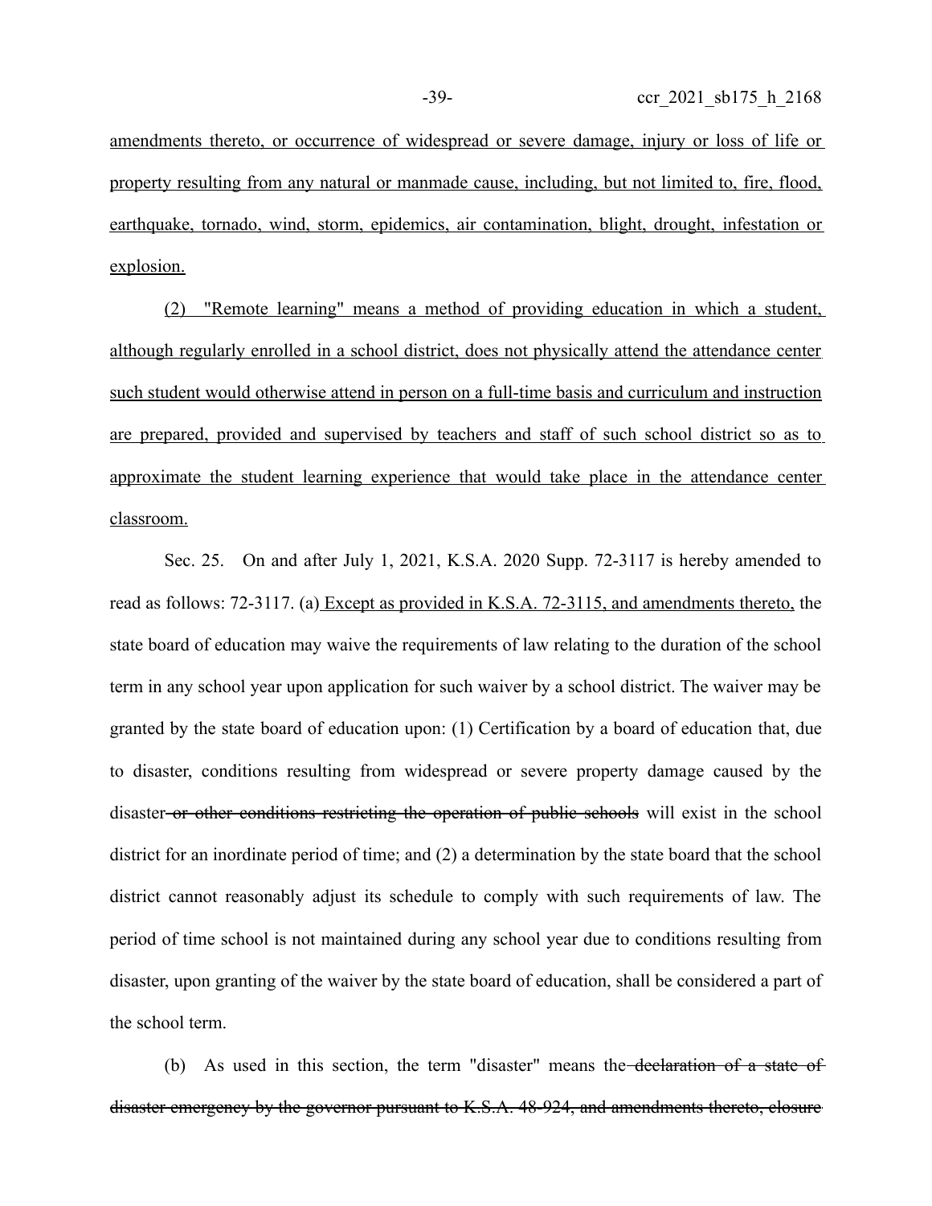amendments thereto, or occurrence of widespread or severe damage, injury or loss of life or property resulting from any natural or manmade cause, including, but not limited to, fire, flood, earthquake, tornado, wind, storm, epidemics, air contamination, blight, drought, infestation or explosion.

(2) "Remote learning" means a method of providing education in which a student, although regularly enrolled in a school district, does not physically attend the attendance center such student would otherwise attend in person on a full-time basis and curriculum and instruction are prepared, provided and supervised by teachers and staff of such school district so as to approximate the student learning experience that would take place in the attendance center classroom.

Sec. 25. On and after July 1, 2021, K.S.A. 2020 Supp. 72-3117 is hereby amended to read as follows: 72-3117. (a) Except as provided in K.S.A. 72-3115, and amendments thereto, the state board of education may waive the requirements of law relating to the duration of the school term in any school year upon application for such waiver by a school district. The waiver may be granted by the state board of education upon: (1) Certification by a board of education that, due to disaster, conditions resulting from widespread or severe property damage caused by the disaster ~~or other conditions restricting the operation of public schools~~ will exist in the school district for an inordinate period of time; and (2) a determination by the state board that the school district cannot reasonably adjust its schedule to comply with such requirements of law. The period of time school is not maintained during any school year due to conditions resulting from disaster, upon granting of the waiver by the state board of education, shall be considered a part of the school term.

(b) As used in this section, the term "disaster" means the ~~declaration of a state of disaster emergency by the governor pursuant to K.S.A. 48-924, and amendments thereto, closure~~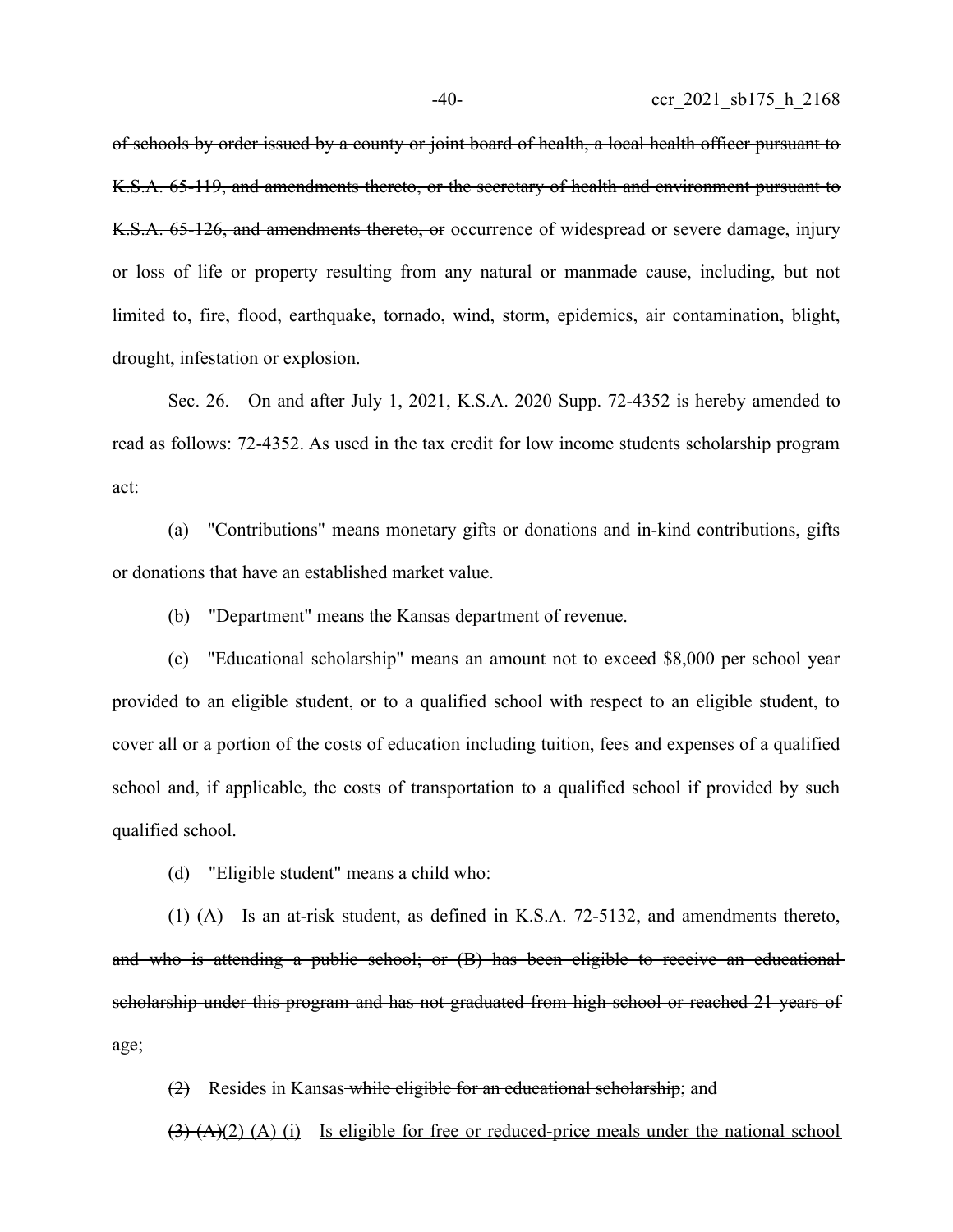~~of schools by order issued by a county or joint board of health, a local health officer pursuant to K.S.A. 65-119, and amendments thereto, or the secretary of health and environment pursuant to K.S.A. 65-126, and amendments thereto, or~~ occurrence of widespread or severe damage, injury or loss of life or property resulting from any natural or manmade cause, including, but not limited to, fire, flood, earthquake, tornado, wind, storm, epidemics, air contamination, blight, drought, infestation or explosion.

Sec. 26. On and after July 1, 2021, K.S.A. 2020 Supp. 72-4352 is hereby amended to read as follows: 72-4352. As used in the tax credit for low income students scholarship program act:

(a) "Contributions" means monetary gifts or donations and in-kind contributions, gifts or donations that have an established market value.

(b) "Department" means the Kansas department of revenue.

(c) "Educational scholarship" means an amount not to exceed $8,000 per school year provided to an eligible student, or to a qualified school with respect to an eligible student, to cover all or a portion of the costs of education including tuition, fees and expenses of a qualified school and, if applicable, the costs of transportation to a qualified school if provided by such qualified school.

(d) "Eligible student" means a child who:

(1) ~~(A) Is an at-risk student, as defined in K.S.A. 72-5132, and amendments thereto, and who is attending a public school; or (B) has been eligible to receive an educational scholarship under this program and has not graduated from high school or reached 21 years of age;~~

~~(2)~~ Resides in Kansas ~~while eligible for an educational scholarship~~; and

~~(3) (A)~~<u>(2) (A) (i)</u> <u>Is eligible for free or reduced-price meals under the national school</u>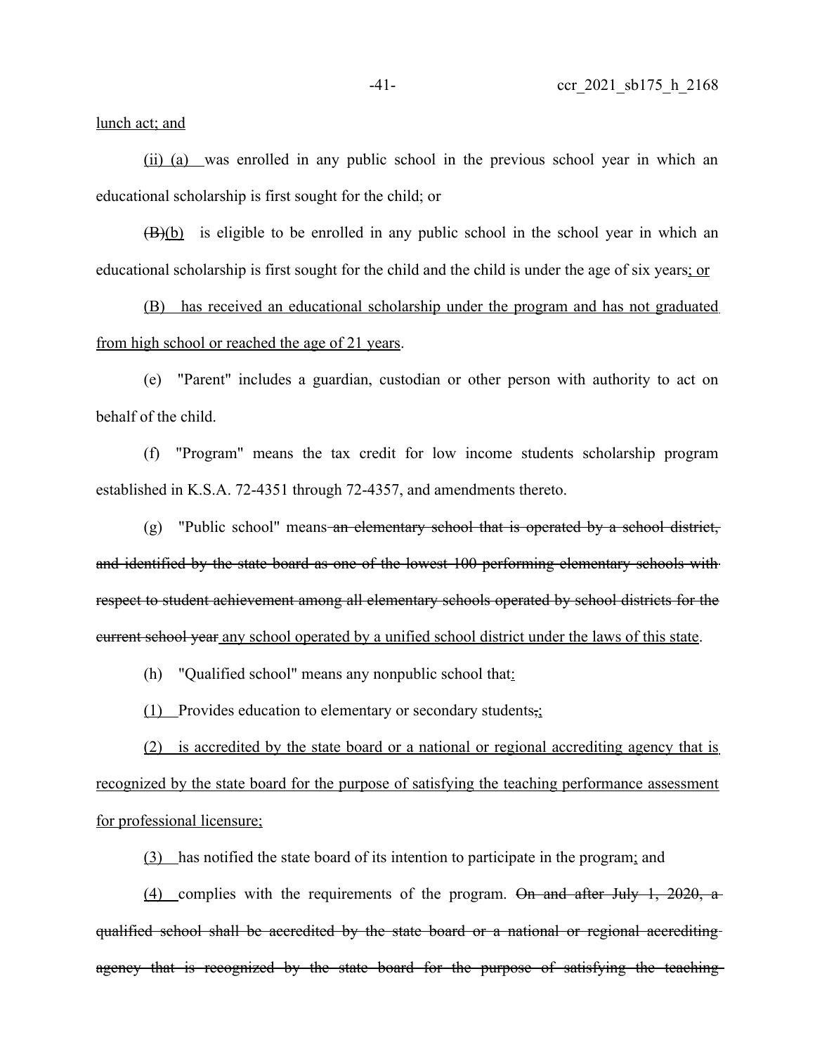lunch act; and

(ii) (a) was enrolled in any public school in the previous school year in which an educational scholarship is first sought for the child; or

~~(B)~~(b) is eligible to be enrolled in any public school in the school year in which an educational scholarship is first sought for the child and the child is under the age of six years; or

(B) has received an educational scholarship under the program and has not graduated from high school or reached the age of 21 years.

(e) "Parent" includes a guardian, custodian or other person with authority to act on behalf of the child.

(f) "Program" means the tax credit for low income students scholarship program established in K.S.A. 72-4351 through 72-4357, and amendments thereto.

(g) "Public school" means ~~an elementary school that is operated by a school district, and identified by the state board as one of the lowest 100 performing elementary schools with respect to student achievement among all elementary schools operated by school districts for the current school year~~ any school operated by a unified school district under the laws of this state.

(h) "Qualified school" means any nonpublic school that:

(1) Provides education to elementary or secondary students~~,~~;

(2) is accredited by the state board or a national or regional accrediting agency that is recognized by the state board for the purpose of satisfying the teaching performance assessment for professional licensure;

(3) has notified the state board of its intention to participate in the program; and

(4) complies with the requirements of the program. ~~On and after July 1, 2020, a qualified school shall be accredited by the state board or a national or regional accrediting agency that is recognized by the state board for the purpose of satisfying the teaching~~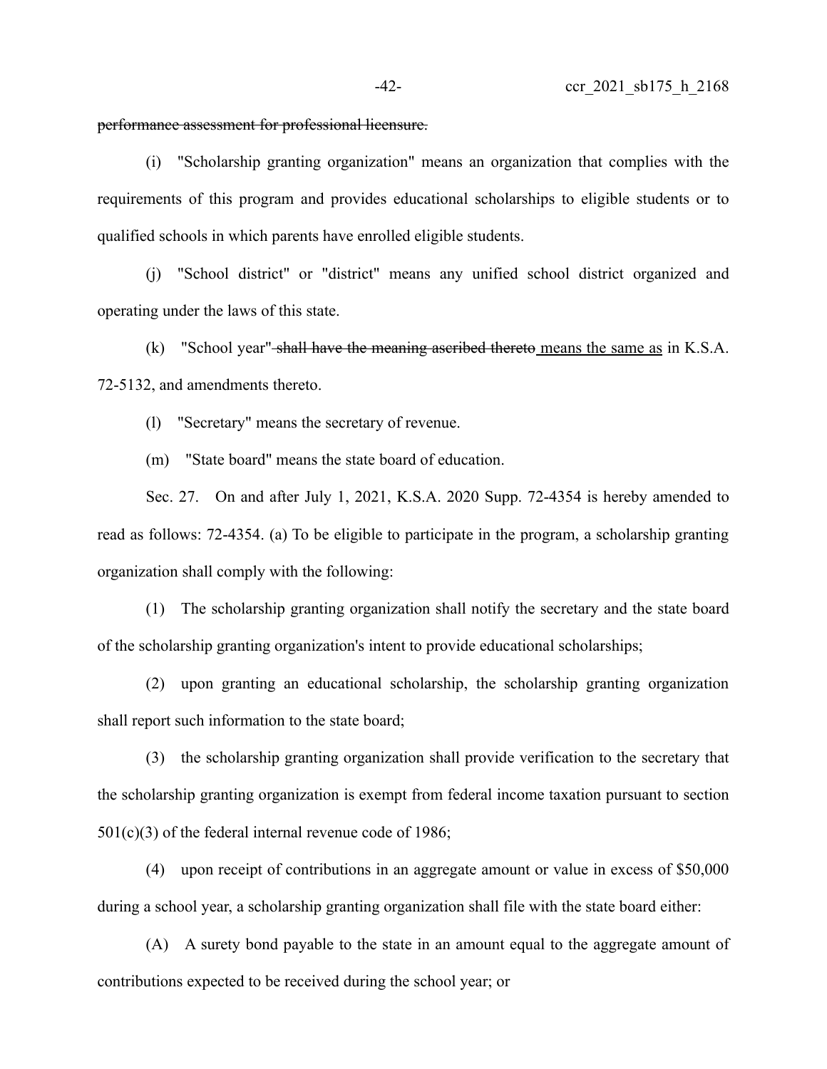~~performance assessment for professional licensure.~~

(i) "Scholarship granting organization" means an organization that complies with the requirements of this program and provides educational scholarships to eligible students or to qualified schools in which parents have enrolled eligible students.

(j) "School district" or "district" means any unified school district organized and operating under the laws of this state.

(k) "School year" ~~shall have the meaning ascribed thereto~~ <u>means the same as</u> in K.S.A. 72-5132, and amendments thereto.

(l) "Secretary" means the secretary of revenue.

(m) "State board" means the state board of education.

Sec. 27. On and after July 1, 2021, K.S.A. 2020 Supp. 72-4354 is hereby amended to read as follows: 72-4354. (a) To be eligible to participate in the program, a scholarship granting organization shall comply with the following:

(1) The scholarship granting organization shall notify the secretary and the state board of the scholarship granting organization's intent to provide educational scholarships;

(2) upon granting an educational scholarship, the scholarship granting organization shall report such information to the state board;

(3) the scholarship granting organization shall provide verification to the secretary that the scholarship granting organization is exempt from federal income taxation pursuant to section 501(c)(3) of the federal internal revenue code of 1986;

(4) upon receipt of contributions in an aggregate amount or value in excess of $50,000 during a school year, a scholarship granting organization shall file with the state board either:

(A) A surety bond payable to the state in an amount equal to the aggregate amount of contributions expected to be received during the school year; or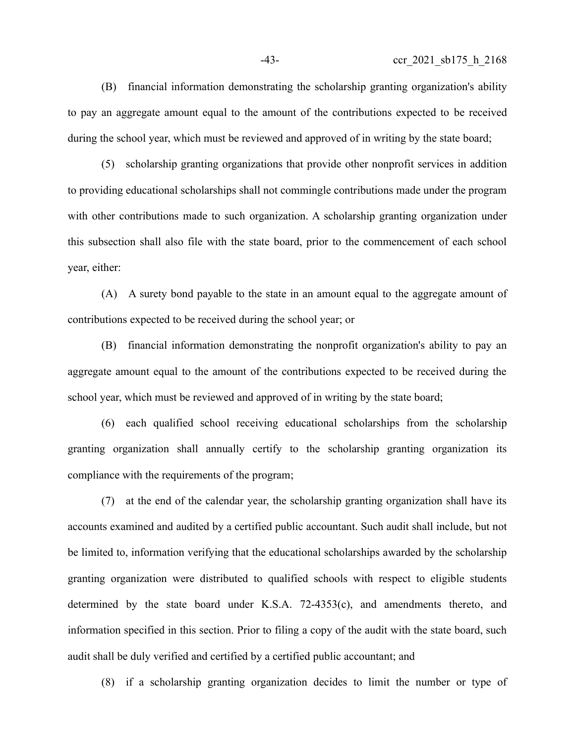(B) financial information demonstrating the scholarship granting organization's ability to pay an aggregate amount equal to the amount of the contributions expected to be received during the school year, which must be reviewed and approved of in writing by the state board;

(5) scholarship granting organizations that provide other nonprofit services in addition to providing educational scholarships shall not commingle contributions made under the program with other contributions made to such organization. A scholarship granting organization under this subsection shall also file with the state board, prior to the commencement of each school year, either:

(A) A surety bond payable to the state in an amount equal to the aggregate amount of contributions expected to be received during the school year; or

(B) financial information demonstrating the nonprofit organization's ability to pay an aggregate amount equal to the amount of the contributions expected to be received during the school year, which must be reviewed and approved of in writing by the state board;

(6) each qualified school receiving educational scholarships from the scholarship granting organization shall annually certify to the scholarship granting organization its compliance with the requirements of the program;

(7) at the end of the calendar year, the scholarship granting organization shall have its accounts examined and audited by a certified public accountant. Such audit shall include, but not be limited to, information verifying that the educational scholarships awarded by the scholarship granting organization were distributed to qualified schools with respect to eligible students determined by the state board under K.S.A. 72-4353(c), and amendments thereto, and information specified in this section. Prior to filing a copy of the audit with the state board, such audit shall be duly verified and certified by a certified public accountant; and

(8) if a scholarship granting organization decides to limit the number or type of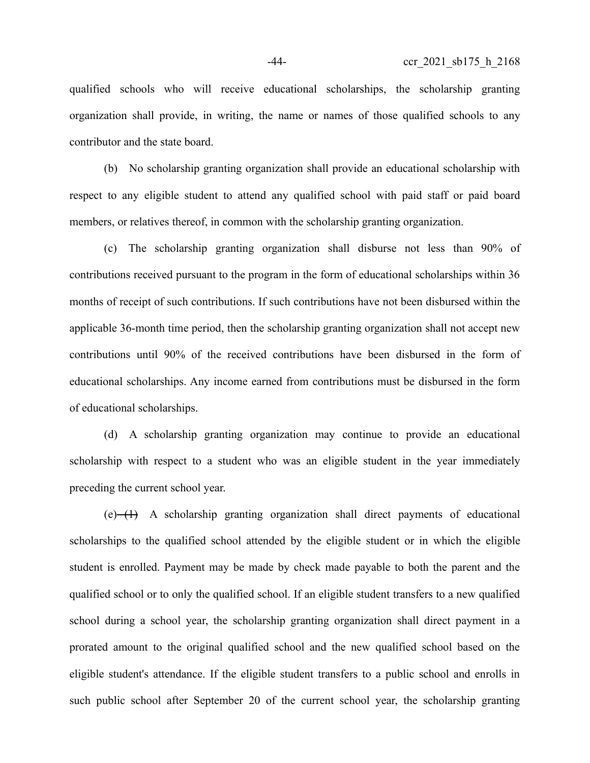qualified schools who will receive educational scholarships, the scholarship granting organization shall provide, in writing, the name or names of those qualified schools to any contributor and the state board.

(b) No scholarship granting organization shall provide an educational scholarship with respect to any eligible student to attend any qualified school with paid staff or paid board members, or relatives thereof, in common with the scholarship granting organization.

(c) The scholarship granting organization shall disburse not less than 90% of contributions received pursuant to the program in the form of educational scholarships within 36 months of receipt of such contributions. If such contributions have not been disbursed within the applicable 36-month time period, then the scholarship granting organization shall not accept new contributions until 90% of the received contributions have been disbursed in the form of educational scholarships. Any income earned from contributions must be disbursed in the form of educational scholarships.

(d) A scholarship granting organization may continue to provide an educational scholarship with respect to a student who was an eligible student in the year immediately preceding the current school year.

(e) ~~(1)~~ A scholarship granting organization shall direct payments of educational scholarships to the qualified school attended by the eligible student or in which the eligible student is enrolled. Payment may be made by check made payable to both the parent and the qualified school or to only the qualified school. If an eligible student transfers to a new qualified school during a school year, the scholarship granting organization shall direct payment in a prorated amount to the original qualified school and the new qualified school based on the eligible student's attendance. If the eligible student transfers to a public school and enrolls in such public school after September 20 of the current school year, the scholarship granting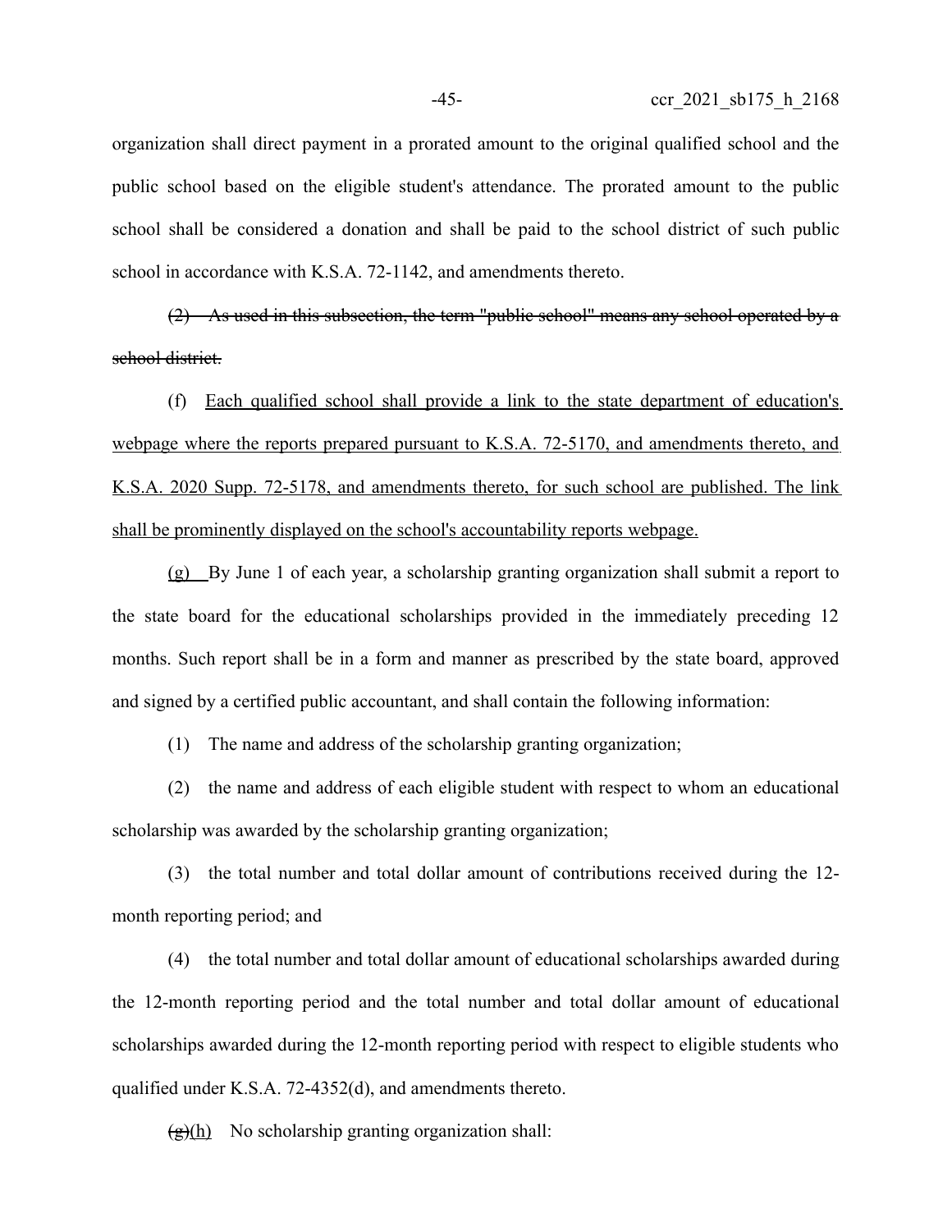organization shall direct payment in a prorated amount to the original qualified school and the public school based on the eligible student's attendance. The prorated amount to the public school shall be considered a donation and shall be paid to the school district of such public school in accordance with K.S.A. 72-1142, and amendments thereto.

~~(2) As used in this subsection, the term "public school" means any school operated by a school district.~~

(f) <u>Each qualified school shall provide a link to the state department of education's webpage where the reports prepared pursuant to K.S.A. 72-5170, and amendments thereto, and K.S.A. 2020 Supp. 72-5178, and amendments thereto, for such school are published. The link shall be prominently displayed on the school's accountability reports webpage.</u>

<u>(g)</u> By June 1 of each year, a scholarship granting organization shall submit a report to the state board for the educational scholarships provided in the immediately preceding 12 months. Such report shall be in a form and manner as prescribed by the state board, approved and signed by a certified public accountant, and shall contain the following information:

(1) The name and address of the scholarship granting organization;

(2) the name and address of each eligible student with respect to whom an educational scholarship was awarded by the scholarship granting organization;

(3) the total number and total dollar amount of contributions received during the 12-month reporting period; and

(4) the total number and total dollar amount of educational scholarships awarded during the 12-month reporting period and the total number and total dollar amount of educational scholarships awarded during the 12-month reporting period with respect to eligible students who qualified under K.S.A. 72-4352(d), and amendments thereto.

~~(g)~~<u>(h)</u> No scholarship granting organization shall: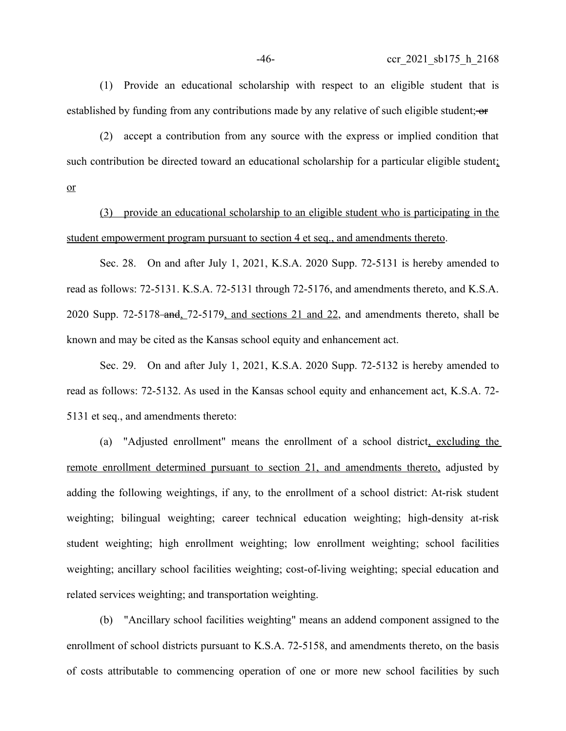(1) Provide an educational scholarship with respect to an eligible student that is established by funding from any contributions made by any relative of such eligible student; ~~or~~

(2) accept a contribution from any source with the express or implied condition that such contribution be directed toward an educational scholarship for a particular eligible student; or

(3) provide an educational scholarship to an eligible student who is participating in the student empowerment program pursuant to section 4 et seq., and amendments thereto.

Sec. 28. On and after July 1, 2021, K.S.A. 2020 Supp. 72-5131 is hereby amended to read as follows: 72-5131. K.S.A. 72-5131 through 72-5176, and amendments thereto, and K.S.A. 2020 Supp. 72-5178 ~~and~~, 72-5179, and sections 21 and 22, and amendments thereto, shall be known and may be cited as the Kansas school equity and enhancement act.

Sec. 29. On and after July 1, 2021, K.S.A. 2020 Supp. 72-5132 is hereby amended to read as follows: 72-5132. As used in the Kansas school equity and enhancement act, K.S.A. 72-5131 et seq., and amendments thereto:

(a) "Adjusted enrollment" means the enrollment of a school district, excluding the remote enrollment determined pursuant to section 21, and amendments thereto, adjusted by adding the following weightings, if any, to the enrollment of a school district: At-risk student weighting; bilingual weighting; career technical education weighting; high-density at-risk student weighting; high enrollment weighting; low enrollment weighting; school facilities weighting; ancillary school facilities weighting; cost-of-living weighting; special education and related services weighting; and transportation weighting.

(b) "Ancillary school facilities weighting" means an addend component assigned to the enrollment of school districts pursuant to K.S.A. 72-5158, and amendments thereto, on the basis of costs attributable to commencing operation of one or more new school facilities by such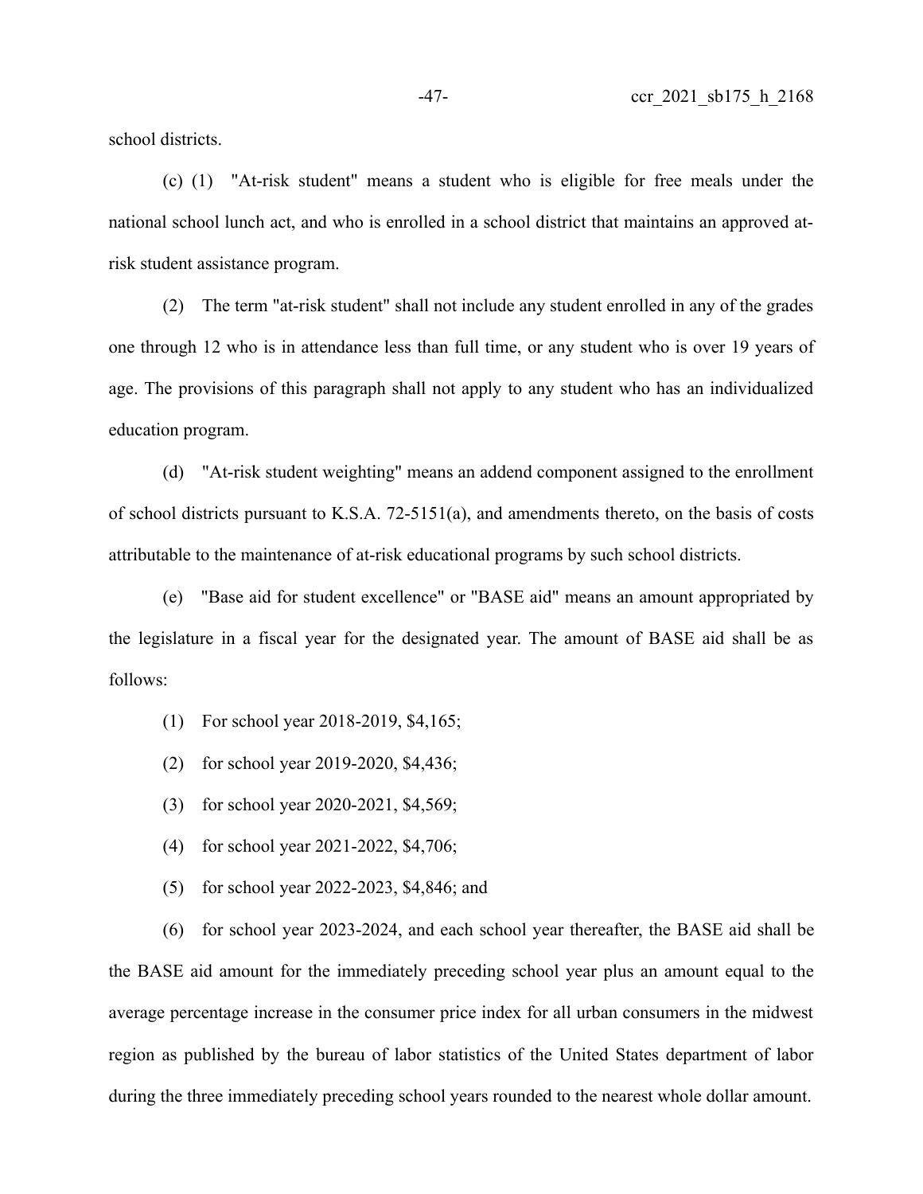school districts.

(c) (1) "At-risk student" means a student who is eligible for free meals under the national school lunch act, and who is enrolled in a school district that maintains an approved at-risk student assistance program.

(2) The term "at-risk student" shall not include any student enrolled in any of the grades one through 12 who is in attendance less than full time, or any student who is over 19 years of age. The provisions of this paragraph shall not apply to any student who has an individualized education program.

(d) "At-risk student weighting" means an addend component assigned to the enrollment of school districts pursuant to K.S.A. 72-5151(a), and amendments thereto, on the basis of costs attributable to the maintenance of at-risk educational programs by such school districts.

(e) "Base aid for student excellence" or "BASE aid" means an amount appropriated by the legislature in a fiscal year for the designated year. The amount of BASE aid shall be as follows:

(1) For school year 2018-2019, $4,165;

(2) for school year 2019-2020, $4,436;

(3) for school year 2020-2021, $4,569;

(4) for school year 2021-2022, $4,706;

(5) for school year 2022-2023, $4,846; and

(6) for school year 2023-2024, and each school year thereafter, the BASE aid shall be the BASE aid amount for the immediately preceding school year plus an amount equal to the average percentage increase in the consumer price index for all urban consumers in the midwest region as published by the bureau of labor statistics of the United States department of labor during the three immediately preceding school years rounded to the nearest whole dollar amount.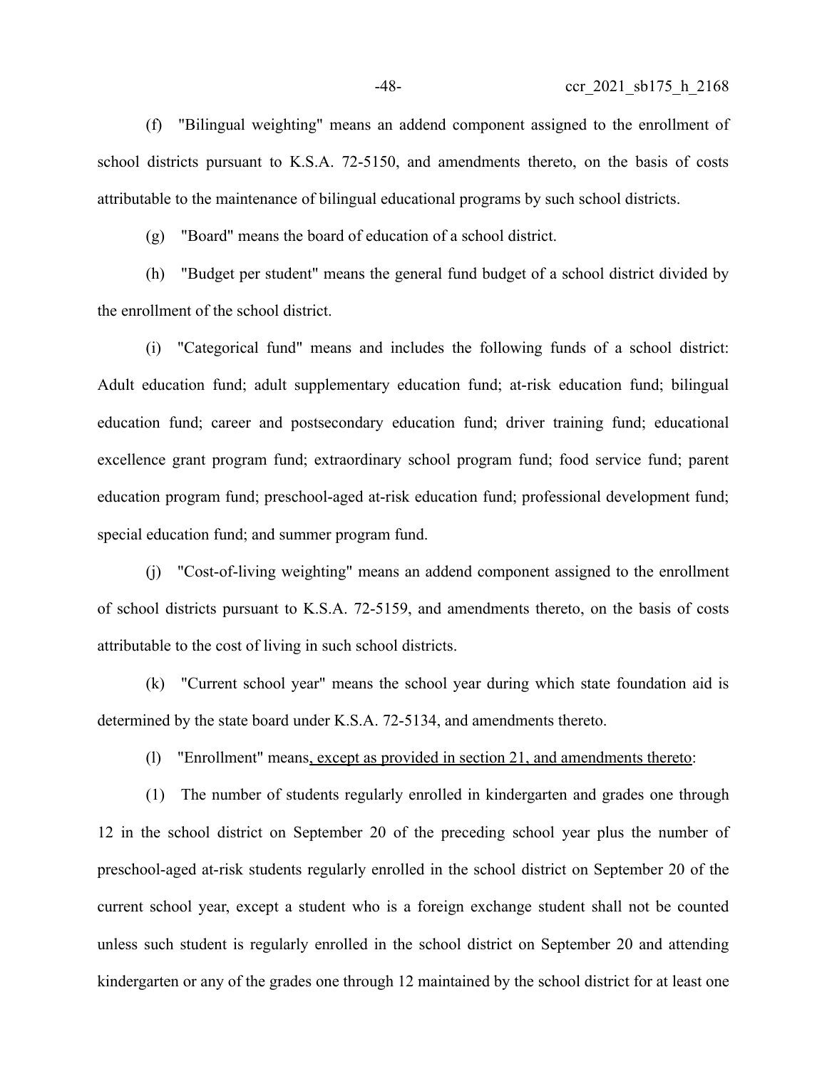(f) "Bilingual weighting" means an addend component assigned to the enrollment of school districts pursuant to K.S.A. 72-5150, and amendments thereto, on the basis of costs attributable to the maintenance of bilingual educational programs by such school districts.

(g) "Board" means the board of education of a school district.

(h) "Budget per student" means the general fund budget of a school district divided by the enrollment of the school district.

(i) "Categorical fund" means and includes the following funds of a school district: Adult education fund; adult supplementary education fund; at-risk education fund; bilingual education fund; career and postsecondary education fund; driver training fund; educational excellence grant program fund; extraordinary school program fund; food service fund; parent education program fund; preschool-aged at-risk education fund; professional development fund; special education fund; and summer program fund.

(j) "Cost-of-living weighting" means an addend component assigned to the enrollment of school districts pursuant to K.S.A. 72-5159, and amendments thereto, on the basis of costs attributable to the cost of living in such school districts.

(k) "Current school year" means the school year during which state foundation aid is determined by the state board under K.S.A. 72-5134, and amendments thereto.

(l) "Enrollment" means<u>, except as provided in section 21, and amendments thereto</u>:

(1) The number of students regularly enrolled in kindergarten and grades one through 12 in the school district on September 20 of the preceding school year plus the number of preschool-aged at-risk students regularly enrolled in the school district on September 20 of the current school year, except a student who is a foreign exchange student shall not be counted unless such student is regularly enrolled in the school district on September 20 and attending kindergarten or any of the grades one through 12 maintained by the school district for at least one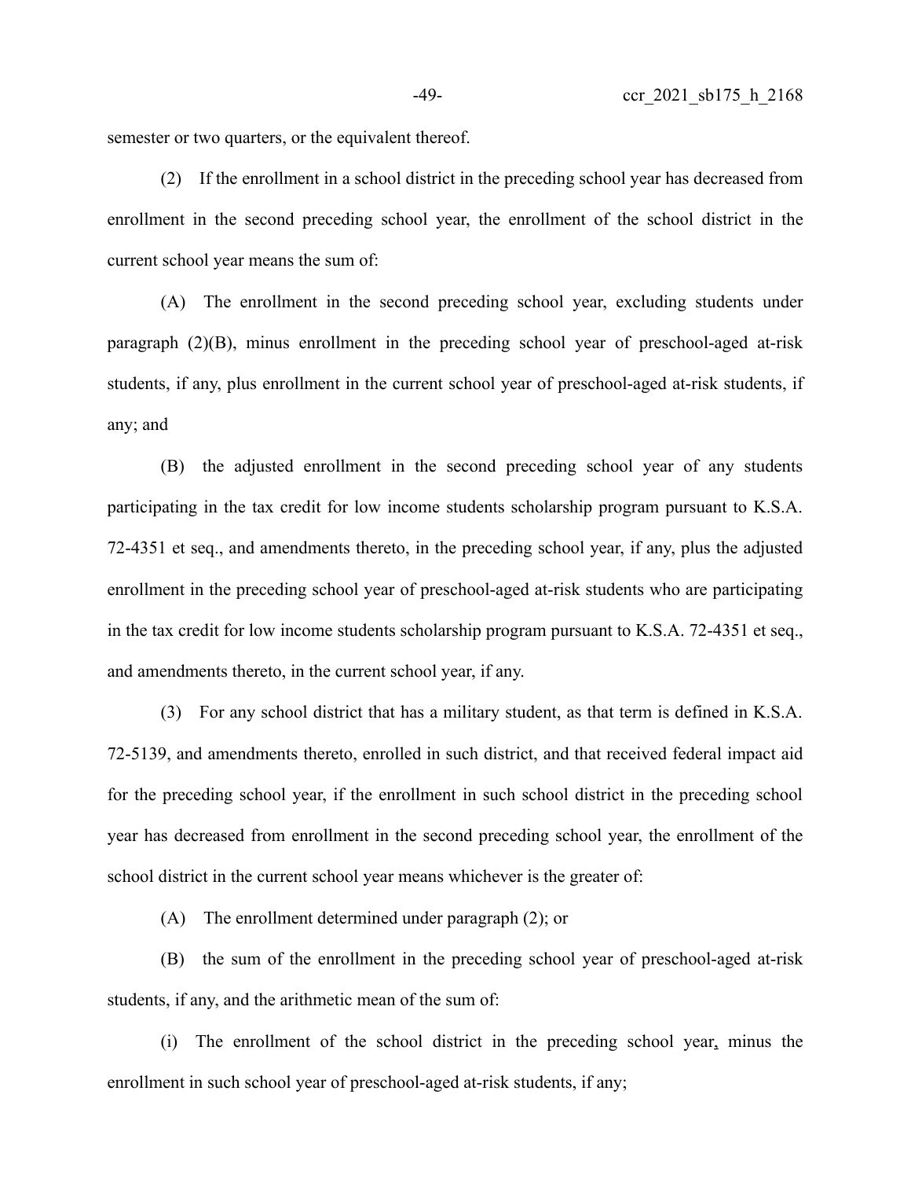semester or two quarters, or the equivalent thereof.

(2) If the enrollment in a school district in the preceding school year has decreased from enrollment in the second preceding school year, the enrollment of the school district in the current school year means the sum of:

(A) The enrollment in the second preceding school year, excluding students under paragraph (2)(B), minus enrollment in the preceding school year of preschool-aged at-risk students, if any, plus enrollment in the current school year of preschool-aged at-risk students, if any; and

(B) the adjusted enrollment in the second preceding school year of any students participating in the tax credit for low income students scholarship program pursuant to K.S.A. 72-4351 et seq., and amendments thereto, in the preceding school year, if any, plus the adjusted enrollment in the preceding school year of preschool-aged at-risk students who are participating in the tax credit for low income students scholarship program pursuant to K.S.A. 72-4351 et seq., and amendments thereto, in the current school year, if any.

(3) For any school district that has a military student, as that term is defined in K.S.A. 72-5139, and amendments thereto, enrolled in such district, and that received federal impact aid for the preceding school year, if the enrollment in such school district in the preceding school year has decreased from enrollment in the second preceding school year, the enrollment of the school district in the current school year means whichever is the greater of:

(A) The enrollment determined under paragraph (2); or

(B) the sum of the enrollment in the preceding school year of preschool-aged at-risk students, if any, and the arithmetic mean of the sum of:

(i) The enrollment of the school district in the preceding school year, minus the enrollment in such school year of preschool-aged at-risk students, if any;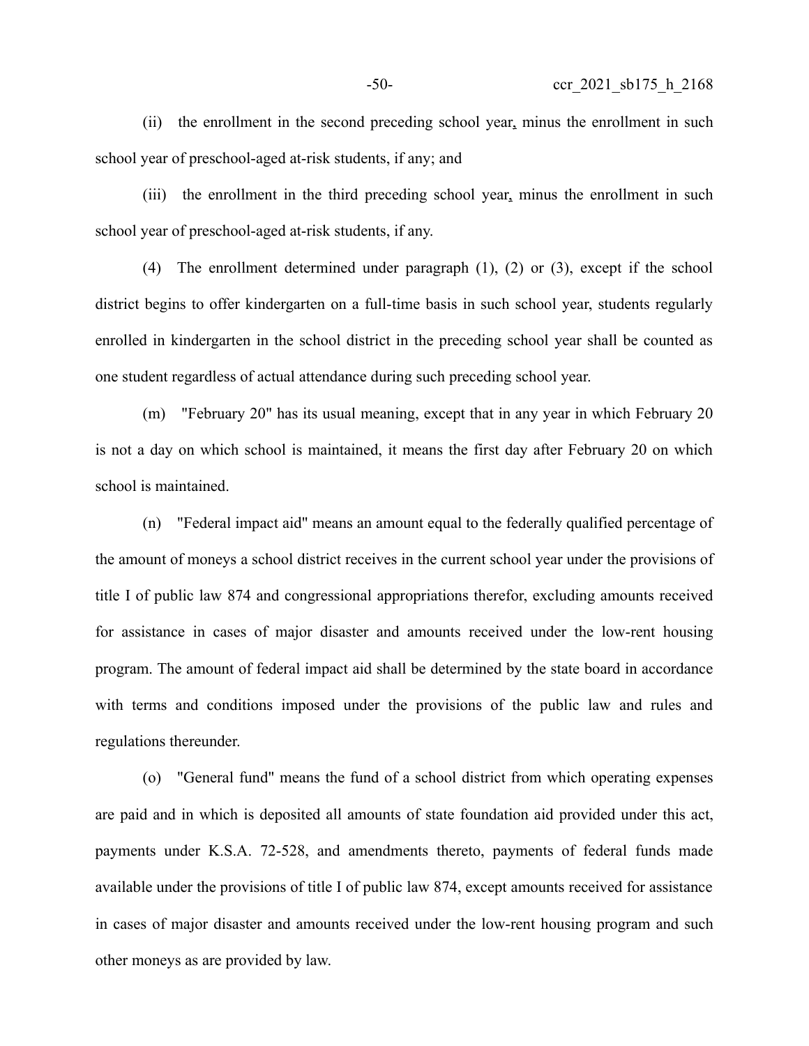(ii) the enrollment in the second preceding school year, minus the enrollment in such school year of preschool-aged at-risk students, if any; and

(iii) the enrollment in the third preceding school year, minus the enrollment in such school year of preschool-aged at-risk students, if any.

(4) The enrollment determined under paragraph (1), (2) or (3), except if the school district begins to offer kindergarten on a full-time basis in such school year, students regularly enrolled in kindergarten in the school district in the preceding school year shall be counted as one student regardless of actual attendance during such preceding school year.

(m) "February 20" has its usual meaning, except that in any year in which February 20 is not a day on which school is maintained, it means the first day after February 20 on which school is maintained.

(n) "Federal impact aid" means an amount equal to the federally qualified percentage of the amount of moneys a school district receives in the current school year under the provisions of title I of public law 874 and congressional appropriations therefor, excluding amounts received for assistance in cases of major disaster and amounts received under the low-rent housing program. The amount of federal impact aid shall be determined by the state board in accordance with terms and conditions imposed under the provisions of the public law and rules and regulations thereunder.

(o) "General fund" means the fund of a school district from which operating expenses are paid and in which is deposited all amounts of state foundation aid provided under this act, payments under K.S.A. 72-528, and amendments thereto, payments of federal funds made available under the provisions of title I of public law 874, except amounts received for assistance in cases of major disaster and amounts received under the low-rent housing program and such other moneys as are provided by law.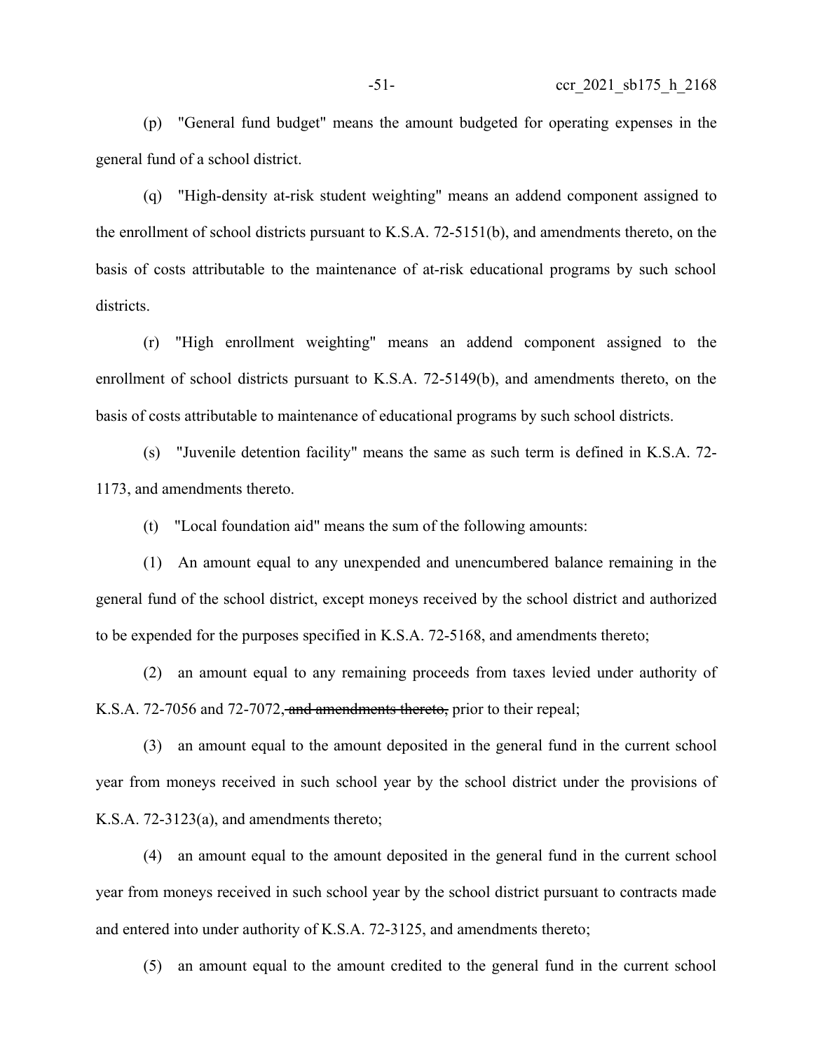(p) "General fund budget" means the amount budgeted for operating expenses in the general fund of a school district.

(q) "High-density at-risk student weighting" means an addend component assigned to the enrollment of school districts pursuant to K.S.A. 72-5151(b), and amendments thereto, on the basis of costs attributable to the maintenance of at-risk educational programs by such school districts.

(r) "High enrollment weighting" means an addend component assigned to the enrollment of school districts pursuant to K.S.A. 72-5149(b), and amendments thereto, on the basis of costs attributable to maintenance of educational programs by such school districts.

(s) "Juvenile detention facility" means the same as such term is defined in K.S.A. 72-1173, and amendments thereto.

(t) "Local foundation aid" means the sum of the following amounts:

(1) An amount equal to any unexpended and unencumbered balance remaining in the general fund of the school district, except moneys received by the school district and authorized to be expended for the purposes specified in K.S.A. 72-5168, and amendments thereto;

(2) an amount equal to any remaining proceeds from taxes levied under authority of K.S.A. 72-7056 and 72-7072~~, and amendments thereto,~~ prior to their repeal;

(3) an amount equal to the amount deposited in the general fund in the current school year from moneys received in such school year by the school district under the provisions of K.S.A. 72-3123(a), and amendments thereto;

(4) an amount equal to the amount deposited in the general fund in the current school year from moneys received in such school year by the school district pursuant to contracts made and entered into under authority of K.S.A. 72-3125, and amendments thereto;

(5) an amount equal to the amount credited to the general fund in the current school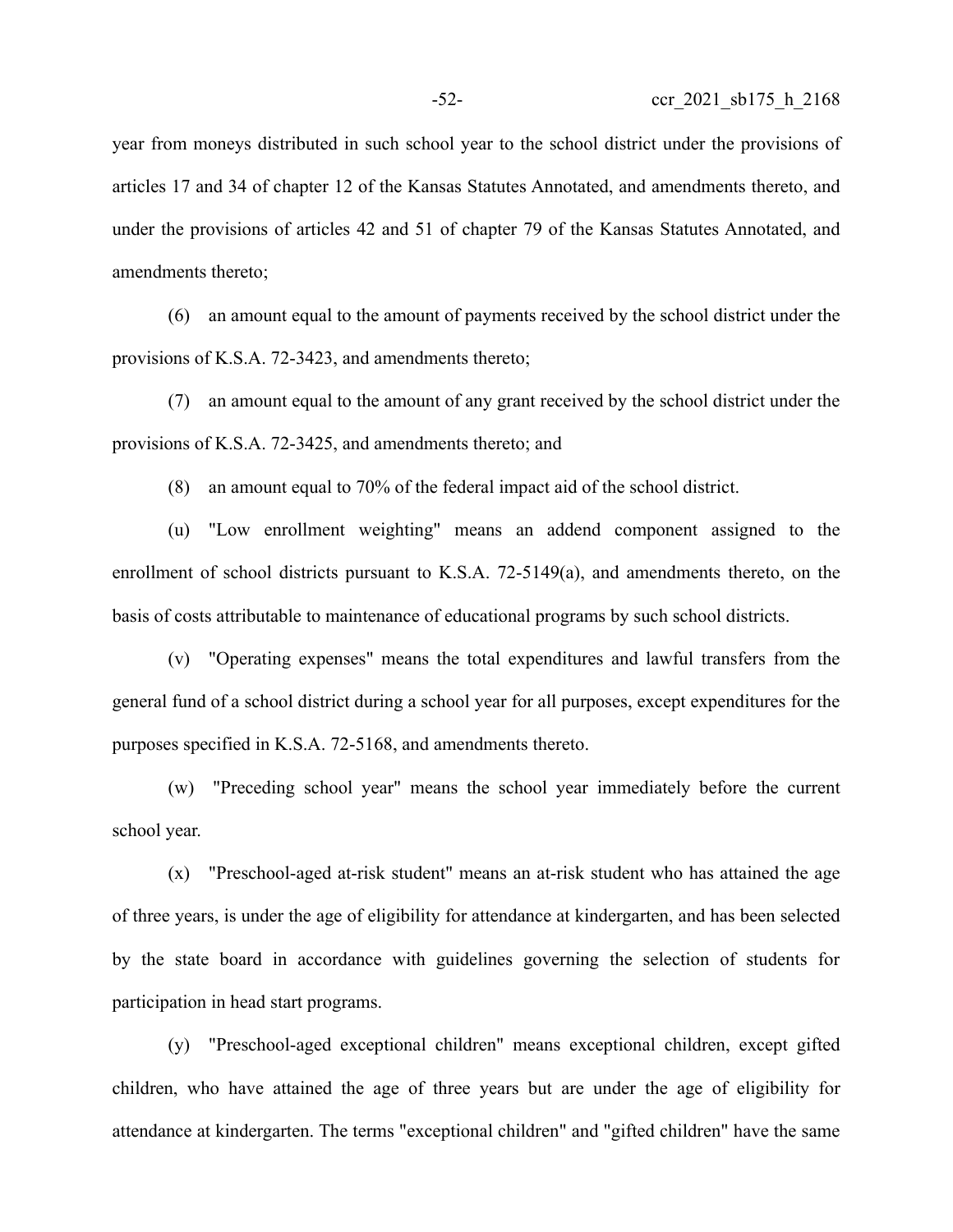year from moneys distributed in such school year to the school district under the provisions of articles 17 and 34 of chapter 12 of the Kansas Statutes Annotated, and amendments thereto, and under the provisions of articles 42 and 51 of chapter 79 of the Kansas Statutes Annotated, and amendments thereto;

(6) an amount equal to the amount of payments received by the school district under the provisions of K.S.A. 72-3423, and amendments thereto;

(7) an amount equal to the amount of any grant received by the school district under the provisions of K.S.A. 72-3425, and amendments thereto; and

(8) an amount equal to 70% of the federal impact aid of the school district.

(u) "Low enrollment weighting" means an addend component assigned to the enrollment of school districts pursuant to K.S.A. 72-5149(a), and amendments thereto, on the basis of costs attributable to maintenance of educational programs by such school districts.

(v) "Operating expenses" means the total expenditures and lawful transfers from the general fund of a school district during a school year for all purposes, except expenditures for the purposes specified in K.S.A. 72-5168, and amendments thereto.

(w) "Preceding school year" means the school year immediately before the current school year.

(x) "Preschool-aged at-risk student" means an at-risk student who has attained the age of three years, is under the age of eligibility for attendance at kindergarten, and has been selected by the state board in accordance with guidelines governing the selection of students for participation in head start programs.

(y) "Preschool-aged exceptional children" means exceptional children, except gifted children, who have attained the age of three years but are under the age of eligibility for attendance at kindergarten. The terms "exceptional children" and "gifted children" have the same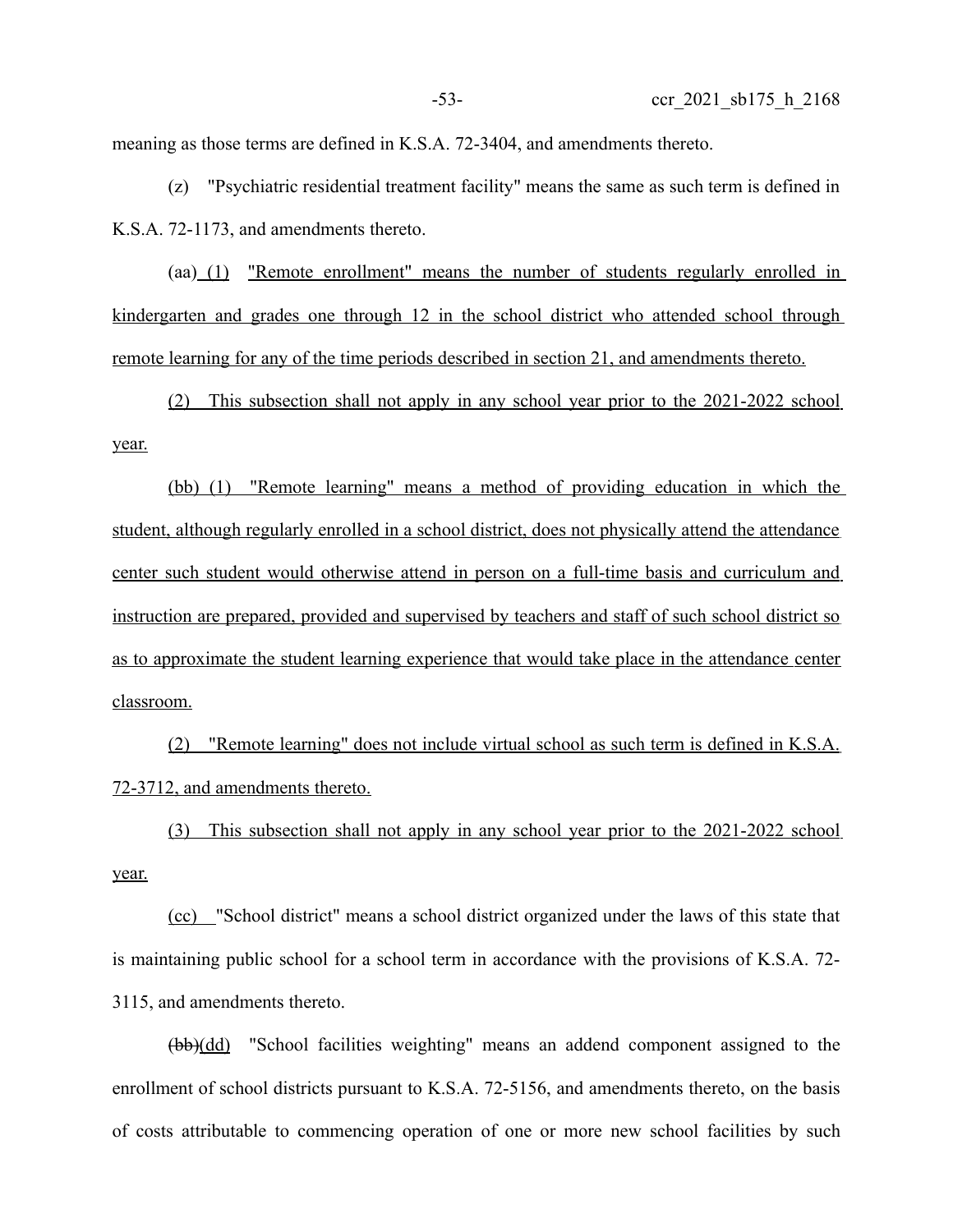meaning as those terms are defined in K.S.A. 72-3404, and amendments thereto.

(z) "Psychiatric residential treatment facility" means the same as such term is defined in K.S.A. 72-1173, and amendments thereto.

(aa) (1) "Remote enrollment" means the number of students regularly enrolled in kindergarten and grades one through 12 in the school district who attended school through remote learning for any of the time periods described in section 21, and amendments thereto.

(2) This subsection shall not apply in any school year prior to the 2021-2022 school year.

(bb) (1) "Remote learning" means a method of providing education in which the student, although regularly enrolled in a school district, does not physically attend the attendance center such student would otherwise attend in person on a full-time basis and curriculum and instruction are prepared, provided and supervised by teachers and staff of such school district so as to approximate the student learning experience that would take place in the attendance center classroom.

(2) "Remote learning" does not include virtual school as such term is defined in K.S.A. 72-3712, and amendments thereto.

(3) This subsection shall not apply in any school year prior to the 2021-2022 school year.

(cc) "School district" means a school district organized under the laws of this state that is maintaining public school for a school term in accordance with the provisions of K.S.A. 72-3115, and amendments thereto.

~~(bb)~~(dd) "School facilities weighting" means an addend component assigned to the enrollment of school districts pursuant to K.S.A. 72-5156, and amendments thereto, on the basis of costs attributable to commencing operation of one or more new school facilities by such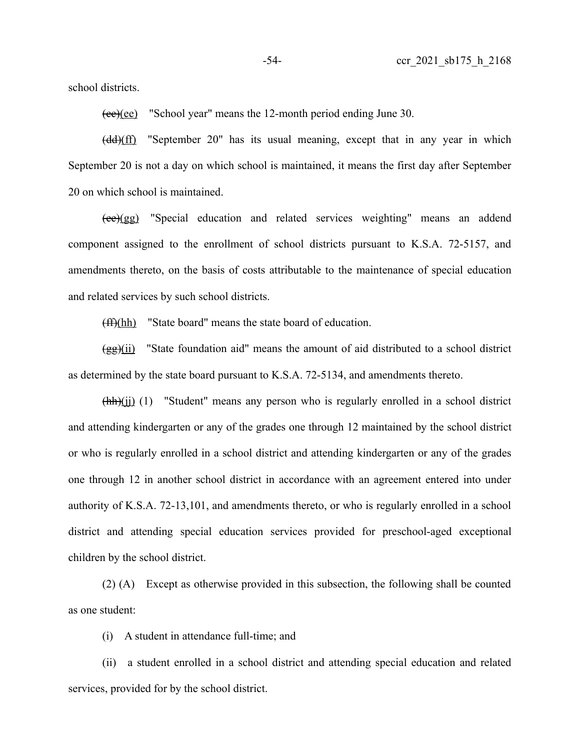school districts.

~~(cc)~~(ee) "School year" means the 12-month period ending June 30.

~~(dd)~~(ff) "September 20" has its usual meaning, except that in any year in which September 20 is not a day on which school is maintained, it means the first day after September 20 on which school is maintained.

~~(ee)~~(gg) "Special education and related services weighting" means an addend component assigned to the enrollment of school districts pursuant to K.S.A. 72-5157, and amendments thereto, on the basis of costs attributable to the maintenance of special education and related services by such school districts.

~~(ff)~~(hh) "State board" means the state board of education.

~~(gg)~~(ii) "State foundation aid" means the amount of aid distributed to a school district as determined by the state board pursuant to K.S.A. 72-5134, and amendments thereto.

~~(hh)~~(jj) (1) "Student" means any person who is regularly enrolled in a school district and attending kindergarten or any of the grades one through 12 maintained by the school district or who is regularly enrolled in a school district and attending kindergarten or any of the grades one through 12 in another school district in accordance with an agreement entered into under authority of K.S.A. 72-13,101, and amendments thereto, or who is regularly enrolled in a school district and attending special education services provided for preschool-aged exceptional children by the school district.

(2) (A) Except as otherwise provided in this subsection, the following shall be counted as one student:

(i) A student in attendance full-time; and

(ii) a student enrolled in a school district and attending special education and related services, provided for by the school district.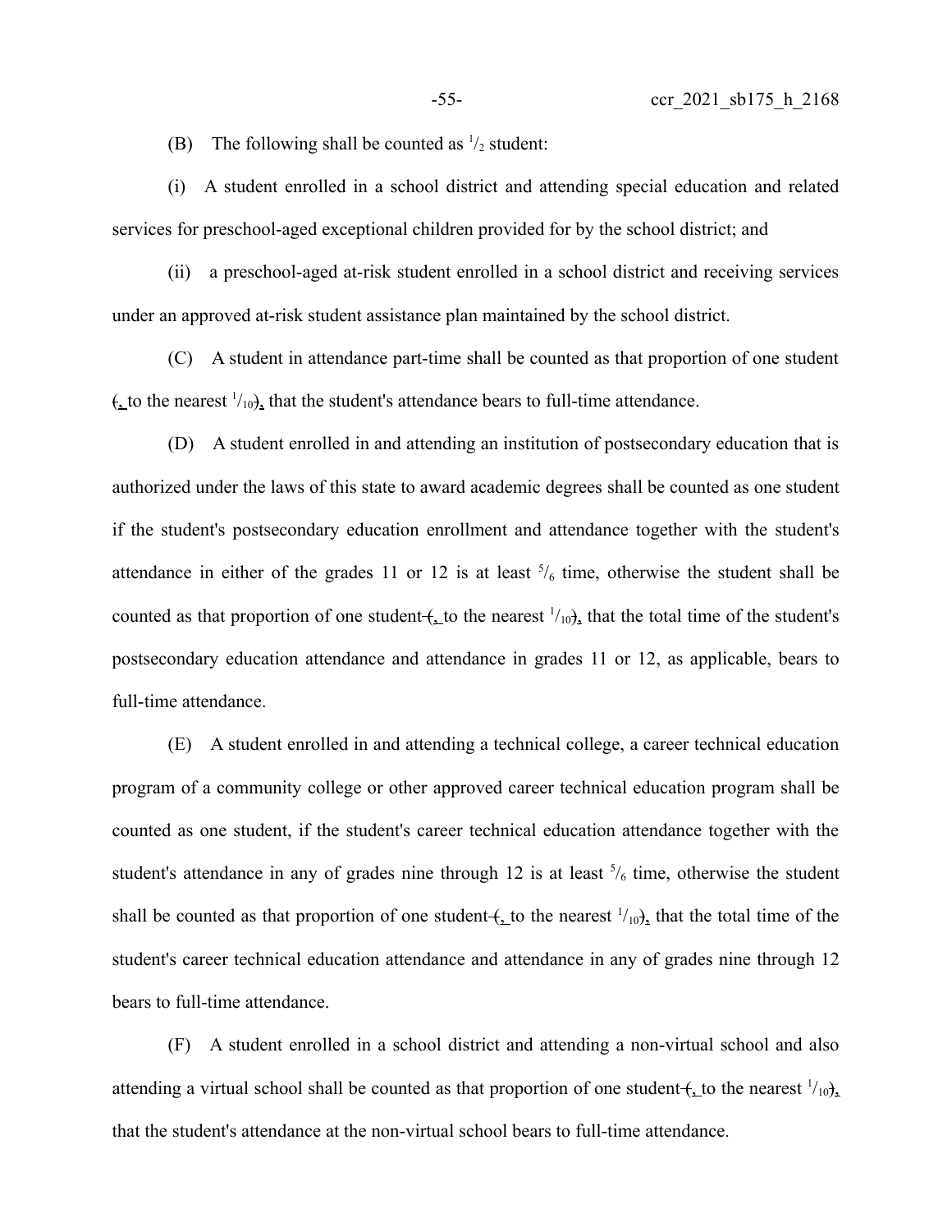(B) The following shall be counted as $^{1}/_{2}$ student:

(i) A student enrolled in a school district and attending special education and related services for preschool-aged exceptional children provided for by the school district; and

(ii) a preschool-aged at-risk student enrolled in a school district and receiving services under an approved at-risk student assistance plan maintained by the school district.

(C) A student in attendance part-time shall be counted as that proportion of one student ~~(~~, to the nearest $^{1}/_{10}$~~)~~, that the student's attendance bears to full-time attendance.

(D) A student enrolled in and attending an institution of postsecondary education that is authorized under the laws of this state to award academic degrees shall be counted as one student if the student's postsecondary education enrollment and attendance together with the student's attendance in either of the grades 11 or 12 is at least $^{5}/_{6}$ time, otherwise the student shall be counted as that proportion of one student ~~(~~, to the nearest $^{1}/_{10}$~~)~~, that the total time of the student's postsecondary education attendance and attendance in grades 11 or 12, as applicable, bears to full-time attendance.

(E) A student enrolled in and attending a technical college, a career technical education program of a community college or other approved career technical education program shall be counted as one student, if the student's career technical education attendance together with the student's attendance in any of grades nine through 12 is at least $^{5}/_{6}$ time, otherwise the student shall be counted as that proportion of one student ~~(~~, to the nearest $^{1}/_{10}$~~)~~, that the total time of the student's career technical education attendance and attendance in any of grades nine through 12 bears to full-time attendance.

(F) A student enrolled in a school district and attending a non-virtual school and also attending a virtual school shall be counted as that proportion of one student ~~(~~, to the nearest $^{1}/_{10}$~~)~~, that the student's attendance at the non-virtual school bears to full-time attendance.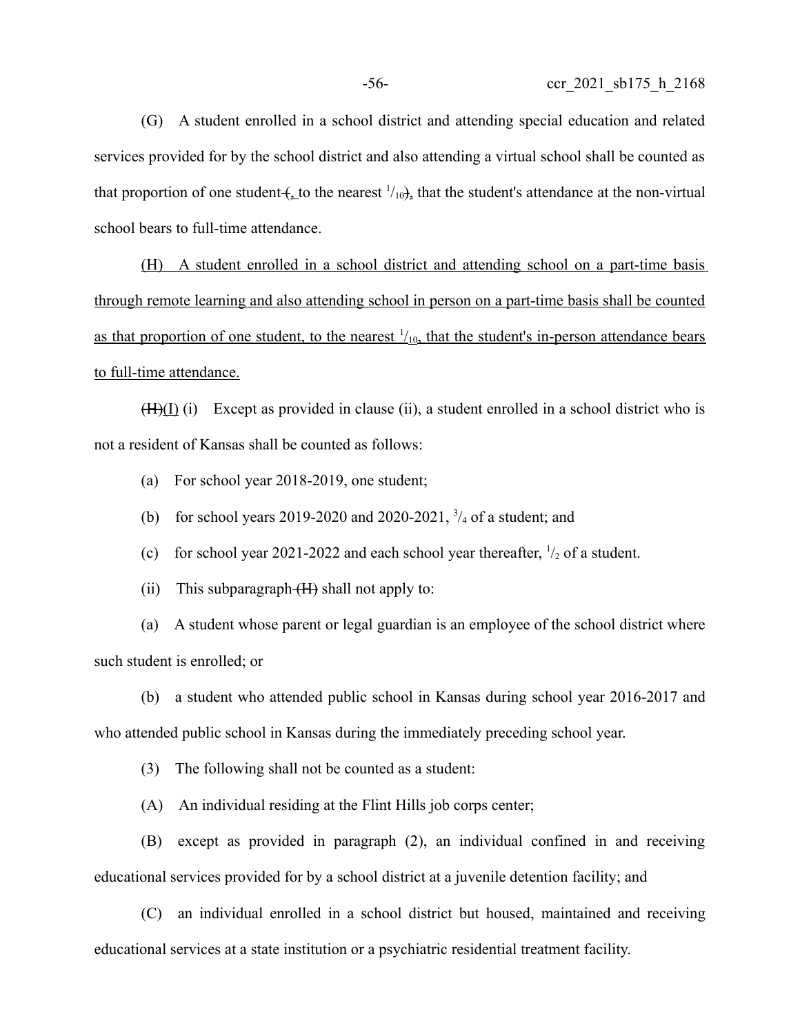(G) A student enrolled in a school district and attending special education and related services provided for by the school district and also attending a virtual school shall be counted as that proportion of one student (, to the nearest 1/10), that the student's attendance at the non-virtual school bears to full-time attendance.

(H) A student enrolled in a school district and attending school on a part-time basis through remote learning and also attending school in person on a part-time basis shall be counted as that proportion of one student, to the nearest 1/10, that the student's in-person attendance bears to full-time attendance.

(H)(I) (i) Except as provided in clause (ii), a student enrolled in a school district who is not a resident of Kansas shall be counted as follows:

(a) For school year 2018-2019, one student;

(b) for school years 2019-2020 and 2020-2021, 3/4 of a student; and

(c) for school year 2021-2022 and each school year thereafter, 1/2 of a student.

(ii) This subparagraph (H) shall not apply to:

(a) A student whose parent or legal guardian is an employee of the school district where such student is enrolled; or

(b) a student who attended public school in Kansas during school year 2016-2017 and who attended public school in Kansas during the immediately preceding school year.

(3) The following shall not be counted as a student:

(A) An individual residing at the Flint Hills job corps center;

(B) except as provided in paragraph (2), an individual confined in and receiving educational services provided for by a school district at a juvenile detention facility; and

(C) an individual enrolled in a school district but housed, maintained and receiving educational services at a state institution or a psychiatric residential treatment facility.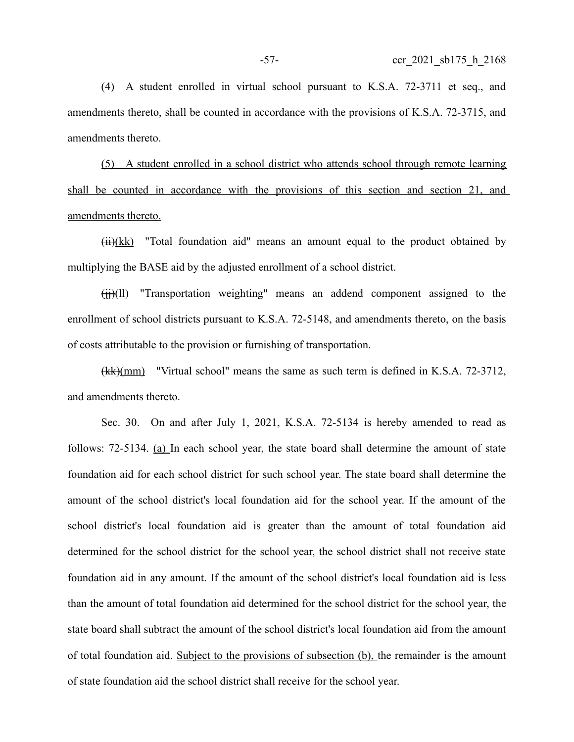(4) A student enrolled in virtual school pursuant to K.S.A. 72-3711 et seq., and amendments thereto, shall be counted in accordance with the provisions of K.S.A. 72-3715, and amendments thereto.

<u>(5) A student enrolled in a school district who attends school through remote learning shall be counted in accordance with the provisions of this section and section 21, and amendments thereto.</u>

~~(ii)~~<u>(kk)</u> "Total foundation aid" means an amount equal to the product obtained by multiplying the BASE aid by the adjusted enrollment of a school district.

~~(jj)~~<u>(ll)</u> "Transportation weighting" means an addend component assigned to the enrollment of school districts pursuant to K.S.A. 72-5148, and amendments thereto, on the basis of costs attributable to the provision or furnishing of transportation.

~~(kk)~~<u>(mm)</u> "Virtual school" means the same as such term is defined in K.S.A. 72-3712, and amendments thereto.

Sec. 30. On and after July 1, 2021, K.S.A. 72-5134 is hereby amended to read as follows: 72-5134. <u>(a)</u> In each school year, the state board shall determine the amount of state foundation aid for each school district for such school year. The state board shall determine the amount of the school district's local foundation aid for the school year. If the amount of the school district's local foundation aid is greater than the amount of total foundation aid determined for the school district for the school year, the school district shall not receive state foundation aid in any amount. If the amount of the school district's local foundation aid is less than the amount of total foundation aid determined for the school district for the school year, the state board shall subtract the amount of the school district's local foundation aid from the amount of total foundation aid. <u>Subject to the provisions of subsection (b),</u> the remainder is the amount of state foundation aid the school district shall receive for the school year.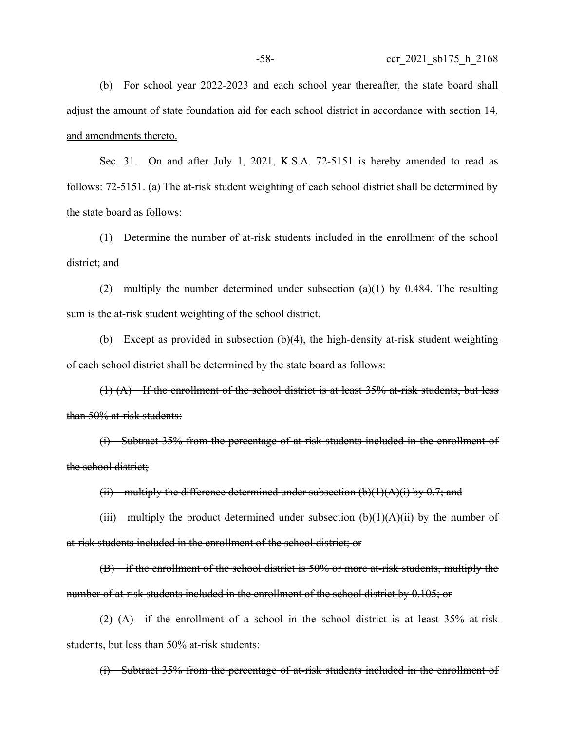(b) For school year 2022-2023 and each school year thereafter, the state board shall adjust the amount of state foundation aid for each school district in accordance with section 14, and amendments thereto.

Sec. 31. On and after July 1, 2021, K.S.A. 72-5151 is hereby amended to read as follows: 72-5151. (a) The at-risk student weighting of each school district shall be determined by the state board as follows:

(1) Determine the number of at-risk students included in the enrollment of the school district; and

(2) multiply the number determined under subsection (a)(1) by 0.484. The resulting sum is the at-risk student weighting of the school district.

(b) ~~Except as provided in subsection (b)(4), the high-density at-risk student weighting of each school district shall be determined by the state board as follows:~~

~~(1) (A) If the enrollment of the school district is at least 35% at-risk students, but less than 50% at-risk students:~~

~~(i) Subtract 35% from the percentage of at-risk students included in the enrollment of the school district;~~

~~(ii) multiply the difference determined under subsection (b)(1)(A)(i) by 0.7; and~~

~~(iii) multiply the product determined under subsection (b)(1)(A)(ii) by the number of at-risk students included in the enrollment of the school district; or~~

~~(B) if the enrollment of the school district is 50% or more at-risk students, multiply the number of at-risk students included in the enrollment of the school district by 0.105; or~~

~~(2) (A) if the enrollment of a school in the school district is at least 35% at-risk students, but less than 50% at-risk students:~~

~~(i) Subtract 35% from the percentage of at-risk students included in the enrollment of~~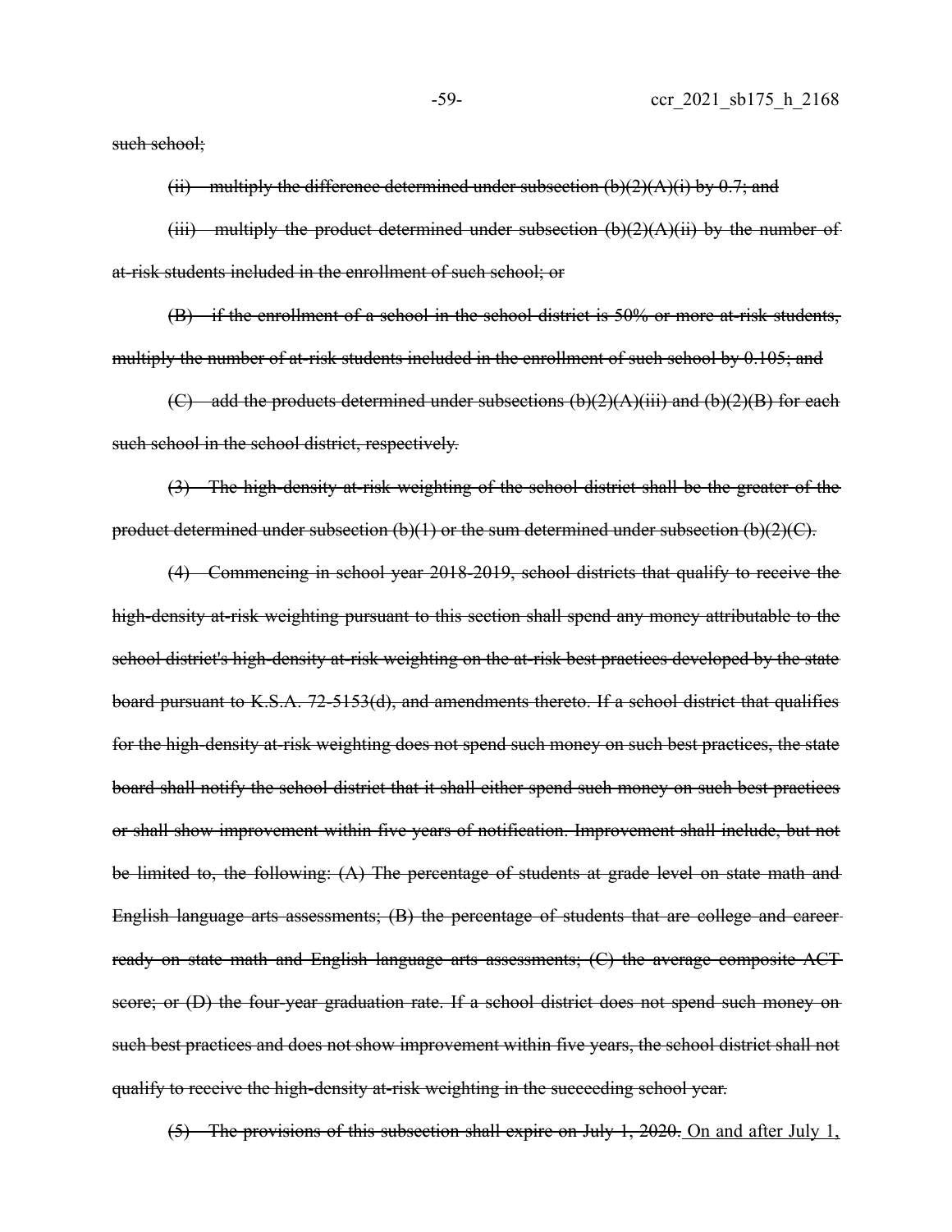~~such school;~~

~~(ii) multiply the difference determined under subsection (b)(2)(A)(i) by 0.7; and~~

~~(iii) multiply the product determined under subsection (b)(2)(A)(ii) by the number of at-risk students included in the enrollment of such school; or~~

~~(B) if the enrollment of a school in the school district is 50% or more at-risk students, multiply the number of at-risk students included in the enrollment of such school by 0.105; and~~

~~(C) add the products determined under subsections (b)(2)(A)(iii) and (b)(2)(B) for each such school in the school district, respectively.~~

~~(3) The high-density at-risk weighting of the school district shall be the greater of the product determined under subsection (b)(1) or the sum determined under subsection (b)(2)(C).~~

~~(4) Commencing in school year 2018-2019, school districts that qualify to receive the high-density at-risk weighting pursuant to this section shall spend any money attributable to the school district's high-density at-risk weighting on the at-risk best practices developed by the state board pursuant to K.S.A. 72-5153(d), and amendments thereto. If a school district that qualifies for the high-density at-risk weighting does not spend such money on such best practices, the state board shall notify the school district that it shall either spend such money on such best practices or shall show improvement within five years of notification. Improvement shall include, but not be limited to, the following: (A) The percentage of students at grade level on state math and English language arts assessments; (B) the percentage of students that are college and career ready on state math and English language arts assessments; (C) the average composite ACT score; or (D) the four-year graduation rate. If a school district does not spend such money on such best practices and does not show improvement within five years, the school district shall not qualify to receive the high-density at-risk weighting in the succeeding school year.~~

~~(5) The provisions of this subsection shall expire on July 1, 2020.~~ <u>On and after July 1,</u>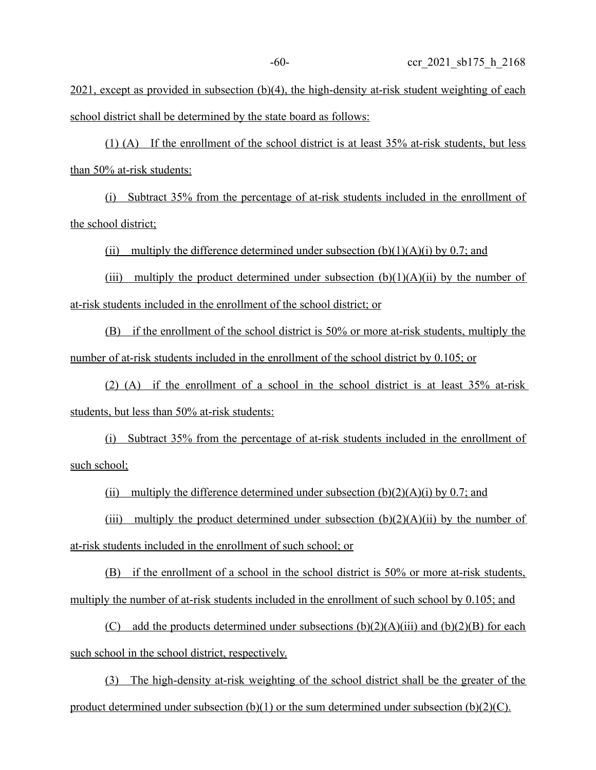2021, except as provided in subsection (b)(4), the high-density at-risk student weighting of each school district shall be determined by the state board as follows:

(1) (A) If the enrollment of the school district is at least 35% at-risk students, but less than 50% at-risk students:

(i) Subtract 35% from the percentage of at-risk students included in the enrollment of the school district;

(ii) multiply the difference determined under subsection (b)(1)(A)(i) by 0.7; and

(iii) multiply the product determined under subsection (b)(1)(A)(ii) by the number of at-risk students included in the enrollment of the school district; or

(B) if the enrollment of the school district is 50% or more at-risk students, multiply the number of at-risk students included in the enrollment of the school district by 0.105; or

(2) (A) if the enrollment of a school in the school district is at least 35% at-risk students, but less than 50% at-risk students:

(i) Subtract 35% from the percentage of at-risk students included in the enrollment of such school;

(ii) multiply the difference determined under subsection (b)(2)(A)(i) by 0.7; and

(iii) multiply the product determined under subsection (b)(2)(A)(ii) by the number of at-risk students included in the enrollment of such school; or

(B) if the enrollment of a school in the school district is 50% or more at-risk students, multiply the number of at-risk students included in the enrollment of such school by 0.105; and

(C) add the products determined under subsections (b)(2)(A)(iii) and (b)(2)(B) for each such school in the school district, respectively.

(3) The high-density at-risk weighting of the school district shall be the greater of the product determined under subsection (b)(1) or the sum determined under subsection (b)(2)(C).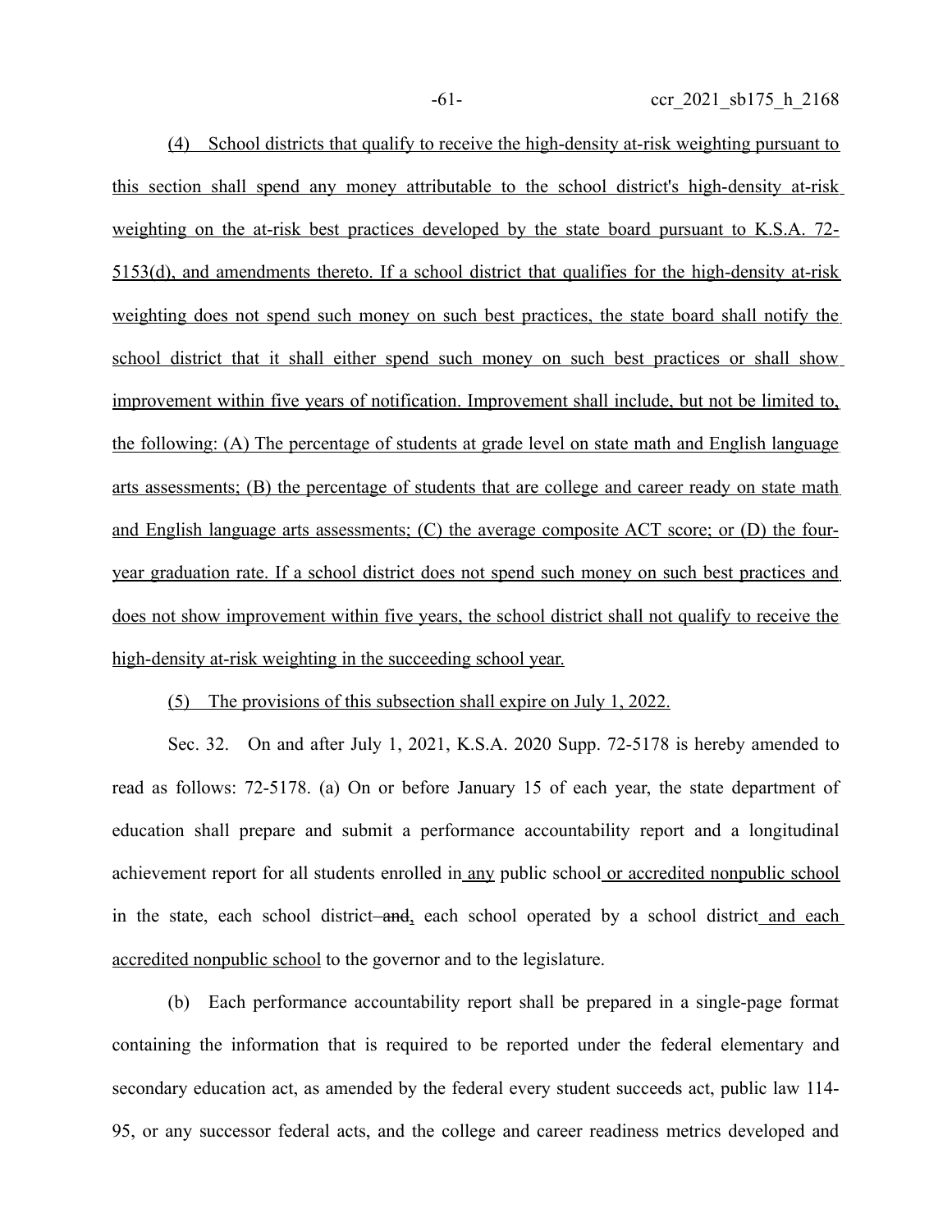(4) School districts that qualify to receive the high-density at-risk weighting pursuant to this section shall spend any money attributable to the school district's high-density at-risk weighting on the at-risk best practices developed by the state board pursuant to K.S.A. 72-5153(d), and amendments thereto. If a school district that qualifies for the high-density at-risk weighting does not spend such money on such best practices, the state board shall notify the school district that it shall either spend such money on such best practices or shall show improvement within five years of notification. Improvement shall include, but not be limited to, the following: (A) The percentage of students at grade level on state math and English language arts assessments; (B) the percentage of students that are college and career ready on state math and English language arts assessments; (C) the average composite ACT score; or (D) the four-year graduation rate. If a school district does not spend such money on such best practices and does not show improvement within five years, the school district shall not qualify to receive the high-density at-risk weighting in the succeeding school year.

(5) The provisions of this subsection shall expire on July 1, 2022.

Sec. 32. On and after July 1, 2021, K.S.A. 2020 Supp. 72-5178 is hereby amended to read as follows: 72-5178. (a) On or before January 15 of each year, the state department of education shall prepare and submit a performance accountability report and a longitudinal achievement report for all students enrolled in any public school or accredited nonpublic school in the state, each school district ~~and~~, each school operated by a school district and each accredited nonpublic school to the governor and to the legislature.

(b) Each performance accountability report shall be prepared in a single-page format containing the information that is required to be reported under the federal elementary and secondary education act, as amended by the federal every student succeeds act, public law 114-95, or any successor federal acts, and the college and career readiness metrics developed and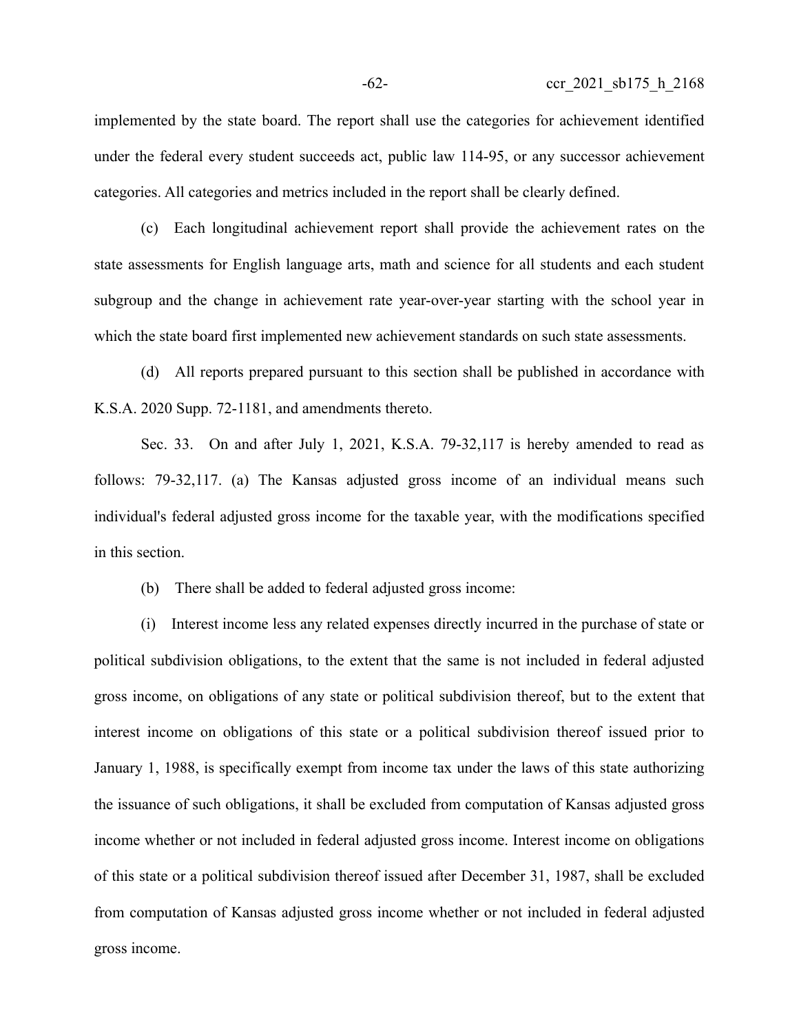implemented by the state board. The report shall use the categories for achievement identified under the federal every student succeeds act, public law 114-95, or any successor achievement categories. All categories and metrics included in the report shall be clearly defined.

(c) Each longitudinal achievement report shall provide the achievement rates on the state assessments for English language arts, math and science for all students and each student subgroup and the change in achievement rate year-over-year starting with the school year in which the state board first implemented new achievement standards on such state assessments.

(d) All reports prepared pursuant to this section shall be published in accordance with K.S.A. 2020 Supp. 72-1181, and amendments thereto.

Sec. 33. On and after July 1, 2021, K.S.A. 79-32,117 is hereby amended to read as follows: 79-32,117. (a) The Kansas adjusted gross income of an individual means such individual's federal adjusted gross income for the taxable year, with the modifications specified in this section.

(b) There shall be added to federal adjusted gross income:

(i) Interest income less any related expenses directly incurred in the purchase of state or political subdivision obligations, to the extent that the same is not included in federal adjusted gross income, on obligations of any state or political subdivision thereof, but to the extent that interest income on obligations of this state or a political subdivision thereof issued prior to January 1, 1988, is specifically exempt from income tax under the laws of this state authorizing the issuance of such obligations, it shall be excluded from computation of Kansas adjusted gross income whether or not included in federal adjusted gross income. Interest income on obligations of this state or a political subdivision thereof issued after December 31, 1987, shall be excluded from computation of Kansas adjusted gross income whether or not included in federal adjusted gross income.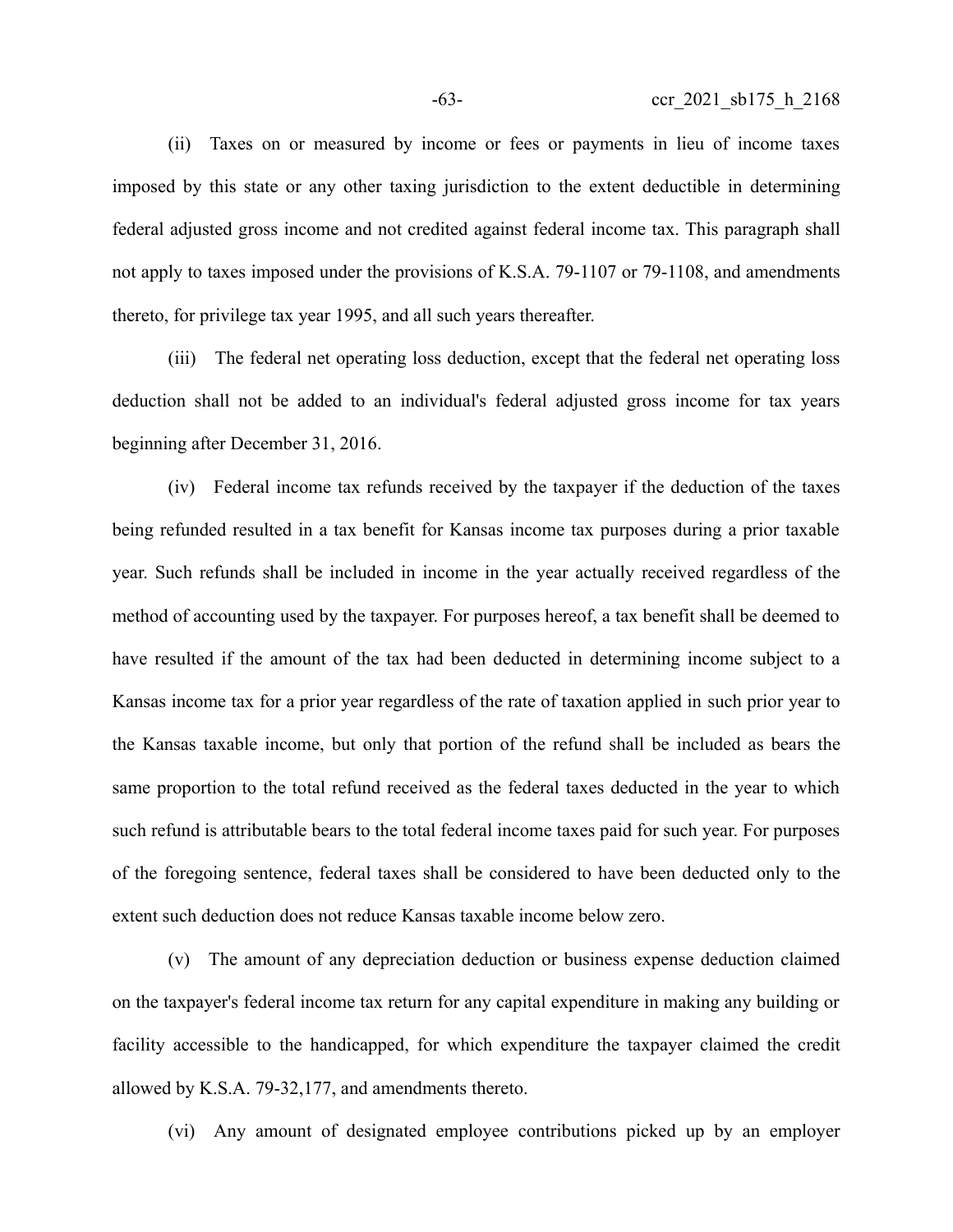(ii) Taxes on or measured by income or fees or payments in lieu of income taxes imposed by this state or any other taxing jurisdiction to the extent deductible in determining federal adjusted gross income and not credited against federal income tax. This paragraph shall not apply to taxes imposed under the provisions of K.S.A. 79-1107 or 79-1108, and amendments thereto, for privilege tax year 1995, and all such years thereafter.

(iii) The federal net operating loss deduction, except that the federal net operating loss deduction shall not be added to an individual's federal adjusted gross income for tax years beginning after December 31, 2016.

(iv) Federal income tax refunds received by the taxpayer if the deduction of the taxes being refunded resulted in a tax benefit for Kansas income tax purposes during a prior taxable year. Such refunds shall be included in income in the year actually received regardless of the method of accounting used by the taxpayer. For purposes hereof, a tax benefit shall be deemed to have resulted if the amount of the tax had been deducted in determining income subject to a Kansas income tax for a prior year regardless of the rate of taxation applied in such prior year to the Kansas taxable income, but only that portion of the refund shall be included as bears the same proportion to the total refund received as the federal taxes deducted in the year to which such refund is attributable bears to the total federal income taxes paid for such year. For purposes of the foregoing sentence, federal taxes shall be considered to have been deducted only to the extent such deduction does not reduce Kansas taxable income below zero.

(v) The amount of any depreciation deduction or business expense deduction claimed on the taxpayer's federal income tax return for any capital expenditure in making any building or facility accessible to the handicapped, for which expenditure the taxpayer claimed the credit allowed by K.S.A. 79-32,177, and amendments thereto.

(vi) Any amount of designated employee contributions picked up by an employer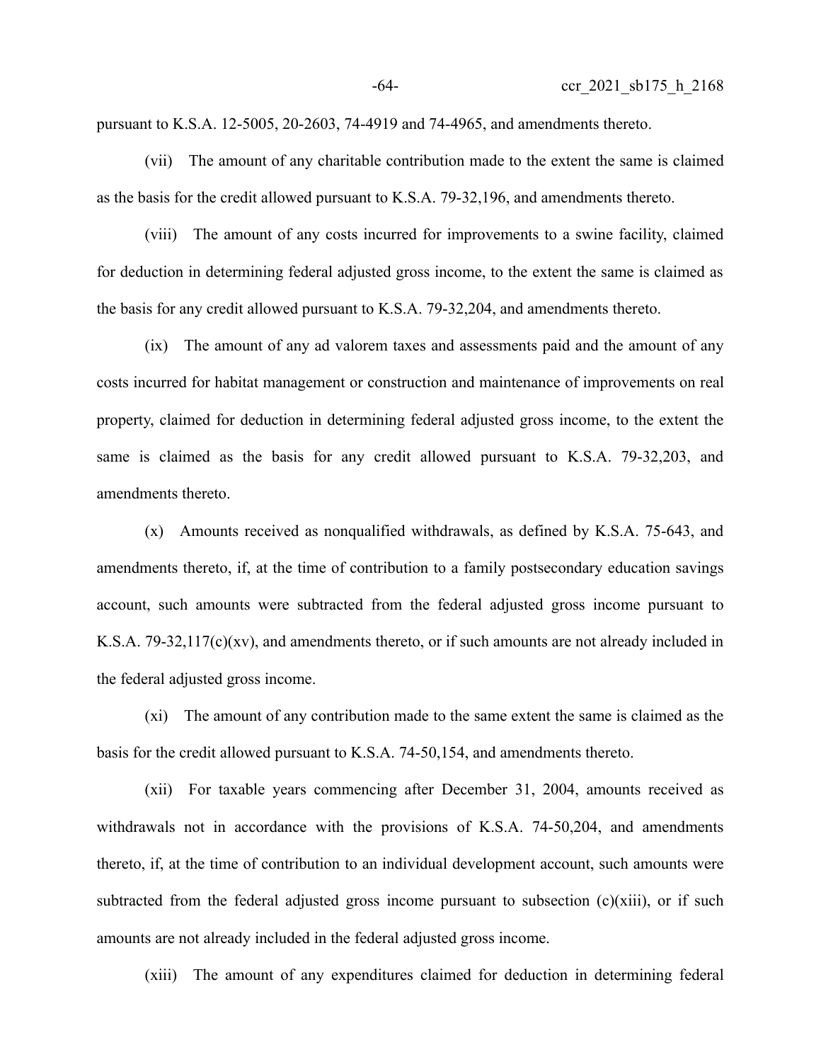pursuant to K.S.A. 12-5005, 20-2603, 74-4919 and 74-4965, and amendments thereto.

(vii) The amount of any charitable contribution made to the extent the same is claimed as the basis for the credit allowed pursuant to K.S.A. 79-32,196, and amendments thereto.

(viii) The amount of any costs incurred for improvements to a swine facility, claimed for deduction in determining federal adjusted gross income, to the extent the same is claimed as the basis for any credit allowed pursuant to K.S.A. 79-32,204, and amendments thereto.

(ix) The amount of any ad valorem taxes and assessments paid and the amount of any costs incurred for habitat management or construction and maintenance of improvements on real property, claimed for deduction in determining federal adjusted gross income, to the extent the same is claimed as the basis for any credit allowed pursuant to K.S.A. 79-32,203, and amendments thereto.

(x) Amounts received as nonqualified withdrawals, as defined by K.S.A. 75-643, and amendments thereto, if, at the time of contribution to a family postsecondary education savings account, such amounts were subtracted from the federal adjusted gross income pursuant to K.S.A. 79-32,117(c)(xv), and amendments thereto, or if such amounts are not already included in the federal adjusted gross income.

(xi) The amount of any contribution made to the same extent the same is claimed as the basis for the credit allowed pursuant to K.S.A. 74-50,154, and amendments thereto.

(xii) For taxable years commencing after December 31, 2004, amounts received as withdrawals not in accordance with the provisions of K.S.A. 74-50,204, and amendments thereto, if, at the time of contribution to an individual development account, such amounts were subtracted from the federal adjusted gross income pursuant to subsection (c)(xiii), or if such amounts are not already included in the federal adjusted gross income.

(xiii) The amount of any expenditures claimed for deduction in determining federal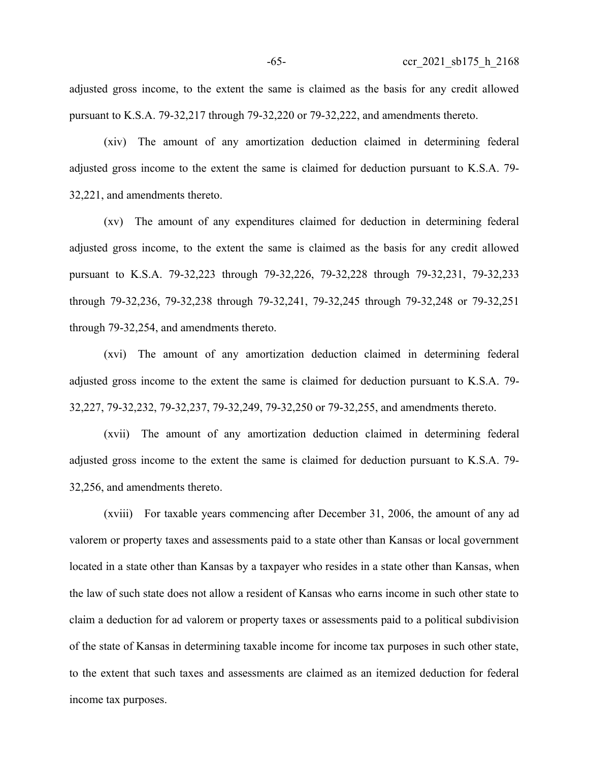adjusted gross income, to the extent the same is claimed as the basis for any credit allowed pursuant to K.S.A. 79-32,217 through 79-32,220 or 79-32,222, and amendments thereto.

(xiv) The amount of any amortization deduction claimed in determining federal adjusted gross income to the extent the same is claimed for deduction pursuant to K.S.A. 79-32,221, and amendments thereto.

(xv) The amount of any expenditures claimed for deduction in determining federal adjusted gross income, to the extent the same is claimed as the basis for any credit allowed pursuant to K.S.A. 79-32,223 through 79-32,226, 79-32,228 through 79-32,231, 79-32,233 through 79-32,236, 79-32,238 through 79-32,241, 79-32,245 through 79-32,248 or 79-32,251 through 79-32,254, and amendments thereto.

(xvi) The amount of any amortization deduction claimed in determining federal adjusted gross income to the extent the same is claimed for deduction pursuant to K.S.A. 79-32,227, 79-32,232, 79-32,237, 79-32,249, 79-32,250 or 79-32,255, and amendments thereto.

(xvii) The amount of any amortization deduction claimed in determining federal adjusted gross income to the extent the same is claimed for deduction pursuant to K.S.A. 79-32,256, and amendments thereto.

(xviii) For taxable years commencing after December 31, 2006, the amount of any ad valorem or property taxes and assessments paid to a state other than Kansas or local government located in a state other than Kansas by a taxpayer who resides in a state other than Kansas, when the law of such state does not allow a resident of Kansas who earns income in such other state to claim a deduction for ad valorem or property taxes or assessments paid to a political subdivision of the state of Kansas in determining taxable income for income tax purposes in such other state, to the extent that such taxes and assessments are claimed as an itemized deduction for federal income tax purposes.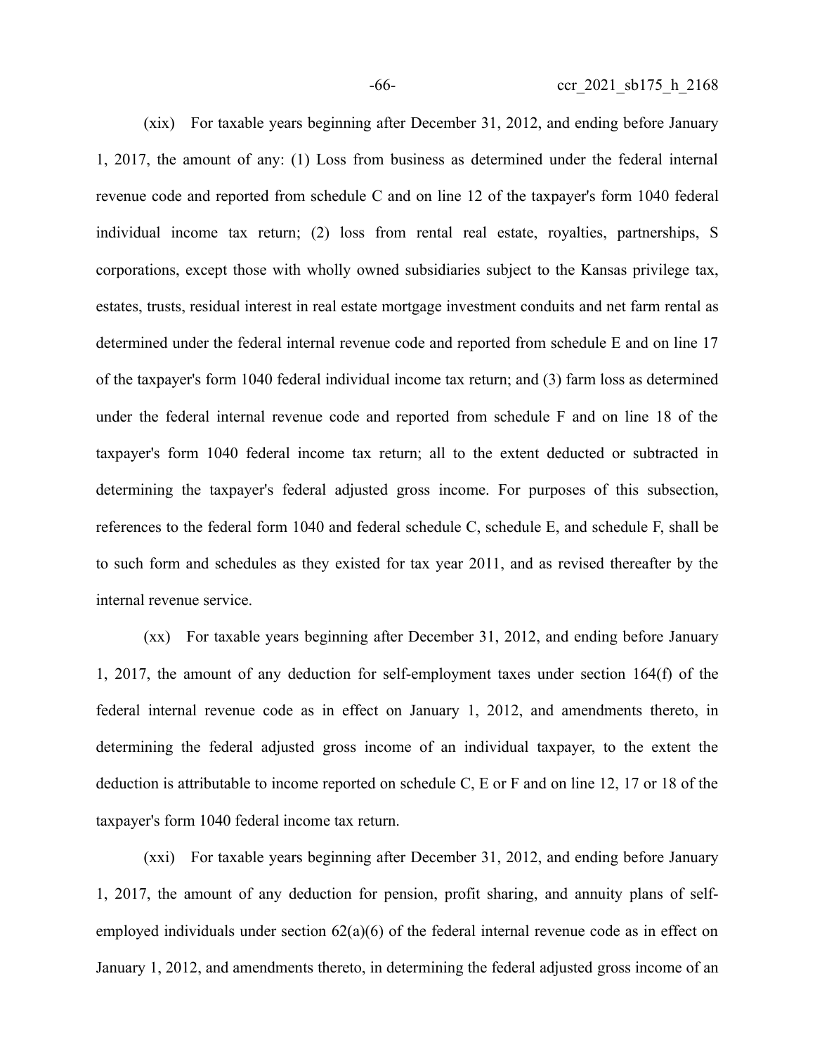(xix) For taxable years beginning after December 31, 2012, and ending before January 1, 2017, the amount of any: (1) Loss from business as determined under the federal internal revenue code and reported from schedule C and on line 12 of the taxpayer's form 1040 federal individual income tax return; (2) loss from rental real estate, royalties, partnerships, S corporations, except those with wholly owned subsidiaries subject to the Kansas privilege tax, estates, trusts, residual interest in real estate mortgage investment conduits and net farm rental as determined under the federal internal revenue code and reported from schedule E and on line 17 of the taxpayer's form 1040 federal individual income tax return; and (3) farm loss as determined under the federal internal revenue code and reported from schedule F and on line 18 of the taxpayer's form 1040 federal income tax return; all to the extent deducted or subtracted in determining the taxpayer's federal adjusted gross income. For purposes of this subsection, references to the federal form 1040 and federal schedule C, schedule E, and schedule F, shall be to such form and schedules as they existed for tax year 2011, and as revised thereafter by the internal revenue service.

(xx) For taxable years beginning after December 31, 2012, and ending before January 1, 2017, the amount of any deduction for self-employment taxes under section 164(f) of the federal internal revenue code as in effect on January 1, 2012, and amendments thereto, in determining the federal adjusted gross income of an individual taxpayer, to the extent the deduction is attributable to income reported on schedule C, E or F and on line 12, 17 or 18 of the taxpayer's form 1040 federal income tax return.

(xxi) For taxable years beginning after December 31, 2012, and ending before January 1, 2017, the amount of any deduction for pension, profit sharing, and annuity plans of self-employed individuals under section 62(a)(6) of the federal internal revenue code as in effect on January 1, 2012, and amendments thereto, in determining the federal adjusted gross income of an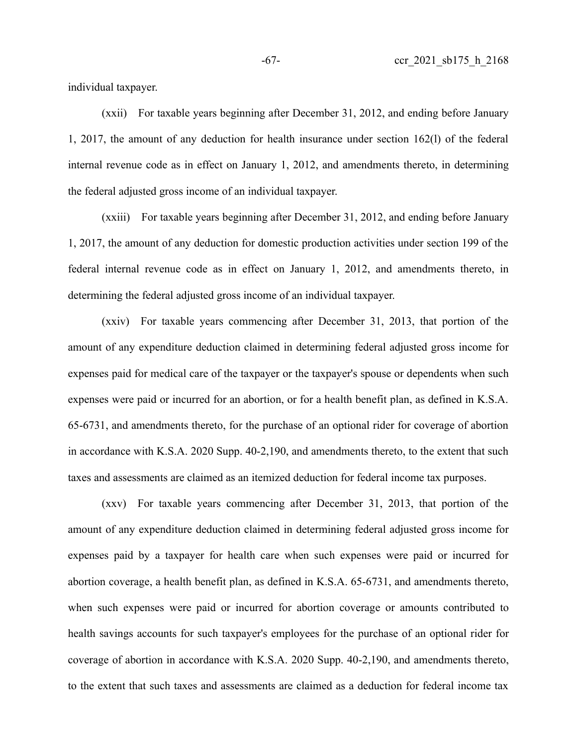individual taxpayer.

(xxii) For taxable years beginning after December 31, 2012, and ending before January 1, 2017, the amount of any deduction for health insurance under section 162(l) of the federal internal revenue code as in effect on January 1, 2012, and amendments thereto, in determining the federal adjusted gross income of an individual taxpayer.

(xxiii) For taxable years beginning after December 31, 2012, and ending before January 1, 2017, the amount of any deduction for domestic production activities under section 199 of the federal internal revenue code as in effect on January 1, 2012, and amendments thereto, in determining the federal adjusted gross income of an individual taxpayer.

(xxiv) For taxable years commencing after December 31, 2013, that portion of the amount of any expenditure deduction claimed in determining federal adjusted gross income for expenses paid for medical care of the taxpayer or the taxpayer's spouse or dependents when such expenses were paid or incurred for an abortion, or for a health benefit plan, as defined in K.S.A. 65-6731, and amendments thereto, for the purchase of an optional rider for coverage of abortion in accordance with K.S.A. 2020 Supp. 40-2,190, and amendments thereto, to the extent that such taxes and assessments are claimed as an itemized deduction for federal income tax purposes.

(xxv) For taxable years commencing after December 31, 2013, that portion of the amount of any expenditure deduction claimed in determining federal adjusted gross income for expenses paid by a taxpayer for health care when such expenses were paid or incurred for abortion coverage, a health benefit plan, as defined in K.S.A. 65-6731, and amendments thereto, when such expenses were paid or incurred for abortion coverage or amounts contributed to health savings accounts for such taxpayer's employees for the purchase of an optional rider for coverage of abortion in accordance with K.S.A. 2020 Supp. 40-2,190, and amendments thereto, to the extent that such taxes and assessments are claimed as a deduction for federal income tax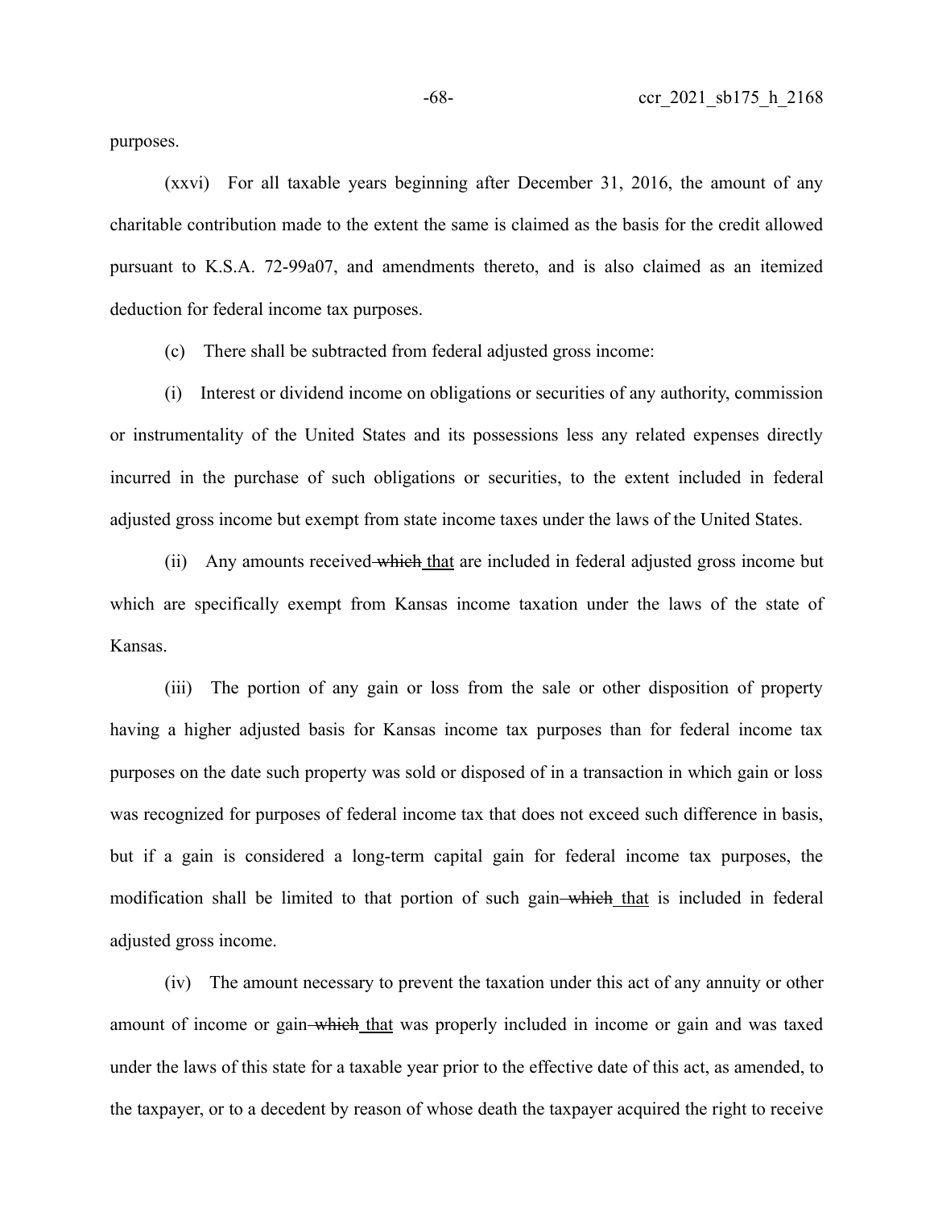purposes.

(xxvi) For all taxable years beginning after December 31, 2016, the amount of any charitable contribution made to the extent the same is claimed as the basis for the credit allowed pursuant to K.S.A. 72-99a07, and amendments thereto, and is also claimed as an itemized deduction for federal income tax purposes.

(c) There shall be subtracted from federal adjusted gross income:

(i) Interest or dividend income on obligations or securities of any authority, commission or instrumentality of the United States and its possessions less any related expenses directly incurred in the purchase of such obligations or securities, to the extent included in federal adjusted gross income but exempt from state income taxes under the laws of the United States.

(ii) Any amounts received ~~which~~ that are included in federal adjusted gross income but which are specifically exempt from Kansas income taxation under the laws of the state of Kansas.

(iii) The portion of any gain or loss from the sale or other disposition of property having a higher adjusted basis for Kansas income tax purposes than for federal income tax purposes on the date such property was sold or disposed of in a transaction in which gain or loss was recognized for purposes of federal income tax that does not exceed such difference in basis, but if a gain is considered a long-term capital gain for federal income tax purposes, the modification shall be limited to that portion of such gain ~~which~~ that is included in federal adjusted gross income.

(iv) The amount necessary to prevent the taxation under this act of any annuity or other amount of income or gain ~~which~~ that was properly included in income or gain and was taxed under the laws of this state for a taxable year prior to the effective date of this act, as amended, to the taxpayer, or to a decedent by reason of whose death the taxpayer acquired the right to receive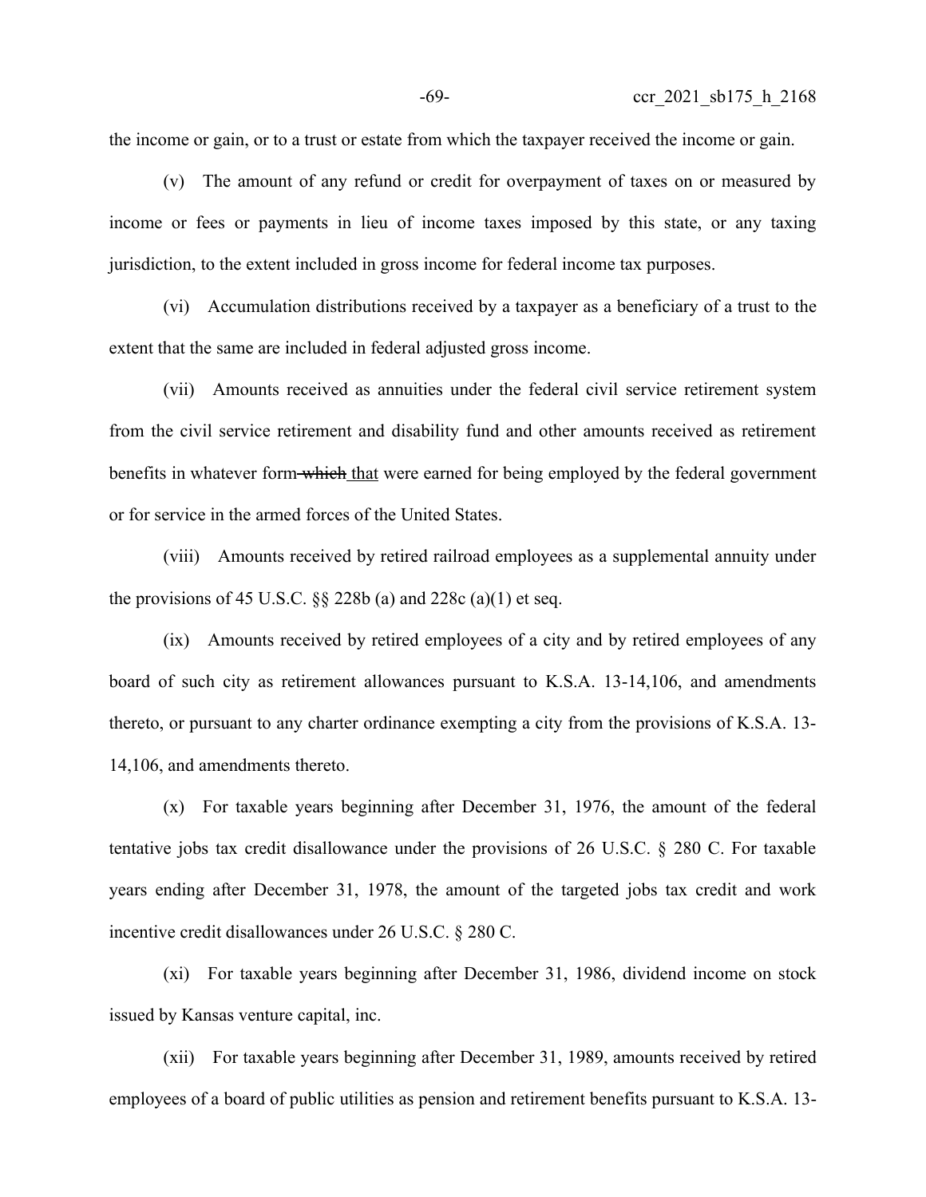the income or gain, or to a trust or estate from which the taxpayer received the income or gain.

(v) The amount of any refund or credit for overpayment of taxes on or measured by income or fees or payments in lieu of income taxes imposed by this state, or any taxing jurisdiction, to the extent included in gross income for federal income tax purposes.

(vi) Accumulation distributions received by a taxpayer as a beneficiary of a trust to the extent that the same are included in federal adjusted gross income.

(vii) Amounts received as annuities under the federal civil service retirement system from the civil service retirement and disability fund and other amounts received as retirement benefits in whatever form ~~which~~ that were earned for being employed by the federal government or for service in the armed forces of the United States.

(viii) Amounts received by retired railroad employees as a supplemental annuity under the provisions of 45 U.S.C. §§ 228b (a) and 228c (a)(1) et seq.

(ix) Amounts received by retired employees of a city and by retired employees of any board of such city as retirement allowances pursuant to K.S.A. 13-14,106, and amendments thereto, or pursuant to any charter ordinance exempting a city from the provisions of K.S.A. 13-14,106, and amendments thereto.

(x) For taxable years beginning after December 31, 1976, the amount of the federal tentative jobs tax credit disallowance under the provisions of 26 U.S.C. § 280 C. For taxable years ending after December 31, 1978, the amount of the targeted jobs tax credit and work incentive credit disallowances under 26 U.S.C. § 280 C.

(xi) For taxable years beginning after December 31, 1986, dividend income on stock issued by Kansas venture capital, inc.

(xii) For taxable years beginning after December 31, 1989, amounts received by retired employees of a board of public utilities as pension and retirement benefits pursuant to K.S.A. 13-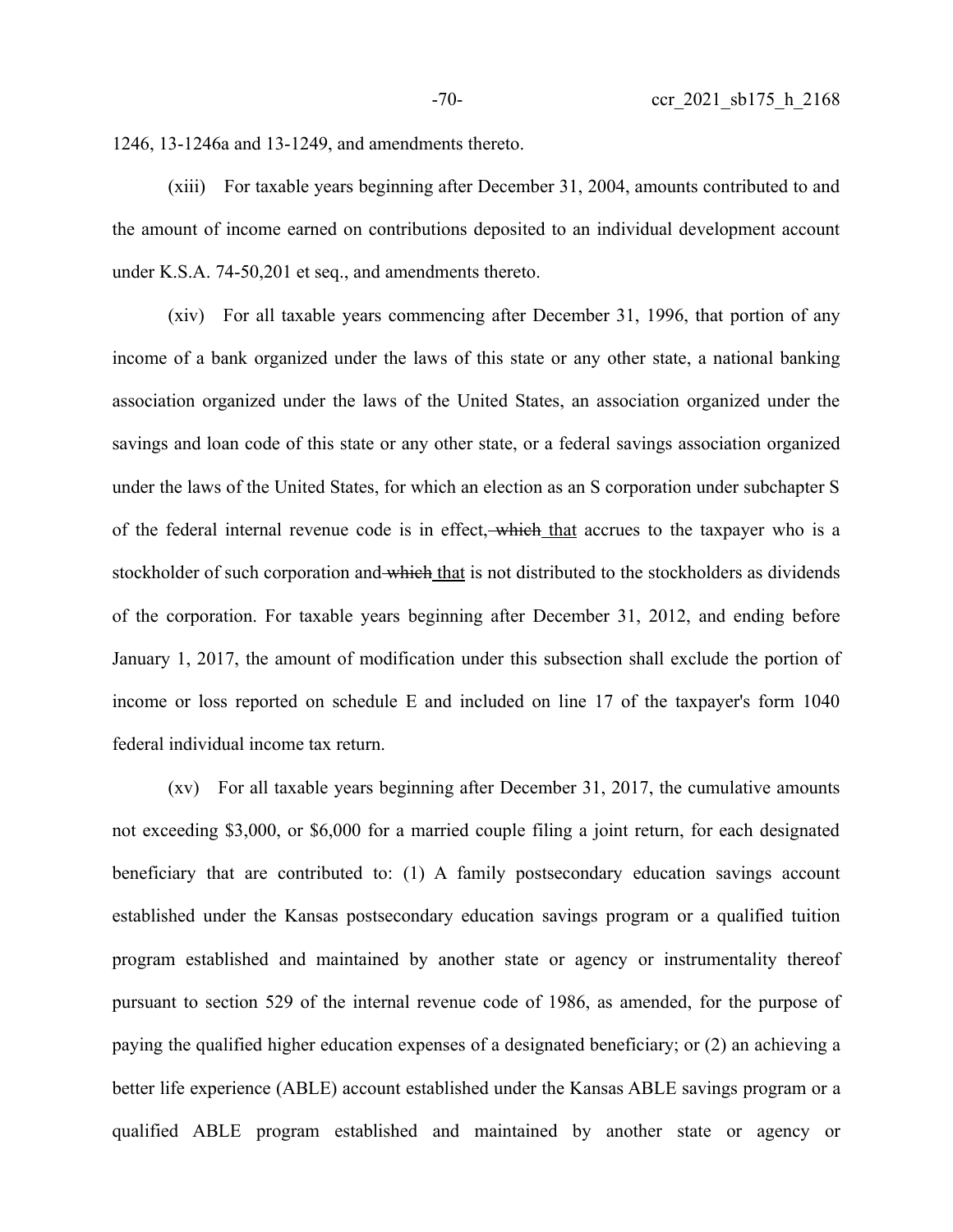1246, 13-1246a and 13-1249, and amendments thereto.

(xiii) For taxable years beginning after December 31, 2004, amounts contributed to and the amount of income earned on contributions deposited to an individual development account under K.S.A. 74-50,201 et seq., and amendments thereto.

(xiv) For all taxable years commencing after December 31, 1996, that portion of any income of a bank organized under the laws of this state or any other state, a national banking association organized under the laws of the United States, an association organized under the savings and loan code of this state or any other state, or a federal savings association organized under the laws of the United States, for which an election as an S corporation under subchapter S of the federal internal revenue code is in effect, ~~which~~ that accrues to the taxpayer who is a stockholder of such corporation and ~~which~~ that is not distributed to the stockholders as dividends of the corporation. For taxable years beginning after December 31, 2012, and ending before January 1, 2017, the amount of modification under this subsection shall exclude the portion of income or loss reported on schedule E and included on line 17 of the taxpayer's form 1040 federal individual income tax return.

(xv) For all taxable years beginning after December 31, 2017, the cumulative amounts not exceeding $3,000, or $6,000 for a married couple filing a joint return, for each designated beneficiary that are contributed to: (1) A family postsecondary education savings account established under the Kansas postsecondary education savings program or a qualified tuition program established and maintained by another state or agency or instrumentality thereof pursuant to section 529 of the internal revenue code of 1986, as amended, for the purpose of paying the qualified higher education expenses of a designated beneficiary; or (2) an achieving a better life experience (ABLE) account established under the Kansas ABLE savings program or a qualified ABLE program established and maintained by another state or agency or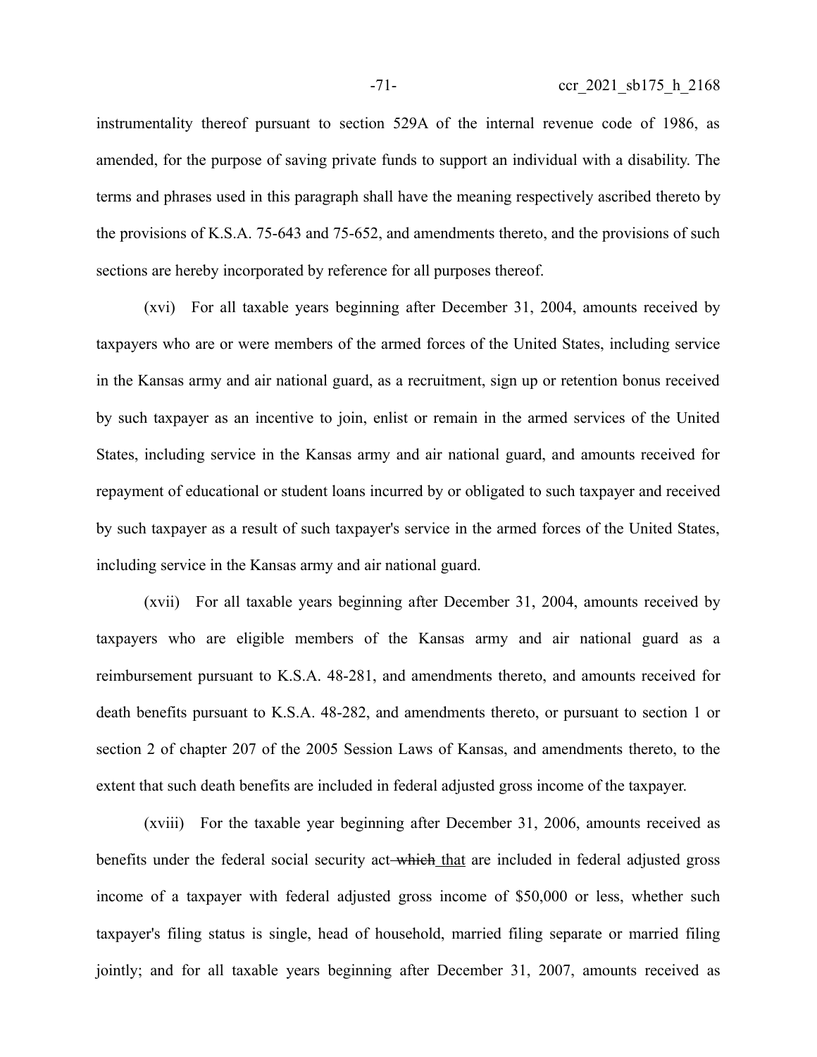instrumentality thereof pursuant to section 529A of the internal revenue code of 1986, as amended, for the purpose of saving private funds to support an individual with a disability. The terms and phrases used in this paragraph shall have the meaning respectively ascribed thereto by the provisions of K.S.A. 75-643 and 75-652, and amendments thereto, and the provisions of such sections are hereby incorporated by reference for all purposes thereof.

(xvi) For all taxable years beginning after December 31, 2004, amounts received by taxpayers who are or were members of the armed forces of the United States, including service in the Kansas army and air national guard, as a recruitment, sign up or retention bonus received by such taxpayer as an incentive to join, enlist or remain in the armed services of the United States, including service in the Kansas army and air national guard, and amounts received for repayment of educational or student loans incurred by or obligated to such taxpayer and received by such taxpayer as a result of such taxpayer's service in the armed forces of the United States, including service in the Kansas army and air national guard.

(xvii) For all taxable years beginning after December 31, 2004, amounts received by taxpayers who are eligible members of the Kansas army and air national guard as a reimbursement pursuant to K.S.A. 48-281, and amendments thereto, and amounts received for death benefits pursuant to K.S.A. 48-282, and amendments thereto, or pursuant to section 1 or section 2 of chapter 207 of the 2005 Session Laws of Kansas, and amendments thereto, to the extent that such death benefits are included in federal adjusted gross income of the taxpayer.

(xviii) For the taxable year beginning after December 31, 2006, amounts received as benefits under the federal social security act ~~which~~ that are included in federal adjusted gross income of a taxpayer with federal adjusted gross income of $50,000 or less, whether such taxpayer's filing status is single, head of household, married filing separate or married filing jointly; and for all taxable years beginning after December 31, 2007, amounts received as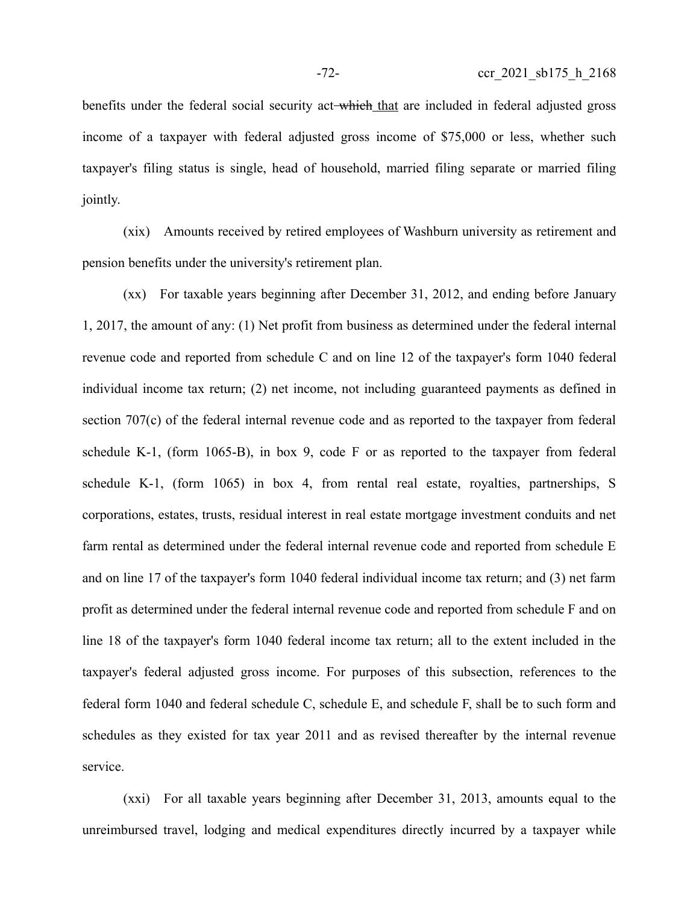benefits under the federal social security act ~~which~~ that are included in federal adjusted gross income of a taxpayer with federal adjusted gross income of $75,000 or less, whether such taxpayer's filing status is single, head of household, married filing separate or married filing jointly.

(xix) Amounts received by retired employees of Washburn university as retirement and pension benefits under the university's retirement plan.

(xx) For taxable years beginning after December 31, 2012, and ending before January 1, 2017, the amount of any: (1) Net profit from business as determined under the federal internal revenue code and reported from schedule C and on line 12 of the taxpayer's form 1040 federal individual income tax return; (2) net income, not including guaranteed payments as defined in section 707(c) of the federal internal revenue code and as reported to the taxpayer from federal schedule K-1, (form 1065-B), in box 9, code F or as reported to the taxpayer from federal schedule K-1, (form 1065) in box 4, from rental real estate, royalties, partnerships, S corporations, estates, trusts, residual interest in real estate mortgage investment conduits and net farm rental as determined under the federal internal revenue code and reported from schedule E and on line 17 of the taxpayer's form 1040 federal individual income tax return; and (3) net farm profit as determined under the federal internal revenue code and reported from schedule F and on line 18 of the taxpayer's form 1040 federal income tax return; all to the extent included in the taxpayer's federal adjusted gross income. For purposes of this subsection, references to the federal form 1040 and federal schedule C, schedule E, and schedule F, shall be to such form and schedules as they existed for tax year 2011 and as revised thereafter by the internal revenue service.

(xxi) For all taxable years beginning after December 31, 2013, amounts equal to the unreimbursed travel, lodging and medical expenditures directly incurred by a taxpayer while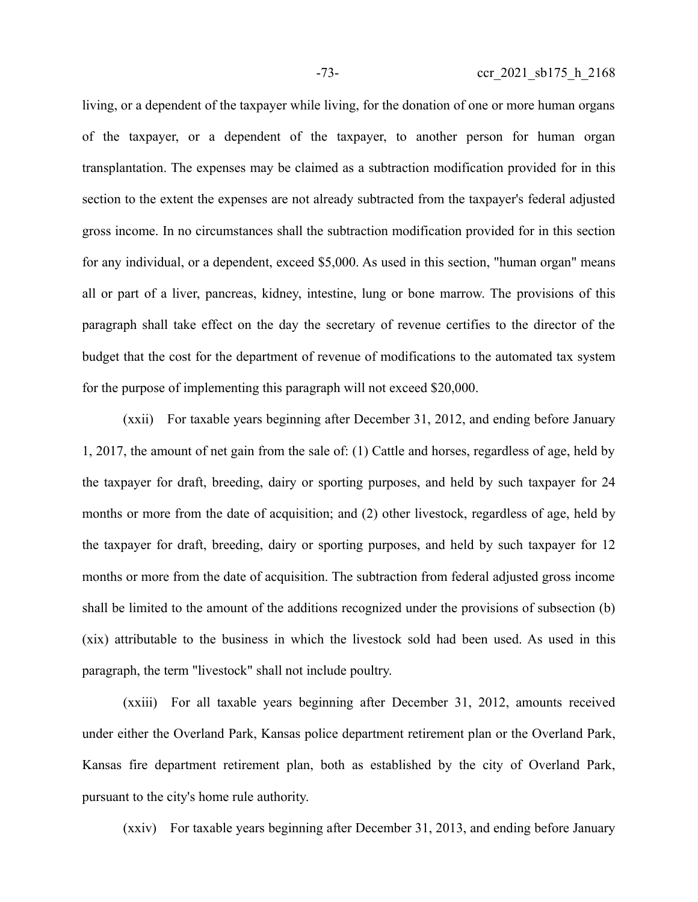living, or a dependent of the taxpayer while living, for the donation of one or more human organs of the taxpayer, or a dependent of the taxpayer, to another person for human organ transplantation. The expenses may be claimed as a subtraction modification provided for in this section to the extent the expenses are not already subtracted from the taxpayer's federal adjusted gross income. In no circumstances shall the subtraction modification provided for in this section for any individual, or a dependent, exceed $5,000. As used in this section, "human organ" means all or part of a liver, pancreas, kidney, intestine, lung or bone marrow. The provisions of this paragraph shall take effect on the day the secretary of revenue certifies to the director of the budget that the cost for the department of revenue of modifications to the automated tax system for the purpose of implementing this paragraph will not exceed $20,000.

(xxii) For taxable years beginning after December 31, 2012, and ending before January 1, 2017, the amount of net gain from the sale of: (1) Cattle and horses, regardless of age, held by the taxpayer for draft, breeding, dairy or sporting purposes, and held by such taxpayer for 24 months or more from the date of acquisition; and (2) other livestock, regardless of age, held by the taxpayer for draft, breeding, dairy or sporting purposes, and held by such taxpayer for 12 months or more from the date of acquisition. The subtraction from federal adjusted gross income shall be limited to the amount of the additions recognized under the provisions of subsection (b)(xix) attributable to the business in which the livestock sold had been used. As used in this paragraph, the term "livestock" shall not include poultry.

(xxiii) For all taxable years beginning after December 31, 2012, amounts received under either the Overland Park, Kansas police department retirement plan or the Overland Park, Kansas fire department retirement plan, both as established by the city of Overland Park, pursuant to the city's home rule authority.

(xxiv) For taxable years beginning after December 31, 2013, and ending before January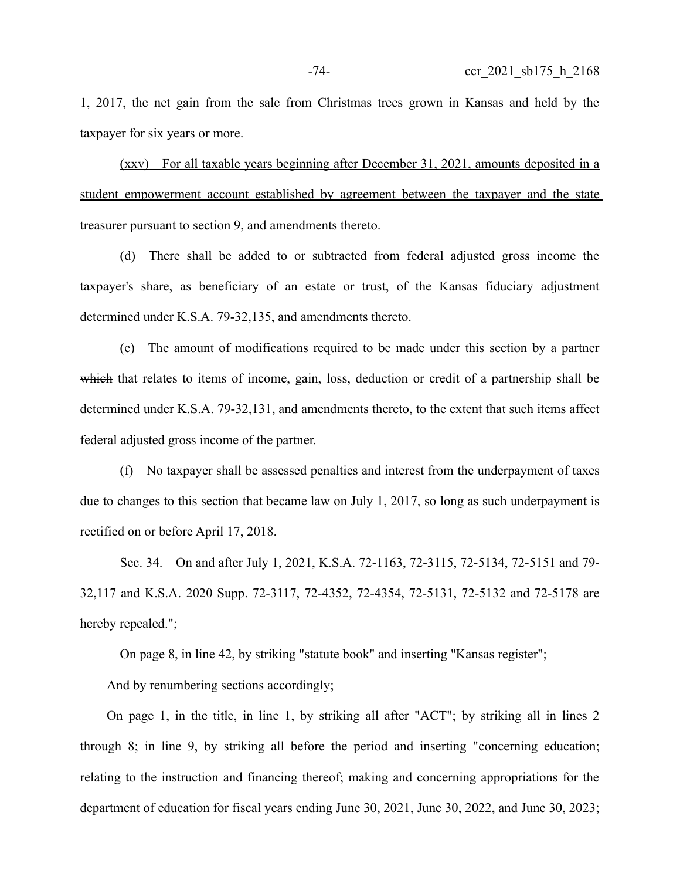1, 2017, the net gain from the sale from Christmas trees grown in Kansas and held by the taxpayer for six years or more.

(xxv) For all taxable years beginning after December 31, 2021, amounts deposited in a student empowerment account established by agreement between the taxpayer and the state treasurer pursuant to section 9, and amendments thereto.

(d) There shall be added to or subtracted from federal adjusted gross income the taxpayer's share, as beneficiary of an estate or trust, of the Kansas fiduciary adjustment determined under K.S.A. 79-32,135, and amendments thereto.

(e) The amount of modifications required to be made under this section by a partner ~~which~~ that relates to items of income, gain, loss, deduction or credit of a partnership shall be determined under K.S.A. 79-32,131, and amendments thereto, to the extent that such items affect federal adjusted gross income of the partner.

(f) No taxpayer shall be assessed penalties and interest from the underpayment of taxes due to changes to this section that became law on July 1, 2017, so long as such underpayment is rectified on or before April 17, 2018.

Sec. 34. On and after July 1, 2021, K.S.A. 72-1163, 72-3115, 72-5134, 72-5151 and 79-32,117 and K.S.A. 2020 Supp. 72-3117, 72-4352, 72-4354, 72-5131, 72-5132 and 72-5178 are hereby repealed.";

On page 8, in line 42, by striking "statute book" and inserting "Kansas register";

And by renumbering sections accordingly;

On page 1, in the title, in line 1, by striking all after "ACT"; by striking all in lines 2 through 8; in line 9, by striking all before the period and inserting "concerning education; relating to the instruction and financing thereof; making and concerning appropriations for the department of education for fiscal years ending June 30, 2021, June 30, 2022, and June 30, 2023;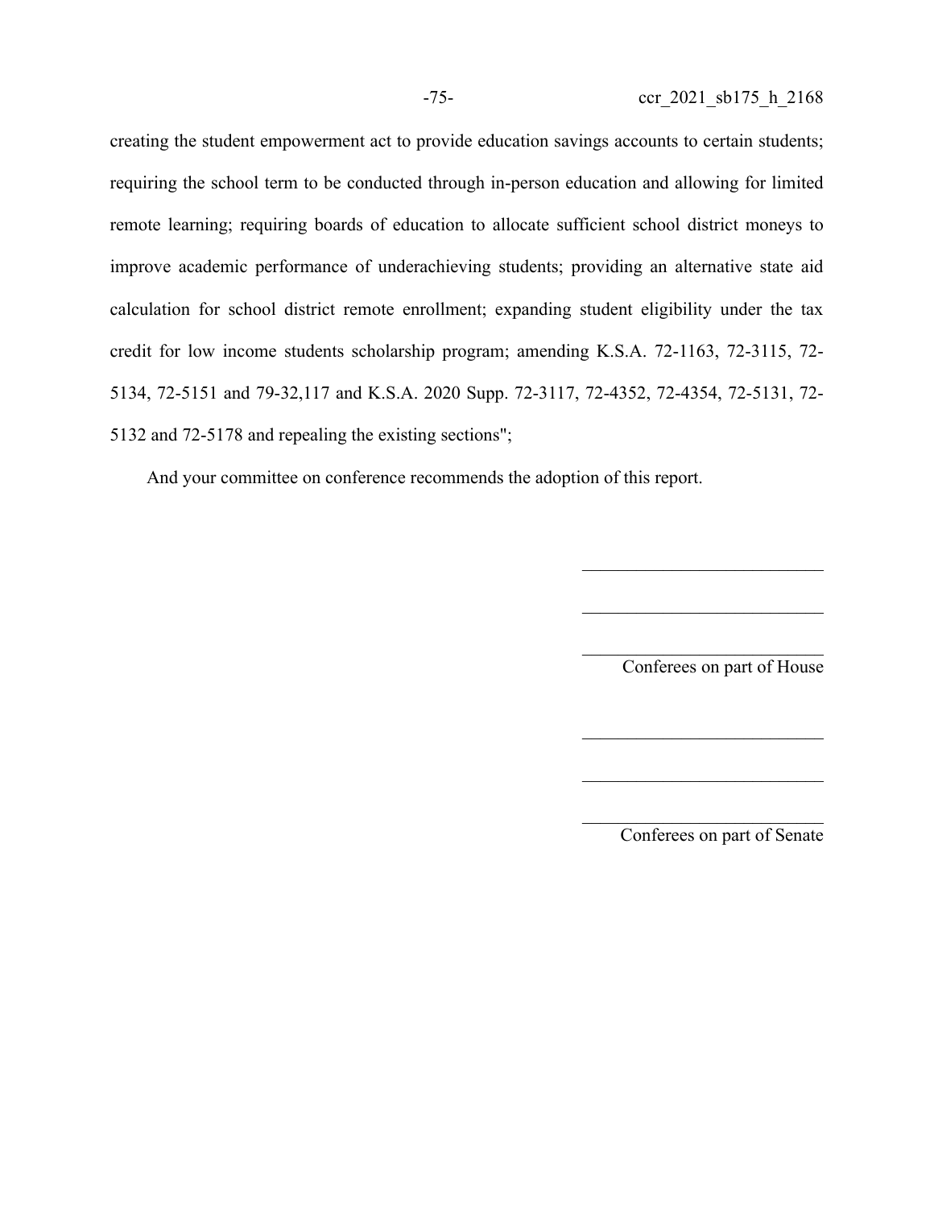creating the student empowerment act to provide education savings accounts to certain students; requiring the school term to be conducted through in-person education and allowing for limited remote learning; requiring boards of education to allocate sufficient school district moneys to improve academic performance of underachieving students; providing an alternative state aid calculation for school district remote enrollment; expanding student eligibility under the tax credit for low income students scholarship program; amending K.S.A. 72-1163, 72-3115, 72-5134, 72-5151 and 79-32,117 and K.S.A. 2020 Supp. 72-3117, 72-4352, 72-4354, 72-5131, 72-5132 and 72-5178 and repealing the existing sections";

And your committee on conference recommends the adoption of this report.

\_\_\_\_\_\_\_\_\_\_\_\_\_\_\_\_\_\_\_\_\_\_\_\_\_\_

\_\_\_\_\_\_\_\_\_\_\_\_\_\_\_\_\_\_\_\_\_\_\_\_\_\_

\_\_\_\_\_\_\_\_\_\_\_\_\_\_\_\_\_\_\_\_\_\_\_\_\_\_

Conferees on part of House

\_\_\_\_\_\_\_\_\_\_\_\_\_\_\_\_\_\_\_\_\_\_\_\_\_\_

\_\_\_\_\_\_\_\_\_\_\_\_\_\_\_\_\_\_\_\_\_\_\_\_\_\_

\_\_\_\_\_\_\_\_\_\_\_\_\_\_\_\_\_\_\_\_\_\_\_\_\_\_

Conferees on part of Senate